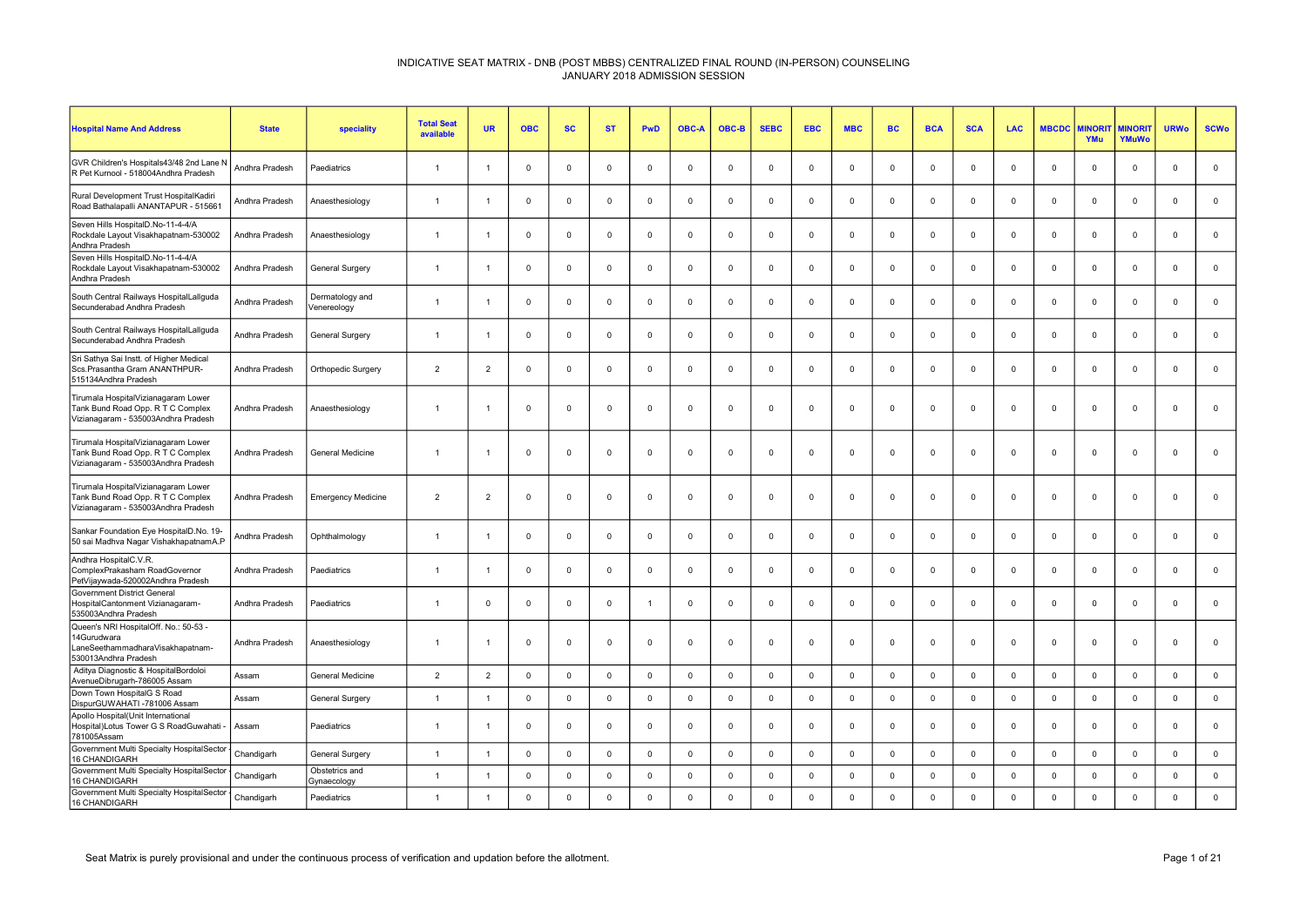# INDICATIVE SEAT MATRIX - DNB (POST MBBS) CENTRALIZED FINAL ROUND (IN-PERSON) COUNSELING
## JANUARY 2018 ADMISSION SESSION

| Hospital Name And Address | State | speciality | Total Seat available | UR | OBC | SC | ST | PwD | OBC-A | OBC-B | SEBC | EBC | MBC | BC | BCA | SCA | LAC | MBCDC | MINORITYMu | MINORITYMuWo | URWo | SCWo |
|---|---|---|---|---|---|---|---|---|---|---|---|---|---|---|---|---|---|---|---|---|---|---|
| GVR Children's Hospitals43/48 2nd Lane N R Pet Kurnool - 518004Andhra Pradesh | Andhra Pradesh | Paediatrics | 1 | 1 | 0 | 0 | 0 | 0 | 0 | 0 | 0 | 0 | 0 | 0 | 0 | 0 | 0 | 0 | 0 | 0 | 0 | 0 |
| Rural Development Trust HospitalKadiri Road Bathalapalli ANANTAPUR - 515661 | Andhra Pradesh | Anaesthesiology | 1 | 1 | 0 | 0 | 0 | 0 | 0 | 0 | 0 | 0 | 0 | 0 | 0 | 0 | 0 | 0 | 0 | 0 | 0 | 0 |
| Seven Hills HospitalD.No-11-4-4/A Rockdale Layout Visakhapatnam-530002 Andhra Pradesh | Andhra Pradesh | Anaesthesiology | 1 | 1 | 0 | 0 | 0 | 0 | 0 | 0 | 0 | 0 | 0 | 0 | 0 | 0 | 0 | 0 | 0 | 0 | 0 | 0 |
| Seven Hills HospitalD.No-11-4-4/A Rockdale Layout Visakhapatnam-530002 Andhra Pradesh | Andhra Pradesh | General Surgery | 1 | 1 | 0 | 0 | 0 | 0 | 0 | 0 | 0 | 0 | 0 | 0 | 0 | 0 | 0 | 0 | 0 | 0 | 0 | 0 |
| South Central Railways HospitalLallguda Secunderabad Andhra Pradesh | Andhra Pradesh | Dermatology and Venereology | 1 | 1 | 0 | 0 | 0 | 0 | 0 | 0 | 0 | 0 | 0 | 0 | 0 | 0 | 0 | 0 | 0 | 0 | 0 | 0 |
| South Central Railways HospitalLallguda Secunderabad Andhra Pradesh | Andhra Pradesh | General Surgery | 1 | 1 | 0 | 0 | 0 | 0 | 0 | 0 | 0 | 0 | 0 | 0 | 0 | 0 | 0 | 0 | 0 | 0 | 0 | 0 |
| Sri Sathya Sai Instt. of Higher Medical Scs.Prasantha Gram ANANTHPUR-515134Andhra Pradesh | Andhra Pradesh | Orthopedic Surgery | 2 | 2 | 0 | 0 | 0 | 0 | 0 | 0 | 0 | 0 | 0 | 0 | 0 | 0 | 0 | 0 | 0 | 0 | 0 | 0 |
| Tirumala HospitalVizianagaram Lower Tank Bund Road Opp. R T C Complex Vizianagaram - 535003Andhra Pradesh | Andhra Pradesh | Anaesthesiology | 1 | 1 | 0 | 0 | 0 | 0 | 0 | 0 | 0 | 0 | 0 | 0 | 0 | 0 | 0 | 0 | 0 | 0 | 0 | 0 |
| Tirumala HospitalVizianagaram Lower Tank Bund Road Opp. R T C Complex Vizianagaram - 535003Andhra Pradesh | Andhra Pradesh | General Medicine | 1 | 1 | 0 | 0 | 0 | 0 | 0 | 0 | 0 | 0 | 0 | 0 | 0 | 0 | 0 | 0 | 0 | 0 | 0 | 0 |
| Tirumala HospitalVizianagaram Lower Tank Bund Road Opp. R T C Complex Vizianagaram - 535003Andhra Pradesh | Andhra Pradesh | Emergency Medicine | 2 | 2 | 0 | 0 | 0 | 0 | 0 | 0 | 0 | 0 | 0 | 0 | 0 | 0 | 0 | 0 | 0 | 0 | 0 | 0 |
| Sankar Foundation Eye HospitalD.No. 19-50 sai Madhva Nagar VishakhapatnamA.P | Andhra Pradesh | Ophthalmology | 1 | 1 | 0 | 0 | 0 | 0 | 0 | 0 | 0 | 0 | 0 | 0 | 0 | 0 | 0 | 0 | 0 | 0 | 0 | 0 |
| Andhra HospitalC.V.R. ComplexPrakasham RoadGovernor PetVijaywada-520002Andhra Pradesh | Andhra Pradesh | Paediatrics | 1 | 1 | 0 | 0 | 0 | 0 | 0 | 0 | 0 | 0 | 0 | 0 | 0 | 0 | 0 | 0 | 0 | 0 | 0 | 0 |
| Government District General HospitalCantonment Vizianagaram-535003Andhra Pradesh | Andhra Pradesh | Paediatrics | 1 | 0 | 0 | 0 | 0 | 1 | 0 | 0 | 0 | 0 | 0 | 0 | 0 | 0 | 0 | 0 | 0 | 0 | 0 | 0 |
| Queen's NRI HospitalOff. No.: 50-53 - 14Gurudwara LaneSeethammadharaVisakhapatnam-530013Andhra Pradesh | Andhra Pradesh | Anaesthesiology | 1 | 1 | 0 | 0 | 0 | 0 | 0 | 0 | 0 | 0 | 0 | 0 | 0 | 0 | 0 | 0 | 0 | 0 | 0 | 0 |
| Aditya Diagnostic & HospitalBordoloi AvenueDibrugarh-786005 Assam | Assam | General Medicine | 2 | 2 | 0 | 0 | 0 | 0 | 0 | 0 | 0 | 0 | 0 | 0 | 0 | 0 | 0 | 0 | 0 | 0 | 0 | 0 |
| Down Town HospitalG S Road DispurGUWAHATI -781006 Assam | Assam | General Surgery | 1 | 1 | 0 | 0 | 0 | 0 | 0 | 0 | 0 | 0 | 0 | 0 | 0 | 0 | 0 | 0 | 0 | 0 | 0 | 0 |
| Apollo Hospital(Unit International Hospital)Lotus Tower G S RoadGuwahati - 781005Assam | Assam | Paediatrics | 1 | 1 | 0 | 0 | 0 | 0 | 0 | 0 | 0 | 0 | 0 | 0 | 0 | 0 | 0 | 0 | 0 | 0 | 0 | 0 |
| Government Multi Specialty HospitalSector - 16 CHANDIGARH | Chandigarh | General Surgery | 1 | 1 | 0 | 0 | 0 | 0 | 0 | 0 | 0 | 0 | 0 | 0 | 0 | 0 | 0 | 0 | 0 | 0 | 0 | 0 |
| Government Multi Specialty HospitalSector - 16 CHANDIGARH | Chandigarh | Obstetrics and Gynaecology | 1 | 1 | 0 | 0 | 0 | 0 | 0 | 0 | 0 | 0 | 0 | 0 | 0 | 0 | 0 | 0 | 0 | 0 | 0 | 0 |
| Government Multi Specialty HospitalSector - 16 CHANDIGARH | Chandigarh | Paediatrics | 1 | 1 | 0 | 0 | 0 | 0 | 0 | 0 | 0 | 0 | 0 | 0 | 0 | 0 | 0 | 0 | 0 | 0 | 0 | 0 |

Seat Matrix is purely provisional and under the continuous process of verification and updation before the allotment.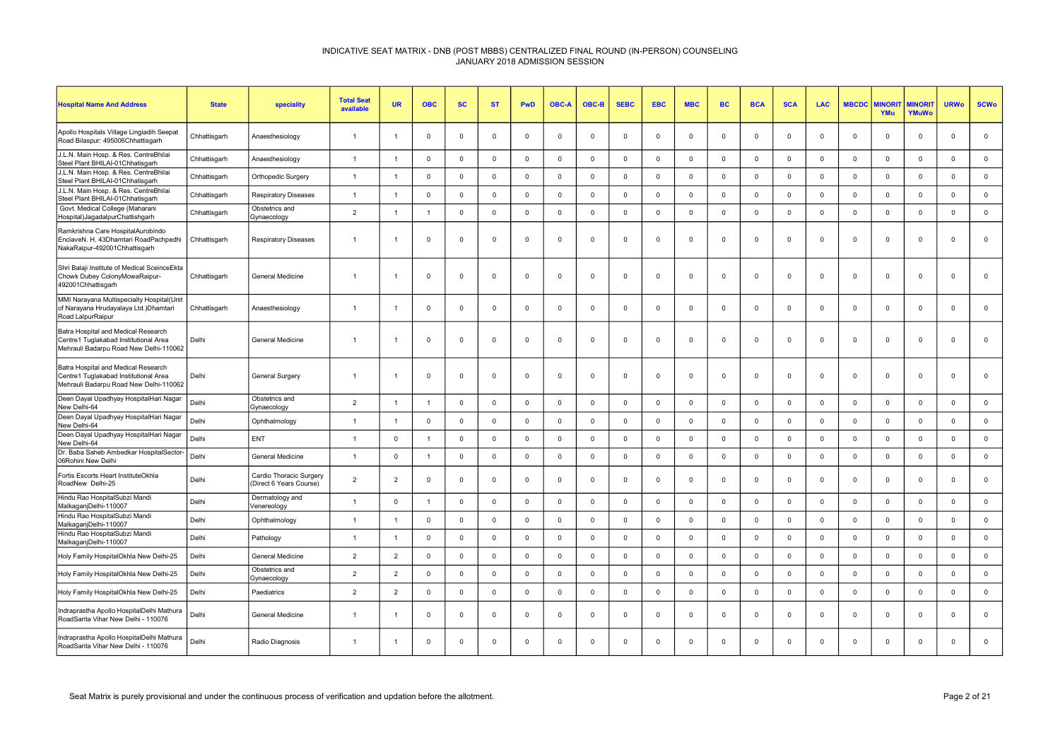# INDICATIVE SEAT MATRIX - DNB (POST MBBS) CENTRALIZED FINAL ROUND (IN-PERSON) COUNSELING
## JANUARY 2018 ADMISSION SESSION

| Hospital Name And Address | State | speciality | Total Seat available | UR | OBC | SC | ST | PwD | OBC-A | OBC-B | SEBC | EBC | MBC | BC | BCA | SCA | LAC | MBCDC | MINORITYMu | MINORITYMuWo | URWo | SCWo |
|---|---|---|---|---|---|---|---|---|---|---|---|---|---|---|---|---|---|---|---|---|---|---|
| Apollo Hospitals Village Lingiadih Seepat Road Bilaspur: 495006Chhattisgarh | Chhattisgarh | Anaesthesiology | 1 | 1 | 0 | 0 | 0 | 0 | 0 | 0 | 0 | 0 | 0 | 0 | 0 | 0 | 0 | 0 | 0 | 0 | 0 | 0 |
| J.L.N. Main Hosp. & Res. CentreBhilai Steel Plant BHILAI-01Chhatisgarh | Chhattisgarh | Anaesthesiology | 1 | 1 | 0 | 0 | 0 | 0 | 0 | 0 | 0 | 0 | 0 | 0 | 0 | 0 | 0 | 0 | 0 | 0 | 0 | 0 |
| J.L.N. Main Hosp. & Res. CentreBhilai Steel Plant BHILAI-01Chhatisgarh | Chhattisgarh | Orthopedic Surgery | 1 | 1 | 0 | 0 | 0 | 0 | 0 | 0 | 0 | 0 | 0 | 0 | 0 | 0 | 0 | 0 | 0 | 0 | 0 | 0 |
| J.L.N. Main Hosp. & Res. CentreBhilai Steel Plant BHILAI-01Chhatisgarh | Chhattisgarh | Respiratory Diseases | 1 | 1 | 0 | 0 | 0 | 0 | 0 | 0 | 0 | 0 | 0 | 0 | 0 | 0 | 0 | 0 | 0 | 0 | 0 | 0 |
| Govt. Medical College (Maharani Hospital)JagadalpurChattishgarh | Chhattisgarh | Obstetrics and Gynaecology | 2 | 1 | 1 | 0 | 0 | 0 | 0 | 0 | 0 | 0 | 0 | 0 | 0 | 0 | 0 | 0 | 0 | 0 | 0 | 0 |
| Ramkrishna Care HospitalAurobindo EnclaveN. H. 43Dhamtari RoadPachpedhi NakaRaipur-492001Chhattisgarh | Chhattisgarh | Respiratory Diseases | 1 | 1 | 0 | 0 | 0 | 0 | 0 | 0 | 0 | 0 | 0 | 0 | 0 | 0 | 0 | 0 | 0 | 0 | 0 | 0 |
| Shri Balaji Institute of Medical SceinceEkta Chowk Dubey ColonyMowaRaipur-492001Chhattisgarh | Chhattisgarh | General Medicine | 1 | 1 | 0 | 0 | 0 | 0 | 0 | 0 | 0 | 0 | 0 | 0 | 0 | 0 | 0 | 0 | 0 | 0 | 0 | 0 |
| MMI Narayana Multispecialty Hospital(Unit of Narayana Hrudayalaya Ltd.)Dhamtari Road LalpurRaipur | Chhattisgarh | Anaesthesiology | 1 | 1 | 0 | 0 | 0 | 0 | 0 | 0 | 0 | 0 | 0 | 0 | 0 | 0 | 0 | 0 | 0 | 0 | 0 | 0 |
| Batra Hospital and Medical Research Centre1 Tuglakabad Institutional Area Mehrauli Badarpu Road New Delhi-110062 | Delhi | General Medicine | 1 | 1 | 0 | 0 | 0 | 0 | 0 | 0 | 0 | 0 | 0 | 0 | 0 | 0 | 0 | 0 | 0 | 0 | 0 | 0 |
| Batra Hospital and Medical Research Centre1 Tuglakabad Institutional Area Mehrauli Badarpu Road New Delhi-110062 | Delhi | General Surgery | 1 | 1 | 0 | 0 | 0 | 0 | 0 | 0 | 0 | 0 | 0 | 0 | 0 | 0 | 0 | 0 | 0 | 0 | 0 | 0 |
| Deen Dayal Upadhyay HospitalHari Nagar New Delhi-64 | Delhi | Obstetrics and Gynaecology | 2 | 1 | 1 | 0 | 0 | 0 | 0 | 0 | 0 | 0 | 0 | 0 | 0 | 0 | 0 | 0 | 0 | 0 | 0 | 0 |
| Deen Dayal Upadhyay HospitalHari Nagar New Delhi-64 | Delhi | Ophthalmology | 1 | 1 | 0 | 0 | 0 | 0 | 0 | 0 | 0 | 0 | 0 | 0 | 0 | 0 | 0 | 0 | 0 | 0 | 0 | 0 |
| Deen Dayal Upadhyay HospitalHari Nagar New Delhi-64 | Delhi | ENT | 1 | 0 | 1 | 0 | 0 | 0 | 0 | 0 | 0 | 0 | 0 | 0 | 0 | 0 | 0 | 0 | 0 | 0 | 0 | 0 |
| Dr. Baba Saheb Ambedkar HospitalSector-06Rohini New Delhi | Delhi | General Medicine | 1 | 0 | 1 | 0 | 0 | 0 | 0 | 0 | 0 | 0 | 0 | 0 | 0 | 0 | 0 | 0 | 0 | 0 | 0 | 0 |
| Fortis Escorts Heart InstituteOkhla RoadNew Delhi-25 | Delhi | Cardio Thoracic Surgery (Direct 6 Years Course) | 2 | 2 | 0 | 0 | 0 | 0 | 0 | 0 | 0 | 0 | 0 | 0 | 0 | 0 | 0 | 0 | 0 | 0 | 0 | 0 |
| Hindu Rao HospitalSubzi Mandi MalkaganjDelhi-110007 | Delhi | Dermatology and Venereology | 1 | 0 | 1 | 0 | 0 | 0 | 0 | 0 | 0 | 0 | 0 | 0 | 0 | 0 | 0 | 0 | 0 | 0 | 0 | 0 |
| Hindu Rao HospitalSubzi Mandi MalkaganjDelhi-110007 | Delhi | Ophthalmology | 1 | 1 | 0 | 0 | 0 | 0 | 0 | 0 | 0 | 0 | 0 | 0 | 0 | 0 | 0 | 0 | 0 | 0 | 0 | 0 |
| Hindu Rao HospitalSubzi Mandi MalkaganjDelhi-110007 | Delhi | Pathology | 1 | 1 | 0 | 0 | 0 | 0 | 0 | 0 | 0 | 0 | 0 | 0 | 0 | 0 | 0 | 0 | 0 | 0 | 0 | 0 |
| Holy Family HospitalOkhla New Delhi-25 | Delhi | General Medicine | 2 | 2 | 0 | 0 | 0 | 0 | 0 | 0 | 0 | 0 | 0 | 0 | 0 | 0 | 0 | 0 | 0 | 0 | 0 | 0 |
| Holy Family HospitalOkhla New Delhi-25 | Delhi | Obstetrics and Gynaecology | 2 | 2 | 0 | 0 | 0 | 0 | 0 | 0 | 0 | 0 | 0 | 0 | 0 | 0 | 0 | 0 | 0 | 0 | 0 | 0 |
| Holy Family HospitalOkhla New Delhi-25 | Delhi | Paediatrics | 2 | 2 | 0 | 0 | 0 | 0 | 0 | 0 | 0 | 0 | 0 | 0 | 0 | 0 | 0 | 0 | 0 | 0 | 0 | 0 |
| Indraprastha Apollo HospitalDelhi Mathura RoadSarita Vihar New Delhi - 110076 | Delhi | General Medicine | 1 | 1 | 0 | 0 | 0 | 0 | 0 | 0 | 0 | 0 | 0 | 0 | 0 | 0 | 0 | 0 | 0 | 0 | 0 | 0 |
| Indraprastha Apollo HospitalDelhi Mathura RoadSarita Vihar New Delhi - 110076 | Delhi | Radio Diagnosis | 1 | 1 | 0 | 0 | 0 | 0 | 0 | 0 | 0 | 0 | 0 | 0 | 0 | 0 | 0 | 0 | 0 | 0 | 0 | 0 |

Seat Matrix is purely provisional and under the continuous process of verification and updation before the allotment.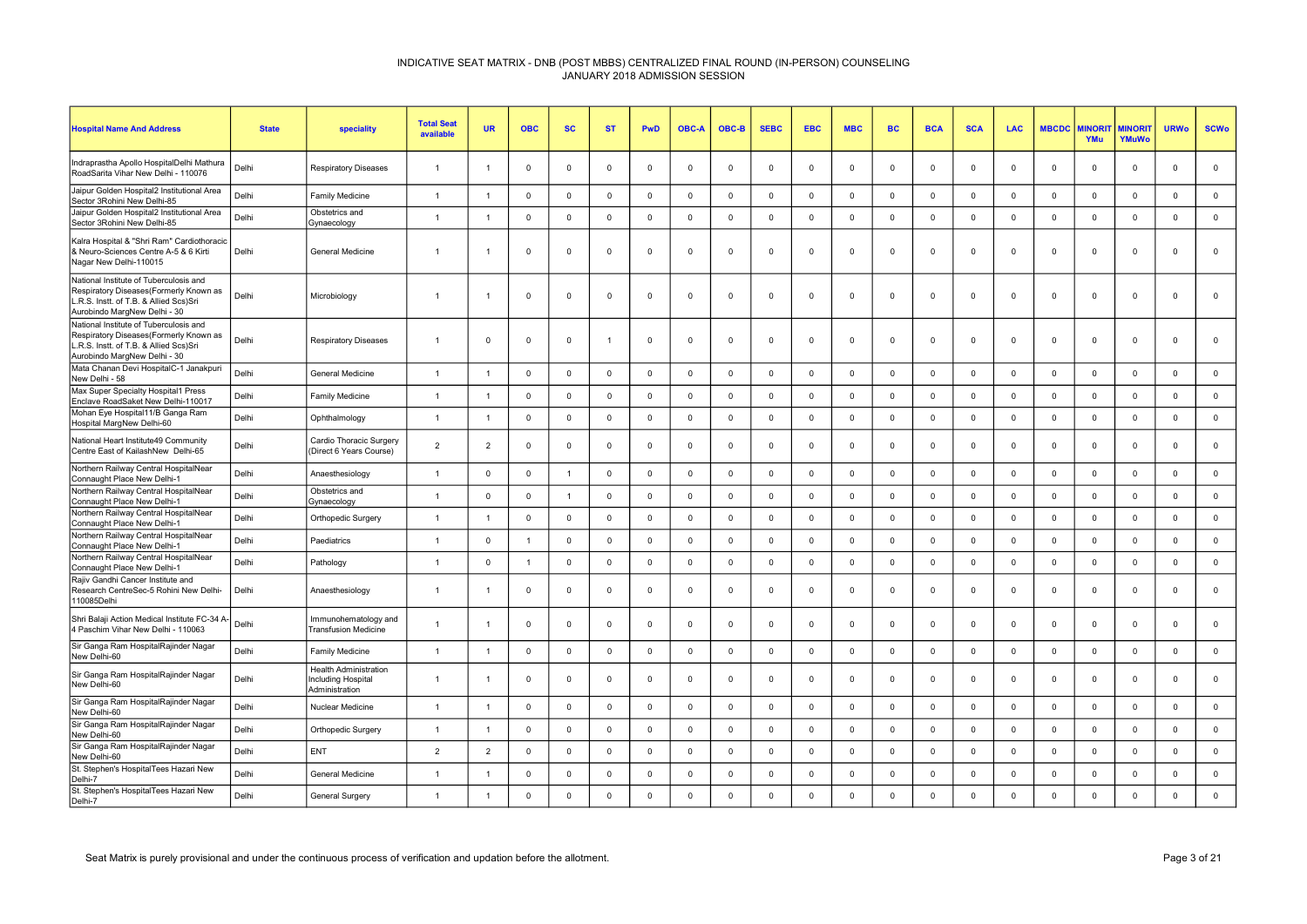# INDICATIVE SEAT MATRIX - DNB (POST MBBS) CENTRALIZED FINAL ROUND (IN-PERSON) COUNSELING
## JANUARY 2018 ADMISSION SESSION

| Hospital Name And Address | State | speciality | Total Seat available | UR | OBC | SC | ST | PwD | OBC-A | OBC-B | SEBC | EBC | MBC | BC | BCA | SCA | LAC | MBCDC | MINORITYMu | MINORITYMuWo | URWo | SCWo |
|---|---|---|---|---|---|---|---|---|---|---|---|---|---|---|---|---|---|---|---|---|---|---|
| Indraprastha Apollo HospitalDelhi Mathura RoadSarita Vihar New Delhi - 110076 | Delhi | Respiratory Diseases | 1 | 1 | 0 | 0 | 0 | 0 | 0 | 0 | 0 | 0 | 0 | 0 | 0 | 0 | 0 | 0 | 0 | 0 | 0 | 0 |
| Jaipur Golden Hospital2 Institutional Area Sector 3Rohini New Delhi-85 | Delhi | Family Medicine | 1 | 1 | 0 | 0 | 0 | 0 | 0 | 0 | 0 | 0 | 0 | 0 | 0 | 0 | 0 | 0 | 0 | 0 | 0 | 0 |
| Jaipur Golden Hospital2 Institutional Area Sector 3Rohini New Delhi-85 | Delhi | Obstetrics and Gynaecology | 1 | 1 | 0 | 0 | 0 | 0 | 0 | 0 | 0 | 0 | 0 | 0 | 0 | 0 | 0 | 0 | 0 | 0 | 0 | 0 |
| Kalra Hospital & "Shri Ram" Cardiothoracic & Neuro-Sciences Centre A-5 & 6 Kirti Nagar New Delhi-110015 | Delhi | General Medicine | 1 | 1 | 0 | 0 | 0 | 0 | 0 | 0 | 0 | 0 | 0 | 0 | 0 | 0 | 0 | 0 | 0 | 0 | 0 | 0 |
| National Institute of Tuberculosis and Respiratory Diseases(Formerly Known as L.R.S. Instt. of T.B. & Allied Scs)Sri Aurobindo MargNew Delhi - 30 | Delhi | Microbiology | 1 | 1 | 0 | 0 | 0 | 0 | 0 | 0 | 0 | 0 | 0 | 0 | 0 | 0 | 0 | 0 | 0 | 0 | 0 | 0 |
| National Institute of Tuberculosis and Respiratory Diseases(Formerly Known as L.R.S. Instt. of T.B. & Allied Scs)Sri Aurobindo MargNew Delhi - 30 | Delhi | Respiratory Diseases | 1 | 0 | 0 | 0 | 1 | 0 | 0 | 0 | 0 | 0 | 0 | 0 | 0 | 0 | 0 | 0 | 0 | 0 | 0 | 0 |
| Mata Chanan Devi HospitalC-1 Janakpuri New Delhi - 58 | Delhi | General Medicine | 1 | 1 | 0 | 0 | 0 | 0 | 0 | 0 | 0 | 0 | 0 | 0 | 0 | 0 | 0 | 0 | 0 | 0 | 0 | 0 |
| Max Super Specialty Hospital1 Press Enclave RoadSaket New Delhi-110017 | Delhi | Family Medicine | 1 | 1 | 0 | 0 | 0 | 0 | 0 | 0 | 0 | 0 | 0 | 0 | 0 | 0 | 0 | 0 | 0 | 0 | 0 | 0 |
| Mohan Eye Hospital11/B Ganga Ram Hospital MargNew Delhi-60 | Delhi | Ophthalmology | 1 | 1 | 0 | 0 | 0 | 0 | 0 | 0 | 0 | 0 | 0 | 0 | 0 | 0 | 0 | 0 | 0 | 0 | 0 | 0 |
| National Heart Institute49 Community Centre East of KailashNew Delhi-65 | Delhi | Cardio Thoracic Surgery (Direct 6 Years Course) | 2 | 2 | 0 | 0 | 0 | 0 | 0 | 0 | 0 | 0 | 0 | 0 | 0 | 0 | 0 | 0 | 0 | 0 | 0 | 0 |
| Northern Railway Central HospitalNear Connaught Place New Delhi-1 | Delhi | Anaesthesiology | 1 | 0 | 0 | 1 | 0 | 0 | 0 | 0 | 0 | 0 | 0 | 0 | 0 | 0 | 0 | 0 | 0 | 0 | 0 | 0 |
| Northern Railway Central HospitalNear Connaught Place New Delhi-1 | Delhi | Obstetrics and Gynaecology | 1 | 0 | 0 | 1 | 0 | 0 | 0 | 0 | 0 | 0 | 0 | 0 | 0 | 0 | 0 | 0 | 0 | 0 | 0 | 0 |
| Northern Railway Central HospitalNear Connaught Place New Delhi-1 | Delhi | Orthopedic Surgery | 1 | 1 | 0 | 0 | 0 | 0 | 0 | 0 | 0 | 0 | 0 | 0 | 0 | 0 | 0 | 0 | 0 | 0 | 0 | 0 |
| Northern Railway Central HospitalNear Connaught Place New Delhi-1 | Delhi | Paediatrics | 1 | 0 | 1 | 0 | 0 | 0 | 0 | 0 | 0 | 0 | 0 | 0 | 0 | 0 | 0 | 0 | 0 | 0 | 0 | 0 |
| Northern Railway Central HospitalNear Connaught Place New Delhi-1 | Delhi | Pathology | 1 | 0 | 1 | 0 | 0 | 0 | 0 | 0 | 0 | 0 | 0 | 0 | 0 | 0 | 0 | 0 | 0 | 0 | 0 | 0 |
| Rajiv Gandhi Cancer Institute and Research CentreSec-5 Rohini New Delhi-110085Delhi | Delhi | Anaesthesiology | 1 | 1 | 0 | 0 | 0 | 0 | 0 | 0 | 0 | 0 | 0 | 0 | 0 | 0 | 0 | 0 | 0 | 0 | 0 | 0 |
| Shri Balaji Action Medical Institute FC-34 A-4 Paschim Vihar New Delhi - 110063 | Delhi | Immunohematology and Transfusion Medicine | 1 | 1 | 0 | 0 | 0 | 0 | 0 | 0 | 0 | 0 | 0 | 0 | 0 | 0 | 0 | 0 | 0 | 0 | 0 | 0 |
| Sir Ganga Ram HospitalRajinder Nagar New Delhi-60 | Delhi | Family Medicine | 1 | 1 | 0 | 0 | 0 | 0 | 0 | 0 | 0 | 0 | 0 | 0 | 0 | 0 | 0 | 0 | 0 | 0 | 0 | 0 |
| Sir Ganga Ram HospitalRajinder Nagar New Delhi-60 | Delhi | Health Administration Including Hospital Administration | 1 | 1 | 0 | 0 | 0 | 0 | 0 | 0 | 0 | 0 | 0 | 0 | 0 | 0 | 0 | 0 | 0 | 0 | 0 | 0 |
| Sir Ganga Ram HospitalRajinder Nagar New Delhi-60 | Delhi | Nuclear Medicine | 1 | 1 | 0 | 0 | 0 | 0 | 0 | 0 | 0 | 0 | 0 | 0 | 0 | 0 | 0 | 0 | 0 | 0 | 0 | 0 |
| Sir Ganga Ram HospitalRajinder Nagar New Delhi-60 | Delhi | Orthopedic Surgery | 1 | 1 | 0 | 0 | 0 | 0 | 0 | 0 | 0 | 0 | 0 | 0 | 0 | 0 | 0 | 0 | 0 | 0 | 0 | 0 |
| Sir Ganga Ram HospitalRajinder Nagar New Delhi-60 | Delhi | ENT | 2 | 2 | 0 | 0 | 0 | 0 | 0 | 0 | 0 | 0 | 0 | 0 | 0 | 0 | 0 | 0 | 0 | 0 | 0 | 0 |
| St. Stephen's HospitalTees Hazari New Delhi-7 | Delhi | General Medicine | 1 | 1 | 0 | 0 | 0 | 0 | 0 | 0 | 0 | 0 | 0 | 0 | 0 | 0 | 0 | 0 | 0 | 0 | 0 | 0 |
| St. Stephen's HospitalTees Hazari New Delhi-7 | Delhi | General Surgery | 1 | 1 | 0 | 0 | 0 | 0 | 0 | 0 | 0 | 0 | 0 | 0 | 0 | 0 | 0 | 0 | 0 | 0 | 0 | 0 |

Seat Matrix is purely provisional and under the continuous process of verification and updation before the allotment.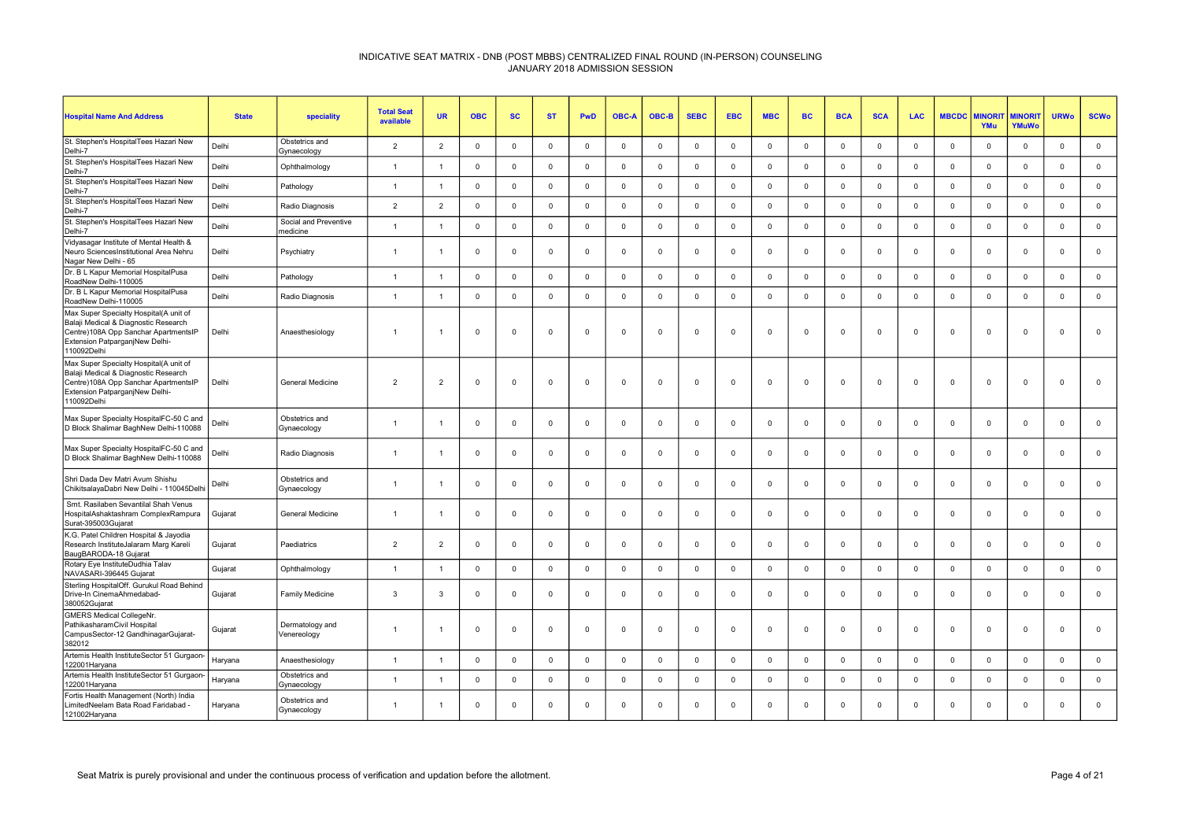# INDICATIVE SEAT MATRIX - DNB (POST MBBS) CENTRALIZED FINAL ROUND (IN-PERSON) COUNSELING
## JANUARY 2018 ADMISSION SESSION

| Hospital Name And Address | State | speciality | Total Seat available | UR | OBC | SC | ST | PwD | OBC-A | OBC-B | SEBC | EBC | MBC | BC | BCA | SCA | LAC | MBCDC | MINORITYMu | MINORITYMuWo | URWo | SCWo |
|---|---|---|---|---|---|---|---|---|---|---|---|---|---|---|---|---|---|---|---|---|---|---|
| St. Stephen's HospitalTees Hazari New Delhi-7 | Delhi | Obstetrics and Gynaecology | 2 | 2 | 0 | 0 | 0 | 0 | 0 | 0 | 0 | 0 | 0 | 0 | 0 | 0 | 0 | 0 | 0 | 0 | 0 | 0 |
| St. Stephen's HospitalTees Hazari New Delhi-7 | Delhi | Ophthalmology | 1 | 1 | 0 | 0 | 0 | 0 | 0 | 0 | 0 | 0 | 0 | 0 | 0 | 0 | 0 | 0 | 0 | 0 | 0 | 0 |
| St. Stephen's HospitalTees Hazari New Delhi-7 | Delhi | Pathology | 1 | 1 | 0 | 0 | 0 | 0 | 0 | 0 | 0 | 0 | 0 | 0 | 0 | 0 | 0 | 0 | 0 | 0 | 0 | 0 |
| St. Stephen's HospitalTees Hazari New Delhi-7 | Delhi | Radio Diagnosis | 2 | 2 | 0 | 0 | 0 | 0 | 0 | 0 | 0 | 0 | 0 | 0 | 0 | 0 | 0 | 0 | 0 | 0 | 0 | 0 |
| St. Stephen's HospitalTees Hazari New Delhi-7 | Delhi | Social and Preventive medicine | 1 | 1 | 0 | 0 | 0 | 0 | 0 | 0 | 0 | 0 | 0 | 0 | 0 | 0 | 0 | 0 | 0 | 0 | 0 | 0 |
| Vidyasagar Institute of Mental Health & Neuro SciencesInstitutional Area Nehru Nagar New Delhi - 65 | Delhi | Psychiatry | 1 | 1 | 0 | 0 | 0 | 0 | 0 | 0 | 0 | 0 | 0 | 0 | 0 | 0 | 0 | 0 | 0 | 0 | 0 | 0 |
| Dr. B L Kapur Memorial HospitalPusa RoadNew Delhi-110005 | Delhi | Pathology | 1 | 1 | 0 | 0 | 0 | 0 | 0 | 0 | 0 | 0 | 0 | 0 | 0 | 0 | 0 | 0 | 0 | 0 | 0 | 0 |
| Dr. B L Kapur Memorial HospitalPusa RoadNew Delhi-110005 | Delhi | Radio Diagnosis | 1 | 1 | 0 | 0 | 0 | 0 | 0 | 0 | 0 | 0 | 0 | 0 | 0 | 0 | 0 | 0 | 0 | 0 | 0 | 0 |
| Max Super Specialty Hospital(A unit of Balaji Medical & Diagnostic Research Centre)108A Opp Sanchar ApartmentsIP Extension PatparganjNew Delhi-110092Delhi | Delhi | Anaesthesiology | 1 | 1 | 0 | 0 | 0 | 0 | 0 | 0 | 0 | 0 | 0 | 0 | 0 | 0 | 0 | 0 | 0 | 0 | 0 | 0 |
| Max Super Specialty Hospital(A unit of Balaji Medical & Diagnostic Research Centre)108A Opp Sanchar ApartmentsIP Extension PatparganjNew Delhi-110092Delhi | Delhi | General Medicine | 2 | 2 | 0 | 0 | 0 | 0 | 0 | 0 | 0 | 0 | 0 | 0 | 0 | 0 | 0 | 0 | 0 | 0 | 0 | 0 |
| Max Super Specialty HospitalFC-50 C and D Block Shalimar BaghNew Delhi-110088 | Delhi | Obstetrics and Gynaecology | 1 | 1 | 0 | 0 | 0 | 0 | 0 | 0 | 0 | 0 | 0 | 0 | 0 | 0 | 0 | 0 | 0 | 0 | 0 | 0 |
| Max Super Specialty HospitalFC-50 C and D Block Shalimar BaghNew Delhi-110088 | Delhi | Radio Diagnosis | 1 | 1 | 0 | 0 | 0 | 0 | 0 | 0 | 0 | 0 | 0 | 0 | 0 | 0 | 0 | 0 | 0 | 0 | 0 | 0 |
| Shri Dada Dev Matri Avum Shishu ChikitsalayaDabri New Delhi - 110045Delhi | Delhi | Obstetrics and Gynaecology | 1 | 1 | 0 | 0 | 0 | 0 | 0 | 0 | 0 | 0 | 0 | 0 | 0 | 0 | 0 | 0 | 0 | 0 | 0 | 0 |
| Smt. Rasilaben Sevantilal Shah Venus HospitalAshaktashram ComplexRampura Surat-395003Gujarat | Gujarat | General Medicine | 1 | 1 | 0 | 0 | 0 | 0 | 0 | 0 | 0 | 0 | 0 | 0 | 0 | 0 | 0 | 0 | 0 | 0 | 0 | 0 |
| K.G. Patel Children Hospital & Jayodia Research InstituteJalaram Marg Kareli BaugBARODA-18 Gujarat | Gujarat | Paediatrics | 2 | 2 | 0 | 0 | 0 | 0 | 0 | 0 | 0 | 0 | 0 | 0 | 0 | 0 | 0 | 0 | 0 | 0 | 0 | 0 |
| Rotary Eye InstituteDudhia Talav NAVASARI-396445 Gujarat | Gujarat | Ophthalmology | 1 | 1 | 0 | 0 | 0 | 0 | 0 | 0 | 0 | 0 | 0 | 0 | 0 | 0 | 0 | 0 | 0 | 0 | 0 | 0 |
| Sterling HospitalOff. Gurukul Road Behind Drive-In CinemaAhmedabad-380052Gujarat | Gujarat | Family Medicine | 3 | 3 | 0 | 0 | 0 | 0 | 0 | 0 | 0 | 0 | 0 | 0 | 0 | 0 | 0 | 0 | 0 | 0 | 0 | 0 |
| GMERS Medical CollegeNr. PathikasharamCivil Hospital CampusSector-12 GandhinagarGujarat-382012 | Gujarat | Dermatology and Venereology | 1 | 1 | 0 | 0 | 0 | 0 | 0 | 0 | 0 | 0 | 0 | 0 | 0 | 0 | 0 | 0 | 0 | 0 | 0 | 0 |
| Artemis Health InstituteSector 51 Gurgaon-122001Haryana | Haryana | Anaesthesiology | 1 | 1 | 0 | 0 | 0 | 0 | 0 | 0 | 0 | 0 | 0 | 0 | 0 | 0 | 0 | 0 | 0 | 0 | 0 | 0 |
| Artemis Health InstituteSector 51 Gurgaon-122001Haryana | Haryana | Obstetrics and Gynaecology | 1 | 1 | 0 | 0 | 0 | 0 | 0 | 0 | 0 | 0 | 0 | 0 | 0 | 0 | 0 | 0 | 0 | 0 | 0 | 0 |
| Fortis Health Management (North) India LimitedNeelam Bata Road Faridabad - 121002Haryana | Haryana | Obstetrics and Gynaecology | 1 | 1 | 0 | 0 | 0 | 0 | 0 | 0 | 0 | 0 | 0 | 0 | 0 | 0 | 0 | 0 | 0 | 0 | 0 | 0 |

Seat Matrix is purely provisional and under the continuous process of verification and updation before the allotment.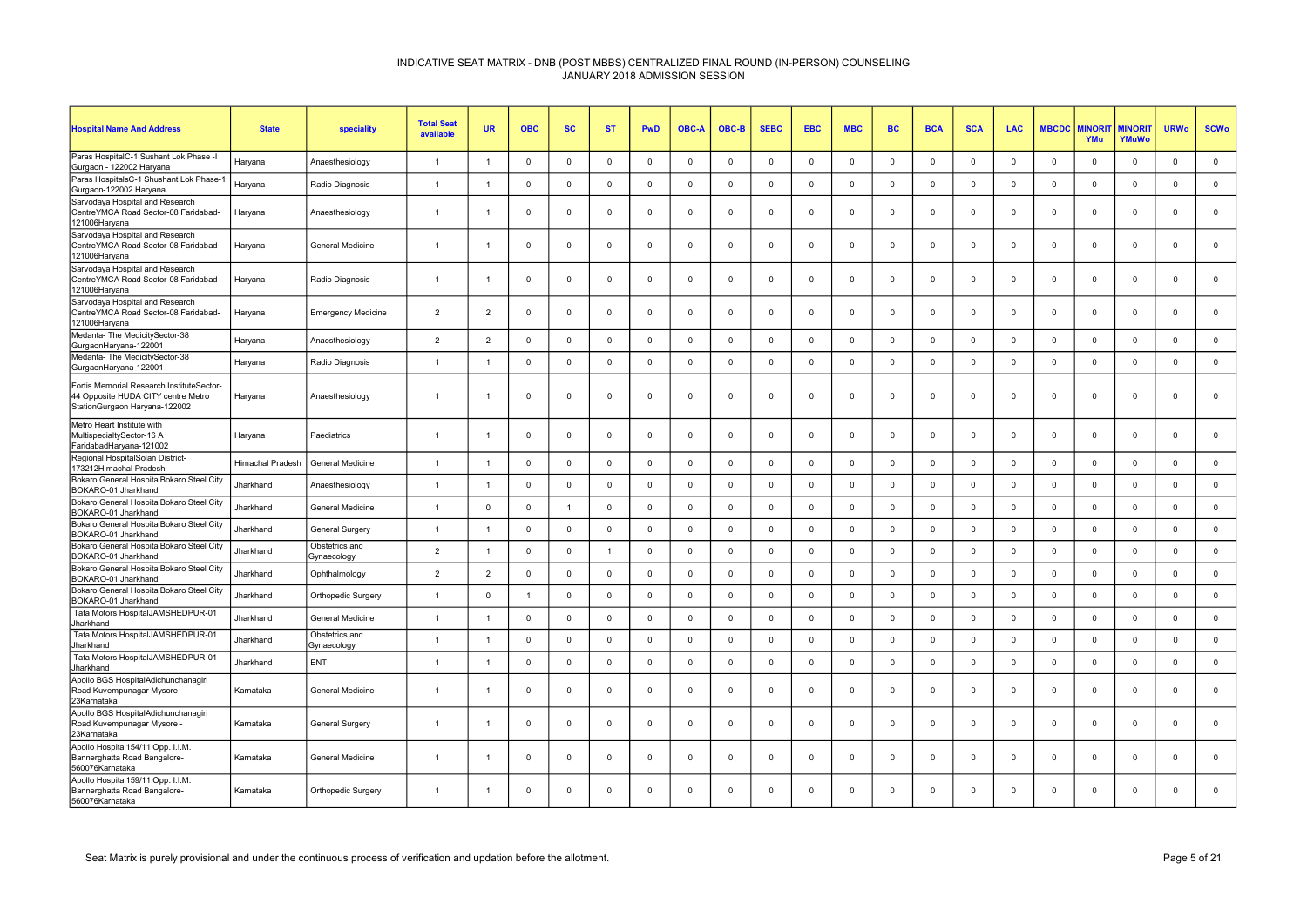# INDICATIVE SEAT MATRIX - DNB (POST MBBS) CENTRALIZED FINAL ROUND (IN-PERSON) COUNSELING
## JANUARY 2018 ADMISSION SESSION

| Hospital Name And Address | State | speciality | Total Seat available | UR | OBC | SC | ST | PwD | OBC-A | OBC-B | SEBC | EBC | MBC | BC | BCA | SCA | LAC | MBCDC | MINORITYMu | MINORITYMuWo | URWo | SCWo |
|---|---|---|---|---|---|---|---|---|---|---|---|---|---|---|---|---|---|---|---|---|---|---|
| Paras HospitalC-1 Sushant Lok Phase -I Gurgaon - 122002 Haryana | Haryana | Anaesthesiology | 1 | 1 | 0 | 0 | 0 | 0 | 0 | 0 | 0 | 0 | 0 | 0 | 0 | 0 | 0 | 0 | 0 | 0 | 0 | 0 |
| Paras HospitalsC-1 Shushant Lok Phase-1 Gurgaon-122002 Haryana | Haryana | Radio Diagnosis | 1 | 1 | 0 | 0 | 0 | 0 | 0 | 0 | 0 | 0 | 0 | 0 | 0 | 0 | 0 | 0 | 0 | 0 | 0 | 0 |
| Sarvodaya Hospital and Research CentreYMCA Road Sector-08 Faridabad-121006Haryana | Haryana | Anaesthesiology | 1 | 1 | 0 | 0 | 0 | 0 | 0 | 0 | 0 | 0 | 0 | 0 | 0 | 0 | 0 | 0 | 0 | 0 | 0 | 0 |
| Sarvodaya Hospital and Research CentreYMCA Road Sector-08 Faridabad-121006Haryana | Haryana | General Medicine | 1 | 1 | 0 | 0 | 0 | 0 | 0 | 0 | 0 | 0 | 0 | 0 | 0 | 0 | 0 | 0 | 0 | 0 | 0 | 0 |
| Sarvodaya Hospital and Research CentreYMCA Road Sector-08 Faridabad-121006Haryana | Haryana | Radio Diagnosis | 1 | 1 | 0 | 0 | 0 | 0 | 0 | 0 | 0 | 0 | 0 | 0 | 0 | 0 | 0 | 0 | 0 | 0 | 0 | 0 |
| Sarvodaya Hospital and Research CentreYMCA Road Sector-08 Faridabad-121006Haryana | Haryana | Emergency Medicine | 2 | 2 | 0 | 0 | 0 | 0 | 0 | 0 | 0 | 0 | 0 | 0 | 0 | 0 | 0 | 0 | 0 | 0 | 0 | 0 |
| Medanta- The MedicitySector-38 GurgaonHaryana-122001 | Haryana | Anaesthesiology | 2 | 2 | 0 | 0 | 0 | 0 | 0 | 0 | 0 | 0 | 0 | 0 | 0 | 0 | 0 | 0 | 0 | 0 | 0 | 0 |
| Medanta- The MedicitySector-38 GurgaonHaryana-122001 | Haryana | Radio Diagnosis | 1 | 1 | 0 | 0 | 0 | 0 | 0 | 0 | 0 | 0 | 0 | 0 | 0 | 0 | 0 | 0 | 0 | 0 | 0 | 0 |
| Fortis Memorial Research InstituteSector-44 Opposite HUDA CITY centre Metro StationGurgaon Haryana-122002 | Haryana | Anaesthesiology | 1 | 1 | 0 | 0 | 0 | 0 | 0 | 0 | 0 | 0 | 0 | 0 | 0 | 0 | 0 | 0 | 0 | 0 | 0 | 0 |
| Metro Heart Institute with MultispecialtySector-16 A FaridabadHaryana-121002 | Haryana | Paediatrics | 1 | 1 | 0 | 0 | 0 | 0 | 0 | 0 | 0 | 0 | 0 | 0 | 0 | 0 | 0 | 0 | 0 | 0 | 0 | 0 |
| Regional HospitalSolan District-173212Himachal Pradesh | Himachal Pradesh | General Medicine | 1 | 1 | 0 | 0 | 0 | 0 | 0 | 0 | 0 | 0 | 0 | 0 | 0 | 0 | 0 | 0 | 0 | 0 | 0 | 0 |
| Bokaro General HospitalBokaro Steel City BOKARO-01 Jharkhand | Jharkhand | Anaesthesiology | 1 | 1 | 0 | 0 | 0 | 0 | 0 | 0 | 0 | 0 | 0 | 0 | 0 | 0 | 0 | 0 | 0 | 0 | 0 | 0 |
| Bokaro General HospitalBokaro Steel City BOKARO-01 Jharkhand | Jharkhand | General Medicine | 1 | 0 | 0 | 1 | 0 | 0 | 0 | 0 | 0 | 0 | 0 | 0 | 0 | 0 | 0 | 0 | 0 | 0 | 0 | 0 |
| Bokaro General HospitalBokaro Steel City BOKARO-01 Jharkhand | Jharkhand | General Surgery | 1 | 1 | 0 | 0 | 0 | 0 | 0 | 0 | 0 | 0 | 0 | 0 | 0 | 0 | 0 | 0 | 0 | 0 | 0 | 0 |
| Bokaro General HospitalBokaro Steel City BOKARO-01 Jharkhand | Jharkhand | Obstetrics and Gynaecology | 2 | 1 | 0 | 0 | 1 | 0 | 0 | 0 | 0 | 0 | 0 | 0 | 0 | 0 | 0 | 0 | 0 | 0 | 0 | 0 |
| Bokaro General HospitalBokaro Steel City BOKARO-01 Jharkhand | Jharkhand | Ophthalmology | 2 | 2 | 0 | 0 | 0 | 0 | 0 | 0 | 0 | 0 | 0 | 0 | 0 | 0 | 0 | 0 | 0 | 0 | 0 | 0 |
| Bokaro General HospitalBokaro Steel City BOKARO-01 Jharkhand | Jharkhand | Orthopedic Surgery | 1 | 0 | 1 | 0 | 0 | 0 | 0 | 0 | 0 | 0 | 0 | 0 | 0 | 0 | 0 | 0 | 0 | 0 | 0 | 0 |
| Tata Motors HospitalJAMSHEDPUR-01 Jharkhand | Jharkhand | General Medicine | 1 | 1 | 0 | 0 | 0 | 0 | 0 | 0 | 0 | 0 | 0 | 0 | 0 | 0 | 0 | 0 | 0 | 0 | 0 | 0 |
| Tata Motors HospitalJAMSHEDPUR-01 Jharkhand | Jharkhand | Obstetrics and Gynaecology | 1 | 1 | 0 | 0 | 0 | 0 | 0 | 0 | 0 | 0 | 0 | 0 | 0 | 0 | 0 | 0 | 0 | 0 | 0 | 0 |
| Tata Motors HospitalJAMSHEDPUR-01 Jharkhand | Jharkhand | ENT | 1 | 1 | 0 | 0 | 0 | 0 | 0 | 0 | 0 | 0 | 0 | 0 | 0 | 0 | 0 | 0 | 0 | 0 | 0 | 0 |
| Apollo BGS HospitalAdichunchanagiri Road Kuvempunagar Mysore - 23Karnataka | Karnataka | General Medicine | 1 | 1 | 0 | 0 | 0 | 0 | 0 | 0 | 0 | 0 | 0 | 0 | 0 | 0 | 0 | 0 | 0 | 0 | 0 | 0 |
| Apollo BGS HospitalAdichunchanagiri Road Kuvempunagar Mysore - 23Karnataka | Karnataka | General Surgery | 1 | 1 | 0 | 0 | 0 | 0 | 0 | 0 | 0 | 0 | 0 | 0 | 0 | 0 | 0 | 0 | 0 | 0 | 0 | 0 |
| Apollo Hospital154/11 Opp. I.I.M. Bannerghatta Road Bangalore-560076Karnataka | Karnataka | General Medicine | 1 | 1 | 0 | 0 | 0 | 0 | 0 | 0 | 0 | 0 | 0 | 0 | 0 | 0 | 0 | 0 | 0 | 0 | 0 | 0 |
| Apollo Hospital159/11 Opp. I.I.M. Bannerghatta Road Bangalore-560076Karnataka | Karnataka | Orthopedic Surgery | 1 | 1 | 0 | 0 | 0 | 0 | 0 | 0 | 0 | 0 | 0 | 0 | 0 | 0 | 0 | 0 | 0 | 0 | 0 | 0 |

Seat Matrix is purely provisional and under the continuous process of verification and updation before the allotment.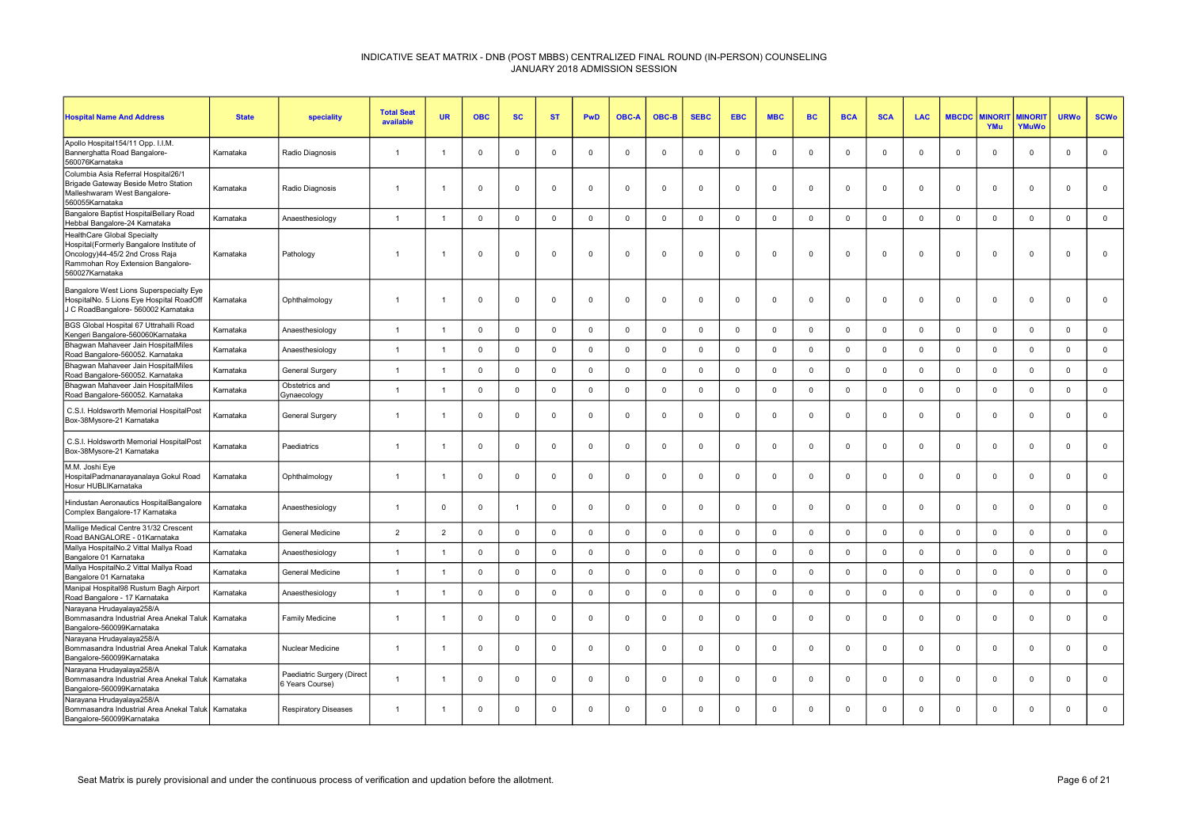# INDICATIVE SEAT MATRIX - DNB (POST MBBS) CENTRALIZED FINAL ROUND (IN-PERSON) COUNSELING
JANUARY 2018 ADMISSION SESSION

| Hospital Name And Address | State | speciality | Total Seat available | UR | OBC | SC | ST | PwD | OBC-A | OBC-B | SEBC | EBC | MBC | BC | BCA | SCA | LAC | MBCDC | MINORIT YMu | MINORIT YMuWo | URWo | SCWo |
|---|---|---|---|---|---|---|---|---|---|---|---|---|---|---|---|---|---|---|---|---|---|---|
| Apollo Hospital154/11 Opp. I.I.M. Bannerghatta Road Bangalore-560076Karnataka | Karnataka | Radio Diagnosis | 1 | 1 | 0 | 0 | 0 | 0 | 0 | 0 | 0 | 0 | 0 | 0 | 0 | 0 | 0 | 0 | 0 | 0 | 0 | 0 |
| Columbia Asia Referral Hospital26/1 Brigade Gateway Beside Metro Station Malleshwaram West Bangalore-560055Karnataka | Karnataka | Radio Diagnosis | 1 | 1 | 0 | 0 | 0 | 0 | 0 | 0 | 0 | 0 | 0 | 0 | 0 | 0 | 0 | 0 | 0 | 0 | 0 | 0 |
| Bangalore Baptist HospitalBellary Road Hebbal Bangalore-24 Karnataka | Karnataka | Anaesthesiology | 1 | 1 | 0 | 0 | 0 | 0 | 0 | 0 | 0 | 0 | 0 | 0 | 0 | 0 | 0 | 0 | 0 | 0 | 0 | 0 |
| HealthCare Global Specialty Hospital(Formerly Bangalore Institute of Oncology)44-45/2 2nd Cross Raja Rammohan Roy Extension Bangalore-560027Karnataka | Karnataka | Pathology | 1 | 1 | 0 | 0 | 0 | 0 | 0 | 0 | 0 | 0 | 0 | 0 | 0 | 0 | 0 | 0 | 0 | 0 | 0 | 0 |
| Bangalore West Lions Superspecialty Eye HospitalNo. 5 Lions Eye Hospital RoadOff J C RoadBangalore- 560002 Karnataka | Karnataka | Ophthalmology | 1 | 1 | 0 | 0 | 0 | 0 | 0 | 0 | 0 | 0 | 0 | 0 | 0 | 0 | 0 | 0 | 0 | 0 | 0 | 0 |
| BGS Global Hospital 67 Uttrahalli Road Kengeri Bangalore-560060Karnataka | Karnataka | Anaesthesiology | 1 | 1 | 0 | 0 | 0 | 0 | 0 | 0 | 0 | 0 | 0 | 0 | 0 | 0 | 0 | 0 | 0 | 0 | 0 | 0 |
| Bhagwan Mahaveer Jain HospitalMiles Road Bangalore-560052. Karnataka | Karnataka | Anaesthesiology | 1 | 1 | 0 | 0 | 0 | 0 | 0 | 0 | 0 | 0 | 0 | 0 | 0 | 0 | 0 | 0 | 0 | 0 | 0 | 0 |
| Bhagwan Mahaveer Jain HospitalMiles Road Bangalore-560052. Karnataka | Karnataka | General Surgery | 1 | 1 | 0 | 0 | 0 | 0 | 0 | 0 | 0 | 0 | 0 | 0 | 0 | 0 | 0 | 0 | 0 | 0 | 0 | 0 |
| Bhagwan Mahaveer Jain HospitalMiles Road Bangalore-560052. Karnataka | Karnataka | Obstetrics and Gynaecology | 1 | 1 | 0 | 0 | 0 | 0 | 0 | 0 | 0 | 0 | 0 | 0 | 0 | 0 | 0 | 0 | 0 | 0 | 0 | 0 |
| C.S.I. Holdsworth Memorial HospitalPost Box-38Mysore-21 Karnataka | Karnataka | General Surgery | 1 | 1 | 0 | 0 | 0 | 0 | 0 | 0 | 0 | 0 | 0 | 0 | 0 | 0 | 0 | 0 | 0 | 0 | 0 | 0 |
| C.S.I. Holdsworth Memorial HospitalPost Box-38Mysore-21 Karnataka | Karnataka | Paediatrics | 1 | 1 | 0 | 0 | 0 | 0 | 0 | 0 | 0 | 0 | 0 | 0 | 0 | 0 | 0 | 0 | 0 | 0 | 0 | 0 |
| M.M. Joshi Eye HospitalPadmanarayanalaya Gokul Road Hosur HUBLIKarnataka | Karnataka | Ophthalmology | 1 | 1 | 0 | 0 | 0 | 0 | 0 | 0 | 0 | 0 | 0 | 0 | 0 | 0 | 0 | 0 | 0 | 0 | 0 | 0 |
| Hindustan Aeronautics HospitalBangalore Complex Bangalore-17 Karnataka | Karnataka | Anaesthesiology | 1 | 0 | 0 | 1 | 0 | 0 | 0 | 0 | 0 | 0 | 0 | 0 | 0 | 0 | 0 | 0 | 0 | 0 | 0 | 0 |
| Mallige Medical Centre 31/32 Crescent Road BANGALORE - 01Karnataka | Karnataka | General Medicine | 2 | 2 | 0 | 0 | 0 | 0 | 0 | 0 | 0 | 0 | 0 | 0 | 0 | 0 | 0 | 0 | 0 | 0 | 0 | 0 |
| Mallya HospitalNo.2 Vittal Mallya Road Bangalore 01 Karnataka | Karnataka | Anaesthesiology | 1 | 1 | 0 | 0 | 0 | 0 | 0 | 0 | 0 | 0 | 0 | 0 | 0 | 0 | 0 | 0 | 0 | 0 | 0 | 0 |
| Mallya HospitalNo.2 Vittal Mallya Road Bangalore 01 Karnataka | Karnataka | General Medicine | 1 | 1 | 0 | 0 | 0 | 0 | 0 | 0 | 0 | 0 | 0 | 0 | 0 | 0 | 0 | 0 | 0 | 0 | 0 | 0 |
| Manipal Hospital98 Rustum Bagh Airport Road Bangalore - 17 Karnataka | Karnataka | Anaesthesiology | 1 | 1 | 0 | 0 | 0 | 0 | 0 | 0 | 0 | 0 | 0 | 0 | 0 | 0 | 0 | 0 | 0 | 0 | 0 | 0 |
| Narayana Hrudayalaya258/A Bommasandra Industrial Area Anekal Taluk Bangalore-560099Karnataka | Karnataka | Family Medicine | 1 | 1 | 0 | 0 | 0 | 0 | 0 | 0 | 0 | 0 | 0 | 0 | 0 | 0 | 0 | 0 | 0 | 0 | 0 | 0 |
| Narayana Hrudayalaya258/A Bommasandra Industrial Area Anekal Taluk Bangalore-560099Karnataka | Karnataka | Nuclear Medicine | 1 | 1 | 0 | 0 | 0 | 0 | 0 | 0 | 0 | 0 | 0 | 0 | 0 | 0 | 0 | 0 | 0 | 0 | 0 | 0 |
| Narayana Hrudayalaya258/A Bommasandra Industrial Area Anekal Taluk Bangalore-560099Karnataka | Karnataka | Paediatric Surgery (Direct 6 Years Course) | 1 | 1 | 0 | 0 | 0 | 0 | 0 | 0 | 0 | 0 | 0 | 0 | 0 | 0 | 0 | 0 | 0 | 0 | 0 | 0 |
| Narayana Hrudayalaya258/A Bommasandra Industrial Area Anekal Taluk Bangalore-560099Karnataka | Karnataka | Respiratory Diseases | 1 | 1 | 0 | 0 | 0 | 0 | 0 | 0 | 0 | 0 | 0 | 0 | 0 | 0 | 0 | 0 | 0 | 0 | 0 | 0 |

Seat Matrix is purely provisional and under the continuous process of verification and updation before the allotment.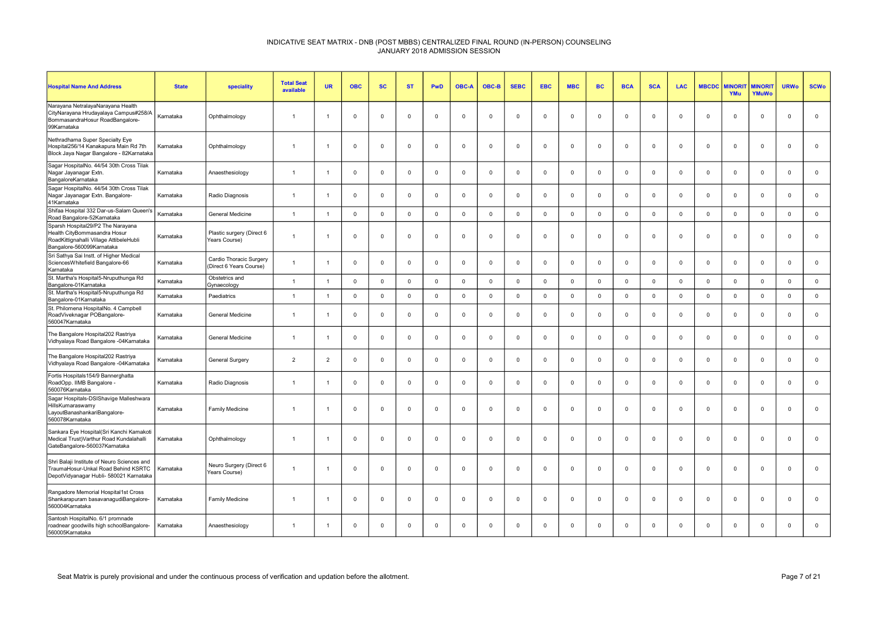# INDICATIVE SEAT MATRIX - DNB (POST MBBS) CENTRALIZED FINAL ROUND (IN-PERSON) COUNSELING
## JANUARY 2018 ADMISSION SESSION

| Hospital Name And Address | State | speciality | Total Seat available | UR | OBC | SC | ST | PwD | OBC-A | OBC-B | SEBC | EBC | MBC | BC | BCA | SCA | LAC | MBCDC | MINORITYMu | MINORITYMuWo | URWo | SCWo |
|---|---|---|---|---|---|---|---|---|---|---|---|---|---|---|---|---|---|---|---|---|---|---|
| Narayana NetralayaNarayana Health CityNarayana Hrudayalaya Campus#258/A BommasandraHosur RoadBangalore-99Karnataka | Karnataka | Ophthalmology | 1 | 1 | 0 | 0 | 0 | 0 | 0 | 0 | 0 | 0 | 0 | 0 | 0 | 0 | 0 | 0 | 0 | 0 | 0 | 0 |
| Nethradhama Super Specialty Eye Hospital256/14 Kanakapura Main Rd 7th Block Jaya Nagar Bangalore - 82Karnataka | Karnataka | Ophthalmology | 1 | 1 | 0 | 0 | 0 | 0 | 0 | 0 | 0 | 0 | 0 | 0 | 0 | 0 | 0 | 0 | 0 | 0 | 0 | 0 |
| Sagar HospitalNo. 44/54 30th Cross Tilak Nagar Jayanagar Extn. BangaloreKarnataka | Karnataka | Anaesthesiology | 1 | 1 | 0 | 0 | 0 | 0 | 0 | 0 | 0 | 0 | 0 | 0 | 0 | 0 | 0 | 0 | 0 | 0 | 0 | 0 |
| Sagar HospitalNo. 44/54 30th Cross Tilak Nagar Jayanagar Extn. Bangalore-41Karnataka | Karnataka | Radio Diagnosis | 1 | 1 | 0 | 0 | 0 | 0 | 0 | 0 | 0 | 0 | 0 | 0 | 0 | 0 | 0 | 0 | 0 | 0 | 0 | 0 |
| Shifaa Hospital 332 Dar-us-Salam Queen's Road Bangalore-52Karnataka | Karnataka | General Medicine | 1 | 1 | 0 | 0 | 0 | 0 | 0 | 0 | 0 | 0 | 0 | 0 | 0 | 0 | 0 | 0 | 0 | 0 | 0 | 0 |
| Sparsh Hospital29/P2 The Narayana Health CityBommasandra Hosur RoadKittignahalli Village AttibeleHubli Bangalore-560099Karnataka | Karnataka | Plastic surgery (Direct 6 Years Course) | 1 | 1 | 0 | 0 | 0 | 0 | 0 | 0 | 0 | 0 | 0 | 0 | 0 | 0 | 0 | 0 | 0 | 0 | 0 | 0 |
| Sri Sathya Sai Instt. of Higher Medical SciencesWhitefield Bangalore-66 Karnataka | Karnataka | Cardio Thoracic Surgery (Direct 6 Years Course) | 1 | 1 | 0 | 0 | 0 | 0 | 0 | 0 | 0 | 0 | 0 | 0 | 0 | 0 | 0 | 0 | 0 | 0 | 0 | 0 |
| St. Martha's Hospital5-Nruputhunga Rd Bangalore-01Karnataka | Karnataka | Obstetrics and Gynaecology | 1 | 1 | 0 | 0 | 0 | 0 | 0 | 0 | 0 | 0 | 0 | 0 | 0 | 0 | 0 | 0 | 0 | 0 | 0 | 0 |
| St. Martha's Hospital5-Nruputhunga Rd Bangalore-01Karnataka | Karnataka | Paediatrics | 1 | 1 | 0 | 0 | 0 | 0 | 0 | 0 | 0 | 0 | 0 | 0 | 0 | 0 | 0 | 0 | 0 | 0 | 0 | 0 |
| St. Philomena HospitalNo. 4 Campbell RoadViveknagar POBangalore-560047Karnataka | Karnataka | General Medicine | 1 | 1 | 0 | 0 | 0 | 0 | 0 | 0 | 0 | 0 | 0 | 0 | 0 | 0 | 0 | 0 | 0 | 0 | 0 | 0 |
| The Bangalore Hospital202 Rastriya Vidhyalaya Road Bangalore -04Karnataka | Karnataka | General Medicine | 1 | 1 | 0 | 0 | 0 | 0 | 0 | 0 | 0 | 0 | 0 | 0 | 0 | 0 | 0 | 0 | 0 | 0 | 0 | 0 |
| The Bangalore Hospital202 Rastriya Vidhyalaya Road Bangalore -04Karnataka | Karnataka | General Surgery | 2 | 2 | 0 | 0 | 0 | 0 | 0 | 0 | 0 | 0 | 0 | 0 | 0 | 0 | 0 | 0 | 0 | 0 | 0 | 0 |
| Fortis Hospitals154/9 Bannerghatta RoadOpp. IIMB Bangalore - 560076Karnataka | Karnataka | Radio Diagnosis | 1 | 1 | 0 | 0 | 0 | 0 | 0 | 0 | 0 | 0 | 0 | 0 | 0 | 0 | 0 | 0 | 0 | 0 | 0 | 0 |
| Sagar Hospitals-DSIShavige Malleshwara HillsKumaraswamy LayoutBanashankariBangalore-560078Karnataka | Karnataka | Family Medicine | 1 | 1 | 0 | 0 | 0 | 0 | 0 | 0 | 0 | 0 | 0 | 0 | 0 | 0 | 0 | 0 | 0 | 0 | 0 | 0 |
| Sankara Eye Hospital(Sri Kanchi Kamakoti Medical Trust)Varthur Road Kundalahalli GateBangalore-560037Karnataka | Karnataka | Ophthalmology | 1 | 1 | 0 | 0 | 0 | 0 | 0 | 0 | 0 | 0 | 0 | 0 | 0 | 0 | 0 | 0 | 0 | 0 | 0 | 0 |
| Shri Balaji Institute of Neuro Sciences and TraumaHosur-Unkal Road Behind KSRTC DepotVidyanagar Hubli- 580021 Karnataka | Karnataka | Neuro Surgery (Direct 6 Years Course) | 1 | 1 | 0 | 0 | 0 | 0 | 0 | 0 | 0 | 0 | 0 | 0 | 0 | 0 | 0 | 0 | 0 | 0 | 0 | 0 |
| Rangadore Memorial Hospital1st Cross Shankarapuram basavanagudiBangalore-560004Karnataka | Karnataka | Family Medicine | 1 | 1 | 0 | 0 | 0 | 0 | 0 | 0 | 0 | 0 | 0 | 0 | 0 | 0 | 0 | 0 | 0 | 0 | 0 | 0 |
| Santosh HospitalNo. 6/1 promnade roadnear goodwills high schoolBangalore-560005Karnataka | Karnataka | Anaesthesiology | 1 | 1 | 0 | 0 | 0 | 0 | 0 | 0 | 0 | 0 | 0 | 0 | 0 | 0 | 0 | 0 | 0 | 0 | 0 | 0 |

Seat Matrix is purely provisional and under the continuous process of verification and updation before the allotment.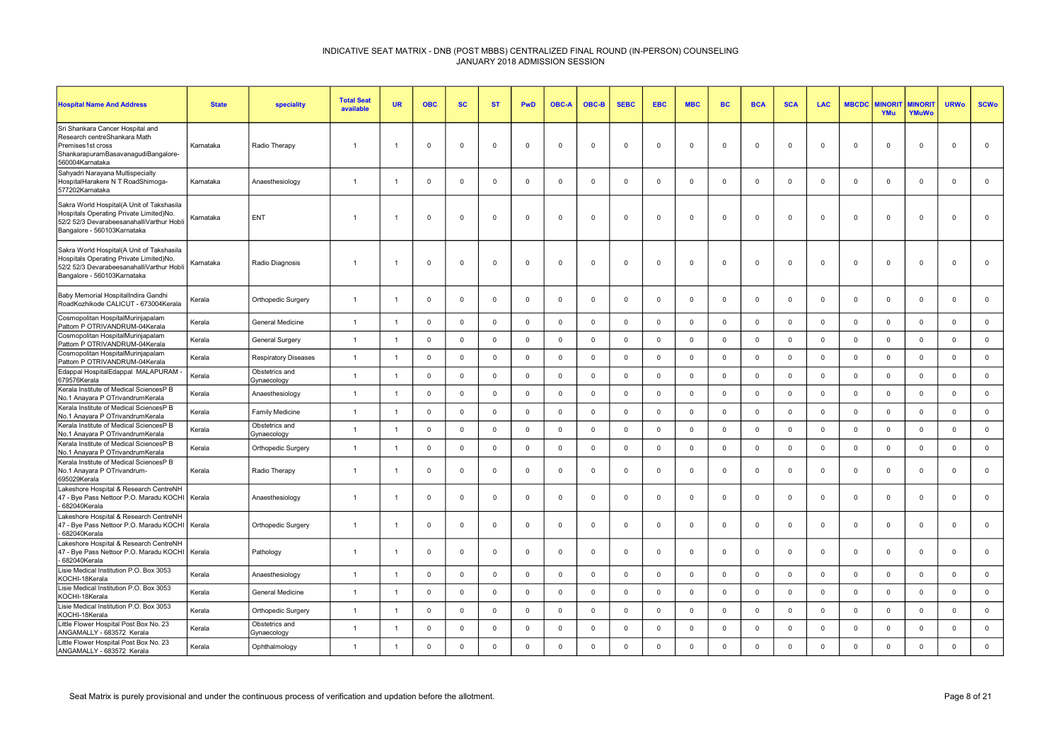# INDICATIVE SEAT MATRIX - DNB (POST MBBS) CENTRALIZED FINAL ROUND (IN-PERSON) COUNSELING
## JANUARY 2018 ADMISSION SESSION

| Hospital Name And Address | State | speciality | Total Seat available | UR | OBC | SC | ST | PwD | OBC-A | OBC-B | SEBC | EBC | MBC | BC | BCA | SCA | LAC | MBCDC | MINORIT YMu | MINORIT YMuWo | URWo | SCWo |
|---|---|---|---|---|---|---|---|---|---|---|---|---|---|---|---|---|---|---|---|---|---|---|
| Sri Shankara Cancer Hospital and Research centreShankara Math Premises1st cross ShankarapuramBasavanagudiBangalore-560004Karnataka | Karnataka | Radio Therapy | 1 | 1 | 0 | 0 | 0 | 0 | 0 | 0 | 0 | 0 | 0 | 0 | 0 | 0 | 0 | 0 | 0 | 0 | 0 | 0 |
| Sahyadri Narayana Multispecialty HospitalHarakere N T RoadShimoga-577202Karnataka | Karnataka | Anaesthesiology | 1 | 1 | 0 | 0 | 0 | 0 | 0 | 0 | 0 | 0 | 0 | 0 | 0 | 0 | 0 | 0 | 0 | 0 | 0 | 0 |
| Sakra World Hospital(A Unit of Takshasila Hospitals Operating Private Limited)No. 52/2 52/3 DevarabeesanahalliVarthur Hobli Bangalore - 560103Karnataka | Karnataka | ENT | 1 | 1 | 0 | 0 | 0 | 0 | 0 | 0 | 0 | 0 | 0 | 0 | 0 | 0 | 0 | 0 | 0 | 0 | 0 | 0 |
| Sakra World Hospital(A Unit of Takshasila Hospitals Operating Private Limited)No. 52/2 52/3 DevarabeesanahalliVarthur Hobli Bangalore - 560103Karnataka | Karnataka | Radio Diagnosis | 1 | 1 | 0 | 0 | 0 | 0 | 0 | 0 | 0 | 0 | 0 | 0 | 0 | 0 | 0 | 0 | 0 | 0 | 0 | 0 |
| Baby Memorial HospitalIndira Gandhi RoadKozhikode CALICUT - 673004Kerala | Kerala | Orthopedic Surgery | 1 | 1 | 0 | 0 | 0 | 0 | 0 | 0 | 0 | 0 | 0 | 0 | 0 | 0 | 0 | 0 | 0 | 0 | 0 | 0 |
| Cosmopolitan HospitalMurinjapalam Pattom P OTRIVANDRUM-04Kerala | Kerala | General Medicine | 1 | 1 | 0 | 0 | 0 | 0 | 0 | 0 | 0 | 0 | 0 | 0 | 0 | 0 | 0 | 0 | 0 | 0 | 0 | 0 |
| Cosmopolitan HospitalMurinjapalam Pattom P OTRIVANDRUM-04Kerala | Kerala | General Surgery | 1 | 1 | 0 | 0 | 0 | 0 | 0 | 0 | 0 | 0 | 0 | 0 | 0 | 0 | 0 | 0 | 0 | 0 | 0 | 0 |
| Cosmopolitan HospitalMurinjapalam Pattom P OTRIVANDRUM-04Kerala | Kerala | Respiratory Diseases | 1 | 1 | 0 | 0 | 0 | 0 | 0 | 0 | 0 | 0 | 0 | 0 | 0 | 0 | 0 | 0 | 0 | 0 | 0 | 0 |
| Edappal HospitalEdappal MALAPURAM - 679576Kerala | Kerala | Obstetrics and Gynaecology | 1 | 1 | 0 | 0 | 0 | 0 | 0 | 0 | 0 | 0 | 0 | 0 | 0 | 0 | 0 | 0 | 0 | 0 | 0 | 0 |
| Kerala Institute of Medical SciencesP B No.1 Anayara P OTrivandrumKerala | Kerala | Anaesthesiology | 1 | 1 | 0 | 0 | 0 | 0 | 0 | 0 | 0 | 0 | 0 | 0 | 0 | 0 | 0 | 0 | 0 | 0 | 0 | 0 |
| Kerala Institute of Medical SciencesP B No.1 Anayara P OTrivandrumKerala | Kerala | Family Medicine | 1 | 1 | 0 | 0 | 0 | 0 | 0 | 0 | 0 | 0 | 0 | 0 | 0 | 0 | 0 | 0 | 0 | 0 | 0 | 0 |
| Kerala Institute of Medical SciencesP B No.1 Anayara P OTrivandrumKerala | Kerala | Obstetrics and Gynaecology | 1 | 1 | 0 | 0 | 0 | 0 | 0 | 0 | 0 | 0 | 0 | 0 | 0 | 0 | 0 | 0 | 0 | 0 | 0 | 0 |
| Kerala Institute of Medical SciencesP B No.1 Anayara P OTrivandrumKerala | Kerala | Orthopedic Surgery | 1 | 1 | 0 | 0 | 0 | 0 | 0 | 0 | 0 | 0 | 0 | 0 | 0 | 0 | 0 | 0 | 0 | 0 | 0 | 0 |
| Kerala Institute of Medical SciencesP B No.1 Anayara P OTrivandrum-695029Kerala | Kerala | Radio Therapy | 1 | 1 | 0 | 0 | 0 | 0 | 0 | 0 | 0 | 0 | 0 | 0 | 0 | 0 | 0 | 0 | 0 | 0 | 0 | 0 |
| Lakeshore Hospital & Research CentreNH 47 - Bye Pass Nettoor P.O. Maradu KOCHI - 682040Kerala | Kerala | Anaesthesiology | 1 | 1 | 0 | 0 | 0 | 0 | 0 | 0 | 0 | 0 | 0 | 0 | 0 | 0 | 0 | 0 | 0 | 0 | 0 | 0 |
| Lakeshore Hospital & Research CentreNH 47 - Bye Pass Nettoor P.O. Maradu KOCHI - 682040Kerala | Kerala | Orthopedic Surgery | 1 | 1 | 0 | 0 | 0 | 0 | 0 | 0 | 0 | 0 | 0 | 0 | 0 | 0 | 0 | 0 | 0 | 0 | 0 | 0 |
| Lakeshore Hospital & Research CentreNH 47 - Bye Pass Nettoor P.O. Maradu KOCHI - 682040Kerala | Kerala | Pathology | 1 | 1 | 0 | 0 | 0 | 0 | 0 | 0 | 0 | 0 | 0 | 0 | 0 | 0 | 0 | 0 | 0 | 0 | 0 | 0 |
| Lisie Medical Institution P.O. Box 3053 KOCHI-18Kerala | Kerala | Anaesthesiology | 1 | 1 | 0 | 0 | 0 | 0 | 0 | 0 | 0 | 0 | 0 | 0 | 0 | 0 | 0 | 0 | 0 | 0 | 0 | 0 |
| Lisie Medical Institution P.O. Box 3053 KOCHI-18Kerala | Kerala | General Medicine | 1 | 1 | 0 | 0 | 0 | 0 | 0 | 0 | 0 | 0 | 0 | 0 | 0 | 0 | 0 | 0 | 0 | 0 | 0 | 0 |
| Lisie Medical Institution P.O. Box 3053 KOCHI-18Kerala | Kerala | Orthopedic Surgery | 1 | 1 | 0 | 0 | 0 | 0 | 0 | 0 | 0 | 0 | 0 | 0 | 0 | 0 | 0 | 0 | 0 | 0 | 0 | 0 |
| Little Flower Hospital Post Box No. 23 ANGAMALLY - 683572 Kerala | Kerala | Obstetrics and Gynaecology | 1 | 1 | 0 | 0 | 0 | 0 | 0 | 0 | 0 | 0 | 0 | 0 | 0 | 0 | 0 | 0 | 0 | 0 | 0 | 0 |
| Little Flower Hospital Post Box No. 23 ANGAMALLY - 683572 Kerala | Kerala | Ophthalmology | 1 | 1 | 0 | 0 | 0 | 0 | 0 | 0 | 0 | 0 | 0 | 0 | 0 | 0 | 0 | 0 | 0 | 0 | 0 | 0 |

Seat Matrix is purely provisional and under the continuous process of verification and updation before the allotment.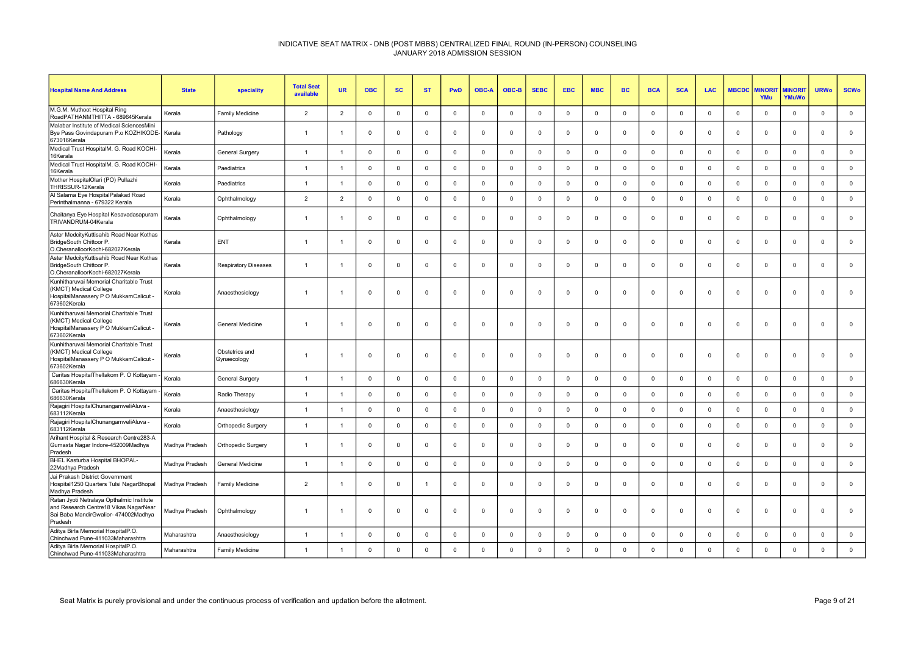INDICATIVE SEAT MATRIX - DNB (POST MBBS) CENTRALIZED FINAL ROUND (IN-PERSON) COUNSELING
JANUARY 2018 ADMISSION SESSION

| Hospital Name And Address | State | speciality | Total Seat available | UR | OBC | SC | ST | PwD | OBC-A | OBC-B | SEBC | EBC | MBC | BC | BCA | SCA | LAC | MBCDC | MINORITYMu | MINORITYMuWo | URWo | SCWo |
|---|---|---|---|---|---|---|---|---|---|---|---|---|---|---|---|---|---|---|---|---|---|---|
| M.G.M. Muthoot Hospital Ring RoadPATHANMTHITTA - 689645Kerala | Kerala | Family Medicine | 2 | 2 | 0 | 0 | 0 | 0 | 0 | 0 | 0 | 0 | 0 | 0 | 0 | 0 | 0 | 0 | 0 | 0 | 0 | 0 |
| Malabar Institute of Medical SciencesMini Bye Pass Govindapuram P.o KOZHIKODE-673016Kerala | Kerala | Pathology | 1 | 1 | 0 | 0 | 0 | 0 | 0 | 0 | 0 | 0 | 0 | 0 | 0 | 0 | 0 | 0 | 0 | 0 | 0 | 0 |
| Medical Trust HospitalM. G. Road KOCHI-16Kerala | Kerala | General Surgery | 1 | 1 | 0 | 0 | 0 | 0 | 0 | 0 | 0 | 0 | 0 | 0 | 0 | 0 | 0 | 0 | 0 | 0 | 0 | 0 |
| Medical Trust HospitalM. G. Road KOCHI-16Kerala | Kerala | Paediatrics | 1 | 1 | 0 | 0 | 0 | 0 | 0 | 0 | 0 | 0 | 0 | 0 | 0 | 0 | 0 | 0 | 0 | 0 | 0 | 0 |
| Mother HospitalOlari (PO) Pullazhi THRISSUR-12Kerala | Kerala | Paediatrics | 1 | 1 | 0 | 0 | 0 | 0 | 0 | 0 | 0 | 0 | 0 | 0 | 0 | 0 | 0 | 0 | 0 | 0 | 0 | 0 |
| Al Salama Eye HospitalPalakad Road Perinthalmanna - 679322 Kerala | Kerala | Ophthalmology | 2 | 2 | 0 | 0 | 0 | 0 | 0 | 0 | 0 | 0 | 0 | 0 | 0 | 0 | 0 | 0 | 0 | 0 | 0 | 0 |
| Chaitanya Eye Hospital Kesavadasapuram TRIVANDRUM-04Kerala | Kerala | Ophthalmology | 1 | 1 | 0 | 0 | 0 | 0 | 0 | 0 | 0 | 0 | 0 | 0 | 0 | 0 | 0 | 0 | 0 | 0 | 0 | 0 |
| Aster MedcityKuttisahib Road Near Kothas BridgeSouth Chittoor P. O.CheranalloorKochi-682027Kerala | Kerala | ENT | 1 | 1 | 0 | 0 | 0 | 0 | 0 | 0 | 0 | 0 | 0 | 0 | 0 | 0 | 0 | 0 | 0 | 0 | 0 | 0 |
| Aster MedcityKuttisahib Road Near Kothas BridgeSouth Chittoor P. O.CheranalloorKochi-682027Kerala | Kerala | Respiratory Diseases | 1 | 1 | 0 | 0 | 0 | 0 | 0 | 0 | 0 | 0 | 0 | 0 | 0 | 0 | 0 | 0 | 0 | 0 | 0 | 0 |
| Kunhitharuvai Memorial Charitable Trust (KMCT) Medical College HospitalManassery P O MukkamCalicut - 673602Kerala | Kerala | Anaesthesiology | 1 | 1 | 0 | 0 | 0 | 0 | 0 | 0 | 0 | 0 | 0 | 0 | 0 | 0 | 0 | 0 | 0 | 0 | 0 | 0 |
| Kunhitharuvai Memorial Charitable Trust (KMCT) Medical College HospitalManassery P O MukkamCalicut - 673602Kerala | Kerala | General Medicine | 1 | 1 | 0 | 0 | 0 | 0 | 0 | 0 | 0 | 0 | 0 | 0 | 0 | 0 | 0 | 0 | 0 | 0 | 0 | 0 |
| Kunhitharuvai Memorial Charitable Trust (KMCT) Medical College HospitalManassery P O MukkamCalicut - 673602Kerala | Kerala | Obstetrics and Gynaecology | 1 | 1 | 0 | 0 | 0 | 0 | 0 | 0 | 0 | 0 | 0 | 0 | 0 | 0 | 0 | 0 | 0 | 0 | 0 | 0 |
| Caritas HospitalThellakom P. O Kottayam - 686630Kerala | Kerala | General Surgery | 1 | 1 | 0 | 0 | 0 | 0 | 0 | 0 | 0 | 0 | 0 | 0 | 0 | 0 | 0 | 0 | 0 | 0 | 0 | 0 |
| Caritas HospitalThellakom P. O Kottayam - 686630Kerala | Kerala | Radio Therapy | 1 | 1 | 0 | 0 | 0 | 0 | 0 | 0 | 0 | 0 | 0 | 0 | 0 | 0 | 0 | 0 | 0 | 0 | 0 | 0 |
| Rajagiri HospitalChunangamveliAluva - 683112Kerala | Kerala | Anaesthesiology | 1 | 1 | 0 | 0 | 0 | 0 | 0 | 0 | 0 | 0 | 0 | 0 | 0 | 0 | 0 | 0 | 0 | 0 | 0 | 0 |
| Rajagiri HospitalChunangamveliAluva - 683112Kerala | Kerala | Orthopedic Surgery | 1 | 1 | 0 | 0 | 0 | 0 | 0 | 0 | 0 | 0 | 0 | 0 | 0 | 0 | 0 | 0 | 0 | 0 | 0 | 0 |
| Arihant Hospital & Research Centre283-A Gumasta Nagar Indore-452009Madhya Pradesh | Madhya Pradesh | Orthopedic Surgery | 1 | 1 | 0 | 0 | 0 | 0 | 0 | 0 | 0 | 0 | 0 | 0 | 0 | 0 | 0 | 0 | 0 | 0 | 0 | 0 |
| BHEL Kasturba Hospital BHOPAL-22Madhya Pradesh | Madhya Pradesh | General Medicine | 1 | 1 | 0 | 0 | 0 | 0 | 0 | 0 | 0 | 0 | 0 | 0 | 0 | 0 | 0 | 0 | 0 | 0 | 0 | 0 |
| Jai Prakash District Government Hospital1250 Quarters Tulsi NagarBhopal Madhya Pradesh | Madhya Pradesh | Family Medicine | 2 | 1 | 0 | 0 | 1 | 0 | 0 | 0 | 0 | 0 | 0 | 0 | 0 | 0 | 0 | 0 | 0 | 0 | 0 | 0 |
| Ratan Jyoti Netralaya Opthalmic Institute and Research Centre18 Vikas NagarNear Sai Baba MandirGwalior- 474002Madhya Pradesh | Madhya Pradesh | Ophthalmology | 1 | 1 | 0 | 0 | 0 | 0 | 0 | 0 | 0 | 0 | 0 | 0 | 0 | 0 | 0 | 0 | 0 | 0 | 0 | 0 |
| Aditya Birla Memorial HospitalP.O. Chinchwad Pune-411033Maharashtra | Maharashtra | Anaesthesiology | 1 | 1 | 0 | 0 | 0 | 0 | 0 | 0 | 0 | 0 | 0 | 0 | 0 | 0 | 0 | 0 | 0 | 0 | 0 | 0 |
| Aditya Birla Memorial HospitalP.O. Chinchwad Pune-411033Maharashtra | Maharashtra | Family Medicine | 1 | 1 | 0 | 0 | 0 | 0 | 0 | 0 | 0 | 0 | 0 | 0 | 0 | 0 | 0 | 0 | 0 | 0 | 0 | 0 |

Seat Matrix is purely provisional and under the continuous process of verification and updation before the allotment.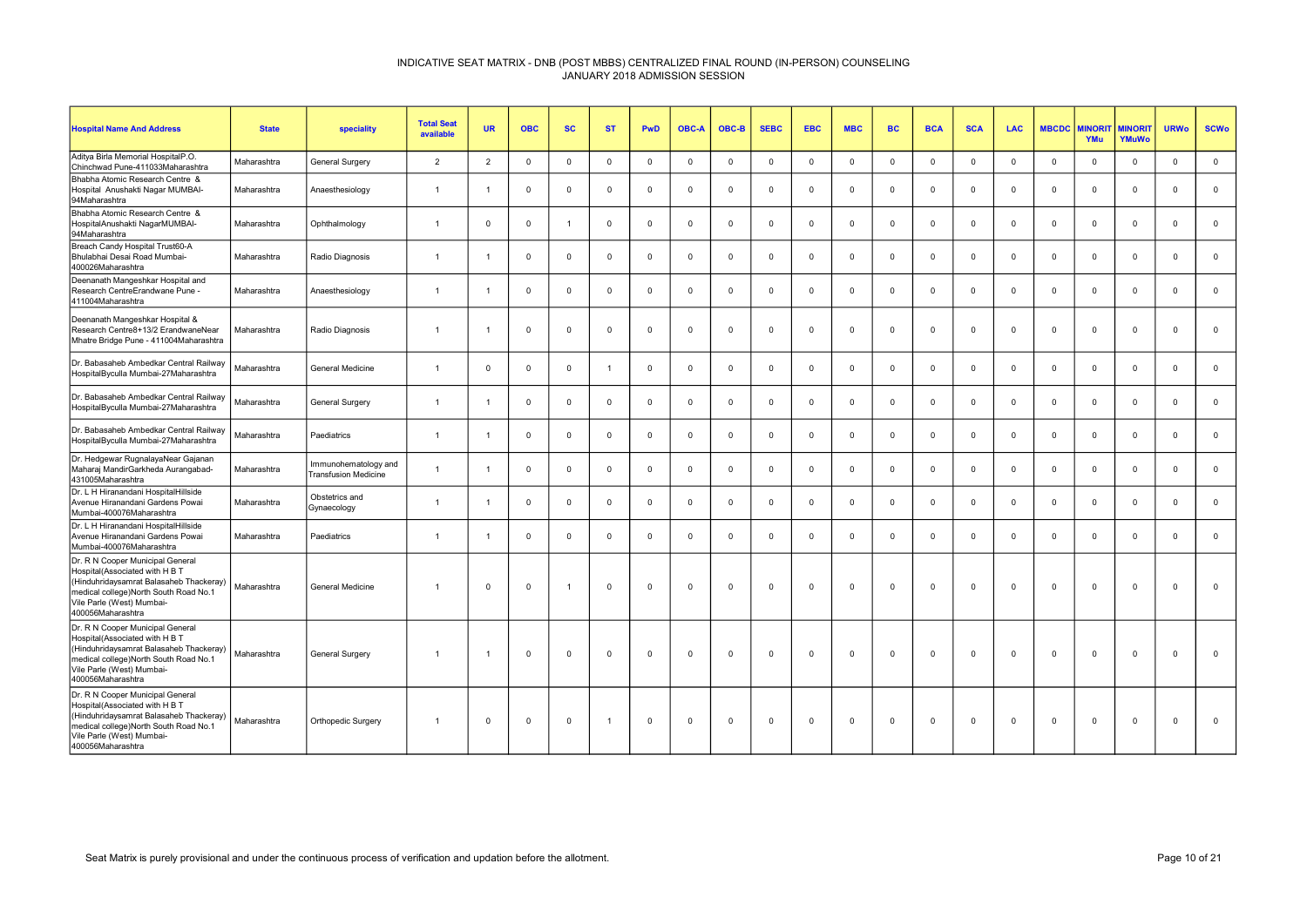INDICATIVE SEAT MATRIX - DNB (POST MBBS) CENTRALIZED FINAL ROUND (IN-PERSON) COUNSELING
JANUARY 2018 ADMISSION SESSION

| Hospital Name And Address | State | speciality | Total Seat available | UR | OBC | SC | ST | PwD | OBC-A | OBC-B | SEBC | EBC | MBC | BC | BCA | SCA | LAC | MBCDC | MINORITYMu | MINORITYMuWo | URWo | SCWo |
|---|---|---|---|---|---|---|---|---|---|---|---|---|---|---|---|---|---|---|---|---|---|---|
| Aditya Birla Memorial HospitalP.O. Chinchwad Pune-411033Maharashtra | Maharashtra | General Surgery | 2 | 2 | 0 | 0 | 0 | 0 | 0 | 0 | 0 | 0 | 0 | 0 | 0 | 0 | 0 | 0 | 0 | 0 | 0 | 0 |
| Bhabha Atomic Research Centre & Hospital Anushakti Nagar MUMBAI-94Maharashtra | Maharashtra | Anaesthesiology | 1 | 1 | 0 | 0 | 0 | 0 | 0 | 0 | 0 | 0 | 0 | 0 | 0 | 0 | 0 | 0 | 0 | 0 | 0 | 0 |
| Bhabha Atomic Research Centre & HospitalAnushakti NagarMUMBAI-94Maharashtra | Maharashtra | Ophthalmology | 1 | 0 | 0 | 1 | 0 | 0 | 0 | 0 | 0 | 0 | 0 | 0 | 0 | 0 | 0 | 0 | 0 | 0 | 0 | 0 |
| Breach Candy Hospital Trust60-A Bhulabhai Desai Road Mumbai-400026Maharashtra | Maharashtra | Radio Diagnosis | 1 | 1 | 0 | 0 | 0 | 0 | 0 | 0 | 0 | 0 | 0 | 0 | 0 | 0 | 0 | 0 | 0 | 0 | 0 | 0 |
| Deenanath Mangeshkar Hospital and Research CentreErandwane Pune - 411004Maharashtra | Maharashtra | Anaesthesiology | 1 | 1 | 0 | 0 | 0 | 0 | 0 | 0 | 0 | 0 | 0 | 0 | 0 | 0 | 0 | 0 | 0 | 0 | 0 | 0 |
| Deenanath Mangeshkar Hospital & Research Centre8+13/2 ErandwaneNear Mhatre Bridge Pune - 411004Maharashtra | Maharashtra | Radio Diagnosis | 1 | 1 | 0 | 0 | 0 | 0 | 0 | 0 | 0 | 0 | 0 | 0 | 0 | 0 | 0 | 0 | 0 | 0 | 0 | 0 |
| Dr. Babasaheb Ambedkar Central Railway HospitalByculla Mumbai-27Maharashtra | Maharashtra | General Medicine | 1 | 0 | 0 | 0 | 1 | 0 | 0 | 0 | 0 | 0 | 0 | 0 | 0 | 0 | 0 | 0 | 0 | 0 | 0 | 0 |
| Dr. Babasaheb Ambedkar Central Railway HospitalByculla Mumbai-27Maharashtra | Maharashtra | General Surgery | 1 | 1 | 0 | 0 | 0 | 0 | 0 | 0 | 0 | 0 | 0 | 0 | 0 | 0 | 0 | 0 | 0 | 0 | 0 | 0 |
| Dr. Babasaheb Ambedkar Central Railway HospitalByculla Mumbai-27Maharashtra | Maharashtra | Paediatrics | 1 | 1 | 0 | 0 | 0 | 0 | 0 | 0 | 0 | 0 | 0 | 0 | 0 | 0 | 0 | 0 | 0 | 0 | 0 | 0 |
| Dr. Hedgewar RugnalayaNear Gajanan Maharaj MandirGarkheda Aurangabad-431005Maharashtra | Maharashtra | Immunohematology and Transfusion Medicine | 1 | 1 | 0 | 0 | 0 | 0 | 0 | 0 | 0 | 0 | 0 | 0 | 0 | 0 | 0 | 0 | 0 | 0 | 0 | 0 |
| Dr. L H Hiranandani HospitalHillside Avenue Hiranandani Gardens Powai Mumbai-400076Maharashtra | Maharashtra | Obstetrics and Gynaecology | 1 | 1 | 0 | 0 | 0 | 0 | 0 | 0 | 0 | 0 | 0 | 0 | 0 | 0 | 0 | 0 | 0 | 0 | 0 | 0 |
| Dr. L H Hiranandani HospitalHillside Avenue Hiranandani Gardens Powai Mumbai-400076Maharashtra | Maharashtra | Paediatrics | 1 | 1 | 0 | 0 | 0 | 0 | 0 | 0 | 0 | 0 | 0 | 0 | 0 | 0 | 0 | 0 | 0 | 0 | 0 | 0 |
| Dr. R N Cooper Municipal General Hospital(Associated with H B T (Hinduhridaysamrat Balasaheb Thackeray) medical college)North South Road No.1 Vile Parle (West) Mumbai-400056Maharashtra | Maharashtra | General Medicine | 1 | 0 | 0 | 1 | 0 | 0 | 0 | 0 | 0 | 0 | 0 | 0 | 0 | 0 | 0 | 0 | 0 | 0 | 0 | 0 |
| Dr. R N Cooper Municipal General Hospital(Associated with H B T (Hinduhridaysamrat Balasaheb Thackeray) medical college)North South Road No.1 Vile Parle (West) Mumbai-400056Maharashtra | Maharashtra | General Surgery | 1 | 1 | 0 | 0 | 0 | 0 | 0 | 0 | 0 | 0 | 0 | 0 | 0 | 0 | 0 | 0 | 0 | 0 | 0 | 0 |
| Dr. R N Cooper Municipal General Hospital(Associated with H B T (Hinduhridaysamrat Balasaheb Thackeray) medical college)North South Road No.1 Vile Parle (West) Mumbai-400056Maharashtra | Maharashtra | Orthopedic Surgery | 1 | 0 | 0 | 0 | 1 | 0 | 0 | 0 | 0 | 0 | 0 | 0 | 0 | 0 | 0 | 0 | 0 | 0 | 0 | 0 |

Seat Matrix is purely provisional and under the continuous process of verification and updation before the allotment.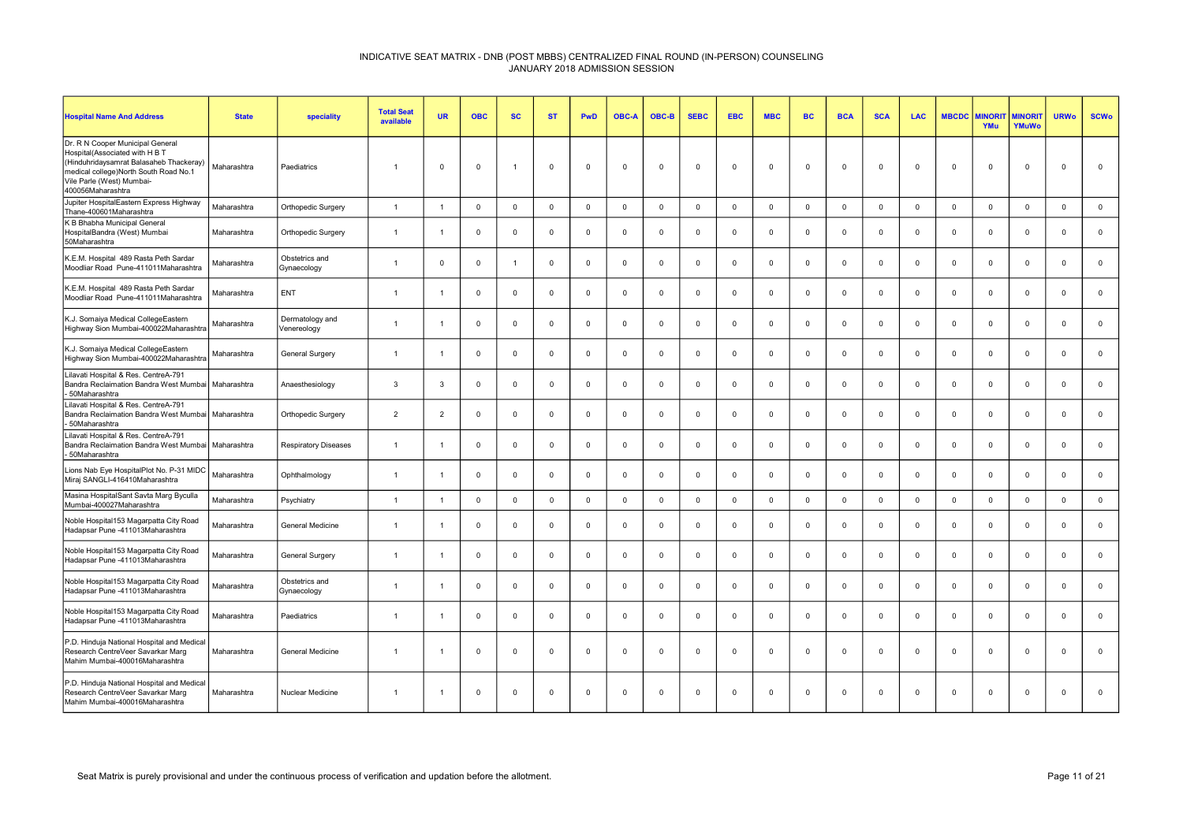INDICATIVE SEAT MATRIX - DNB (POST MBBS) CENTRALIZED FINAL ROUND (IN-PERSON) COUNSELING
JANUARY 2018 ADMISSION SESSION

| Hospital Name And Address | State | speciality | Total Seat available | UR | OBC | SC | ST | PwD | OBC-A | OBC-B | SEBC | EBC | MBC | BC | BCA | SCA | LAC | MBCDC | MINORIT YMu | MINORIT YMuWo | URWo | SCWo |
|---|---|---|---|---|---|---|---|---|---|---|---|---|---|---|---|---|---|---|---|---|---|---|
| Dr. R N Cooper Municipal General Hospital(Associated with H B T (Hinduhridaysamrat Balasaheb Thackeray) medical college)North South Road No.1 Vile Parle (West) Mumbai-400056Maharashtra | Maharashtra | Paediatrics | 1 | 0 | 0 | 1 | 0 | 0 | 0 | 0 | 0 | 0 | 0 | 0 | 0 | 0 | 0 | 0 | 0 | 0 | 0 | 0 |
| Jupiter HospitalEastern Express Highway Thane-400601Maharashtra | Maharashtra | Orthopedic Surgery | 1 | 1 | 0 | 0 | 0 | 0 | 0 | 0 | 0 | 0 | 0 | 0 | 0 | 0 | 0 | 0 | 0 | 0 | 0 | 0 |
| K B Bhabha Municipal General HospitalBandra (West) Mumbai 50Maharashtra | Maharashtra | Orthopedic Surgery | 1 | 1 | 0 | 0 | 0 | 0 | 0 | 0 | 0 | 0 | 0 | 0 | 0 | 0 | 0 | 0 | 0 | 0 | 0 | 0 |
| K.E.M. Hospital 489 Rasta Peth Sardar Moodliar Road Pune-411011Maharashtra | Maharashtra | Obstetrics and Gynaecology | 1 | 0 | 0 | 1 | 0 | 0 | 0 | 0 | 0 | 0 | 0 | 0 | 0 | 0 | 0 | 0 | 0 | 0 | 0 | 0 |
| K.E.M. Hospital 489 Rasta Peth Sardar Moodliar Road Pune-411011Maharashtra | Maharashtra | ENT | 1 | 1 | 0 | 0 | 0 | 0 | 0 | 0 | 0 | 0 | 0 | 0 | 0 | 0 | 0 | 0 | 0 | 0 | 0 | 0 |
| K.J. Somaiya Medical CollegeEastern Highway Sion Mumbai-400022Maharashtra | Maharashtra | Dermatology and Venereology | 1 | 1 | 0 | 0 | 0 | 0 | 0 | 0 | 0 | 0 | 0 | 0 | 0 | 0 | 0 | 0 | 0 | 0 | 0 | 0 |
| K.J. Somaiya Medical CollegeEastern Highway Sion Mumbai-400022Maharashtra | Maharashtra | General Surgery | 1 | 1 | 0 | 0 | 0 | 0 | 0 | 0 | 0 | 0 | 0 | 0 | 0 | 0 | 0 | 0 | 0 | 0 | 0 | 0 |
| Lilavati Hospital & Res. CentreA-791 Bandra Reclaimation Bandra West Mumbai - 50Maharashtra | Maharashtra | Anaesthesiology | 3 | 3 | 0 | 0 | 0 | 0 | 0 | 0 | 0 | 0 | 0 | 0 | 0 | 0 | 0 | 0 | 0 | 0 | 0 | 0 |
| Lilavati Hospital & Res. CentreA-791 Bandra Reclaimation Bandra West Mumbai - 50Maharashtra | Maharashtra | Orthopedic Surgery | 2 | 2 | 0 | 0 | 0 | 0 | 0 | 0 | 0 | 0 | 0 | 0 | 0 | 0 | 0 | 0 | 0 | 0 | 0 | 0 |
| Lilavati Hospital & Res. CentreA-791 Bandra Reclaimation Bandra West Mumbai - 50Maharashtra | Maharashtra | Respiratory Diseases | 1 | 1 | 0 | 0 | 0 | 0 | 0 | 0 | 0 | 0 | 0 | 0 | 0 | 0 | 0 | 0 | 0 | 0 | 0 | 0 |
| Lions Nab Eye HospitalPlot No. P-31 MIDC Miraj SANGLI-416410Maharashtra | Maharashtra | Ophthalmology | 1 | 1 | 0 | 0 | 0 | 0 | 0 | 0 | 0 | 0 | 0 | 0 | 0 | 0 | 0 | 0 | 0 | 0 | 0 | 0 |
| Masina HospitalSant Savta Marg Byculla Mumbai-400027Maharashtra | Maharashtra | Psychiatry | 1 | 1 | 0 | 0 | 0 | 0 | 0 | 0 | 0 | 0 | 0 | 0 | 0 | 0 | 0 | 0 | 0 | 0 | 0 | 0 |
| Noble Hospital153 Magarpatta City Road Hadapsar Pune -411013Maharashtra | Maharashtra | General Medicine | 1 | 1 | 0 | 0 | 0 | 0 | 0 | 0 | 0 | 0 | 0 | 0 | 0 | 0 | 0 | 0 | 0 | 0 | 0 | 0 |
| Noble Hospital153 Magarpatta City Road Hadapsar Pune -411013Maharashtra | Maharashtra | General Surgery | 1 | 1 | 0 | 0 | 0 | 0 | 0 | 0 | 0 | 0 | 0 | 0 | 0 | 0 | 0 | 0 | 0 | 0 | 0 | 0 |
| Noble Hospital153 Magarpatta City Road Hadapsar Pune -411013Maharashtra | Maharashtra | Obstetrics and Gynaecology | 1 | 1 | 0 | 0 | 0 | 0 | 0 | 0 | 0 | 0 | 0 | 0 | 0 | 0 | 0 | 0 | 0 | 0 | 0 | 0 |
| Noble Hospital153 Magarpatta City Road Hadapsar Pune -411013Maharashtra | Maharashtra | Paediatrics | 1 | 1 | 0 | 0 | 0 | 0 | 0 | 0 | 0 | 0 | 0 | 0 | 0 | 0 | 0 | 0 | 0 | 0 | 0 | 0 |
| P.D. Hinduja National Hospital and Medical Research CentreVeer Savarkar Marg Mahim Mumbai-400016Maharashtra | Maharashtra | General Medicine | 1 | 1 | 0 | 0 | 0 | 0 | 0 | 0 | 0 | 0 | 0 | 0 | 0 | 0 | 0 | 0 | 0 | 0 | 0 | 0 |
| P.D. Hinduja National Hospital and Medical Research CentreVeer Savarkar Marg Mahim Mumbai-400016Maharashtra | Maharashtra | Nuclear Medicine | 1 | 1 | 0 | 0 | 0 | 0 | 0 | 0 | 0 | 0 | 0 | 0 | 0 | 0 | 0 | 0 | 0 | 0 | 0 | 0 |

Seat Matrix is purely provisional and under the continuous process of verification and updation before the allotment.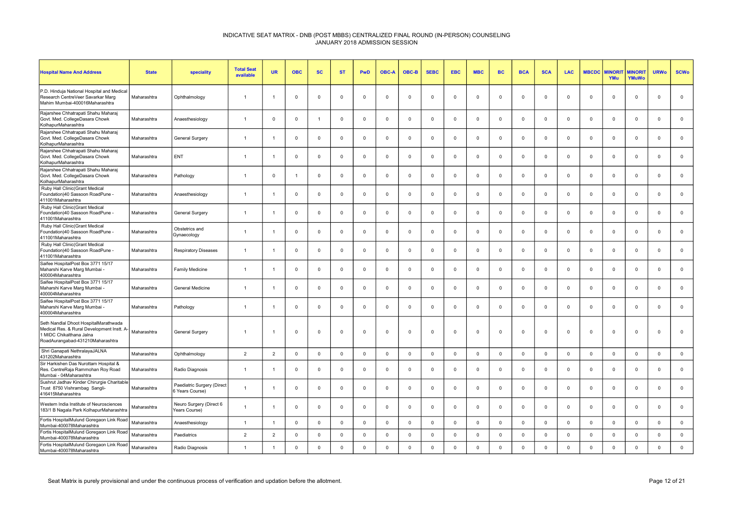# INDICATIVE SEAT MATRIX - DNB (POST MBBS) CENTRALIZED FINAL ROUND (IN-PERSON) COUNSELING
## JANUARY 2018 ADMISSION SESSION

| Hospital Name And Address | State | speciality | Total Seat available | UR | OBC | SC | ST | PwD | OBC-A | OBC-B | SEBC | EBC | MBC | BC | BCA | SCA | LAC | MBCDC | MINORITYMu | MINORITYMuWo | URWo | SCWo |
|---|---|---|---|---|---|---|---|---|---|---|---|---|---|---|---|---|---|---|---|---|---|---|
| P.D. Hinduja National Hospital and Medical Research CentreVeer Savarkar Marg Mahim Mumbai-400016Maharashtra | Maharashtra | Ophthalmology | 1 | 1 | 0 | 0 | 0 | 0 | 0 | 0 | 0 | 0 | 0 | 0 | 0 | 0 | 0 | 0 | 0 | 0 | 0 | 0 |
| Rajarshee Chhatrapati Shahu Maharaj Govt. Med. CollegeDasara Chowk KolhapurMaharashtra | Maharashtra | Anaesthesiology | 1 | 0 | 0 | 1 | 0 | 0 | 0 | 0 | 0 | 0 | 0 | 0 | 0 | 0 | 0 | 0 | 0 | 0 | 0 | 0 |
| Rajarshee Chhatrapati Shahu Maharaj Govt. Med. CollegeDasara Chowk KolhapurMaharashtra | Maharashtra | General Surgery | 1 | 1 | 0 | 0 | 0 | 0 | 0 | 0 | 0 | 0 | 0 | 0 | 0 | 0 | 0 | 0 | 0 | 0 | 0 | 0 |
| Rajarshee Chhatrapati Shahu Maharaj Govt. Med. CollegeDasara Chowk KolhapurMaharashtra | Maharashtra | ENT | 1 | 1 | 0 | 0 | 0 | 0 | 0 | 0 | 0 | 0 | 0 | 0 | 0 | 0 | 0 | 0 | 0 | 0 | 0 | 0 |
| Rajarshee Chhatrapati Shahu Maharaj Govt. Med. CollegeDasara Chowk KolhapurMaharashtra | Maharashtra | Pathology | 1 | 0 | 1 | 0 | 0 | 0 | 0 | 0 | 0 | 0 | 0 | 0 | 0 | 0 | 0 | 0 | 0 | 0 | 0 | 0 |
| Ruby Hall Clinic(Grant Medical Foundation)40 Sassoon RoadPune - 411001Maharashtra | Maharashtra | Anaesthesiology | 1 | 1 | 0 | 0 | 0 | 0 | 0 | 0 | 0 | 0 | 0 | 0 | 0 | 0 | 0 | 0 | 0 | 0 | 0 | 0 |
| Ruby Hall Clinic(Grant Medical Foundation)40 Sassoon RoadPune - 411001Maharashtra | Maharashtra | General Surgery | 1 | 1 | 0 | 0 | 0 | 0 | 0 | 0 | 0 | 0 | 0 | 0 | 0 | 0 | 0 | 0 | 0 | 0 | 0 | 0 |
| Ruby Hall Clinic(Grant Medical Foundation)40 Sassoon RoadPune - 411001Maharashtra | Maharashtra | Obstetrics and Gynaecology | 1 | 1 | 0 | 0 | 0 | 0 | 0 | 0 | 0 | 0 | 0 | 0 | 0 | 0 | 0 | 0 | 0 | 0 | 0 | 0 |
| Ruby Hall Clinic(Grant Medical Foundation)40 Sassoon RoadPune - 411001Maharashtra | Maharashtra | Respiratory Diseases | 1 | 1 | 0 | 0 | 0 | 0 | 0 | 0 | 0 | 0 | 0 | 0 | 0 | 0 | 0 | 0 | 0 | 0 | 0 | 0 |
| Saifee HospitalPost Box 3771 15/17 Maharshi Karve Marg Mumbai - 400004Maharashtra | Maharashtra | Family Medicine | 1 | 1 | 0 | 0 | 0 | 0 | 0 | 0 | 0 | 0 | 0 | 0 | 0 | 0 | 0 | 0 | 0 | 0 | 0 | 0 |
| Saifee HospitalPost Box 3771 15/17 Maharshi Karve Marg Mumbai - 400004Maharashtra | Maharashtra | General Medicine | 1 | 1 | 0 | 0 | 0 | 0 | 0 | 0 | 0 | 0 | 0 | 0 | 0 | 0 | 0 | 0 | 0 | 0 | 0 | 0 |
| Saifee HospitalPost Box 3771 15/17 Maharshi Karve Marg Mumbai - 400004Maharashtra | Maharashtra | Pathology | 1 | 1 | 0 | 0 | 0 | 0 | 0 | 0 | 0 | 0 | 0 | 0 | 0 | 0 | 0 | 0 | 0 | 0 | 0 | 0 |
| Seth Nandlal Dhoot HospitalMarathwada Medical Res. & Rural Development Instt. A-1 MIDC Chikalthana Jalna RoadAurangabad-431210Maharashtra | Maharashtra | General Surgery | 1 | 1 | 0 | 0 | 0 | 0 | 0 | 0 | 0 | 0 | 0 | 0 | 0 | 0 | 0 | 0 | 0 | 0 | 0 | 0 |
| Shri Ganapati NethralayaJALNA 431202Maharashtra | Maharashtra | Ophthalmology | 2 | 2 | 0 | 0 | 0 | 0 | 0 | 0 | 0 | 0 | 0 | 0 | 0 | 0 | 0 | 0 | 0 | 0 | 0 | 0 |
| Sir Harkishen Das Nurottam Hospital & Res. CentreRaja Rammohan Roy Road Mumbai - 04Maharashtra | Maharashtra | Radio Diagnosis | 1 | 1 | 0 | 0 | 0 | 0 | 0 | 0 | 0 | 0 | 0 | 0 | 0 | 0 | 0 | 0 | 0 | 0 | 0 | 0 |
| Sushrut Jadhav Kinder Chirurgie Charitable Trust 8750 Vishrambag Sangli-416415Maharashtra | Maharashtra | Paediatric Surgery (Direct 6 Years Course) | 1 | 1 | 0 | 0 | 0 | 0 | 0 | 0 | 0 | 0 | 0 | 0 | 0 | 0 | 0 | 0 | 0 | 0 | 0 | 0 |
| Western India Institute of Neurosciences 183/1 B Nagala Park KolhapurMaharashtra | Maharashtra | Neuro Surgery (Direct 6 Years Course) | 1 | 1 | 0 | 0 | 0 | 0 | 0 | 0 | 0 | 0 | 0 | 0 | 0 | 0 | 0 | 0 | 0 | 0 | 0 | 0 |
| Fortis HospitalMulund Goregaon Link Road Mumbai-400078Maharashtra | Maharashtra | Anaesthesiology | 1 | 1 | 0 | 0 | 0 | 0 | 0 | 0 | 0 | 0 | 0 | 0 | 0 | 0 | 0 | 0 | 0 | 0 | 0 | 0 |
| Fortis HospitalMulund Goregaon Link Road Mumbai-400078Maharashtra | Maharashtra | Paediatrics | 2 | 2 | 0 | 0 | 0 | 0 | 0 | 0 | 0 | 0 | 0 | 0 | 0 | 0 | 0 | 0 | 0 | 0 | 0 | 0 |
| Fortis HospitalMulund Goregaon Link Road Mumbai-400078Maharashtra | Maharashtra | Radio Diagnosis | 1 | 1 | 0 | 0 | 0 | 0 | 0 | 0 | 0 | 0 | 0 | 0 | 0 | 0 | 0 | 0 | 0 | 0 | 0 | 0 |

Seat Matrix is purely provisional and under the continuous process of verification and updation before the allotment.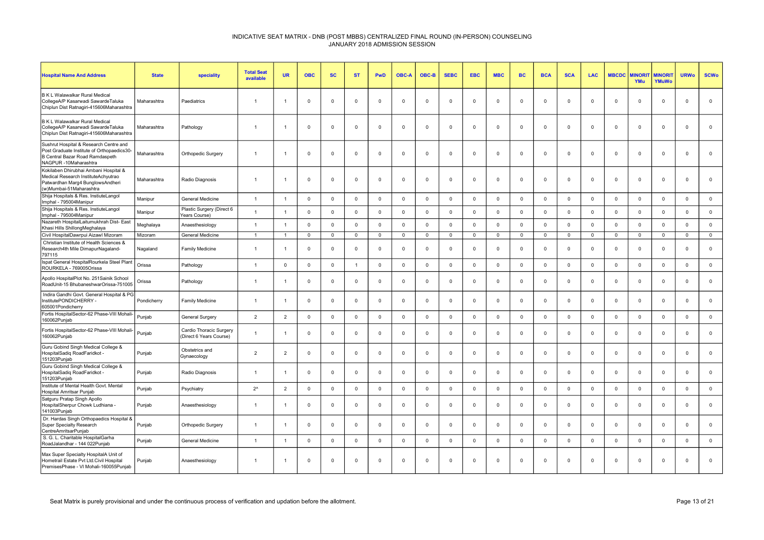# INDICATIVE SEAT MATRIX - DNB (POST MBBS) CENTRALIZED FINAL ROUND (IN-PERSON) COUNSELING
## JANUARY 2018 ADMISSION SESSION

| Hospital Name And Address | State | speciality | Total Seat available | UR | OBC | SC | ST | PwD | OBC-A | OBC-B | SEBC | EBC | MBC | BC | BCA | SCA | LAC | MBCDC | MINORITYMu | MINORITYMuWo | URWo | SCWo |
|---|---|---|---|---|---|---|---|---|---|---|---|---|---|---|---|---|---|---|---|---|---|---|
| B K L Walawalkar Rural Medical CollegeA/P Kasarwadi SawardeTaluka Chiplun Dist Ratnagiri-415606Maharashtra | Maharashtra | Paediatrics | 1 | 1 | 0 | 0 | 0 | 0 | 0 | 0 | 0 | 0 | 0 | 0 | 0 | 0 | 0 | 0 | 0 | 0 | 0 | 0 |
| B K L Walawalkar Rural Medical CollegeA/P Kasarwadi SawardeTaluka Chiplun Dist Ratnagiri-415606Maharashtra | Maharashtra | Pathology | 1 | 1 | 0 | 0 | 0 | 0 | 0 | 0 | 0 | 0 | 0 | 0 | 0 | 0 | 0 | 0 | 0 | 0 | 0 | 0 |
| Sushrut Hospital & Research Centre and Post Graduate Institute of Orthopaedics30-B Central Bazar Road Ramdaspeth NAGPUR -10Maharashtra | Maharashtra | Orthopedic Surgery | 1 | 1 | 0 | 0 | 0 | 0 | 0 | 0 | 0 | 0 | 0 | 0 | 0 | 0 | 0 | 0 | 0 | 0 | 0 | 0 |
| Kokilaben Dhirubhai Ambani Hospital & Medical Research InstituteAchyutrao Patwardhan Marg4 BunglowsAndheri (w)Mumbai-51Maharashtra | Maharashtra | Radio Diagnosis | 1 | 1 | 0 | 0 | 0 | 0 | 0 | 0 | 0 | 0 | 0 | 0 | 0 | 0 | 0 | 0 | 0 | 0 | 0 | 0 |
| Shija Hospitals & Res. InstiuteLangol Imphal - 795004Manipur | Manipur | General Medicine | 1 | 1 | 0 | 0 | 0 | 0 | 0 | 0 | 0 | 0 | 0 | 0 | 0 | 0 | 0 | 0 | 0 | 0 | 0 | 0 |
| Shija Hospitals & Res. InstiuteLangol Imphal - 795004Manipur | Manipur | Plastic Surgery (Direct 6 Years Course) | 1 | 1 | 0 | 0 | 0 | 0 | 0 | 0 | 0 | 0 | 0 | 0 | 0 | 0 | 0 | 0 | 0 | 0 | 0 | 0 |
| Nazareth HospitalLaitumukhrah Dist- East Khasi Hills ShillongMeghalaya | Meghalaya | Anaesthesiology | 1 | 1 | 0 | 0 | 0 | 0 | 0 | 0 | 0 | 0 | 0 | 0 | 0 | 0 | 0 | 0 | 0 | 0 | 0 | 0 |
| Civil HospitalDawrpui Aizawl Mizoram | Mizoram | General Medicine | 1 | 1 | 0 | 0 | 0 | 0 | 0 | 0 | 0 | 0 | 0 | 0 | 0 | 0 | 0 | 0 | 0 | 0 | 0 | 0 |
| Christian Institute of Health Sciences & Research4th Mile DimapurNagaland-797115 | Nagaland | Family Medicine | 1 | 1 | 0 | 0 | 0 | 0 | 0 | 0 | 0 | 0 | 0 | 0 | 0 | 0 | 0 | 0 | 0 | 0 | 0 | 0 |
| Ispat General HospitalRourkela Steel Plant ROURKELA - 769005Orissa | Orissa | Pathology | 1 | 0 | 0 | 0 | 1 | 0 | 0 | 0 | 0 | 0 | 0 | 0 | 0 | 0 | 0 | 0 | 0 | 0 | 0 | 0 |
| Apollo HospitalPlot No. 251Sainik School RoadUnit-15 BhubaneshwarOrissa-751005 | Orissa | Pathology | 1 | 1 | 0 | 0 | 0 | 0 | 0 | 0 | 0 | 0 | 0 | 0 | 0 | 0 | 0 | 0 | 0 | 0 | 0 | 0 |
| Indira Gandhi Govt. General Hospital & PG InstitutePONDICHERRY - 605001Pondicherry | Pondicherry | Family Medicine | 1 | 1 | 0 | 0 | 0 | 0 | 0 | 0 | 0 | 0 | 0 | 0 | 0 | 0 | 0 | 0 | 0 | 0 | 0 | 0 |
| Fortis HospitalSector-62 Phase-VIII Mohali-160062Punjab | Punjab | General Surgery | 2 | 2 | 0 | 0 | 0 | 0 | 0 | 0 | 0 | 0 | 0 | 0 | 0 | 0 | 0 | 0 | 0 | 0 | 0 | 0 |
| Fortis HospitalSector-62 Phase-VIII Mohali-160062Punjab | Punjab | Cardio Thoracic Surgery (Direct 6 Years Course) | 1 | 1 | 0 | 0 | 0 | 0 | 0 | 0 | 0 | 0 | 0 | 0 | 0 | 0 | 0 | 0 | 0 | 0 | 0 | 0 |
| Guru Gobind Singh Medical College & HospitalSadiq RoadFaridkot - 151203Punjab | Punjab | Obstetrics and Gynaecology | 2 | 2 | 0 | 0 | 0 | 0 | 0 | 0 | 0 | 0 | 0 | 0 | 0 | 0 | 0 | 0 | 0 | 0 | 0 | 0 |
| Guru Gobind Singh Medical College & HospitalSadiq RoadFaridkot - 151203Punjab | Punjab | Radio Diagnosis | 1 | 1 | 0 | 0 | 0 | 0 | 0 | 0 | 0 | 0 | 0 | 0 | 0 | 0 | 0 | 0 | 0 | 0 | 0 | 0 |
| Institute of Mental Health Govt. Mental Hospital Amritsar Punjab | Punjab | Psychiatry | 2^ | 2 | 0 | 0 | 0 | 0 | 0 | 0 | 0 | 0 | 0 | 0 | 0 | 0 | 0 | 0 | 0 | 0 | 0 | 0 |
| Satguru Pratap Singh Apollo HospitalSherpur Chowk Ludhiana - 141003Punjab | Punjab | Anaesthesiology | 1 | 1 | 0 | 0 | 0 | 0 | 0 | 0 | 0 | 0 | 0 | 0 | 0 | 0 | 0 | 0 | 0 | 0 | 0 | 0 |
| Dr. Hardas Singh Orthopaedics Hospital & Super Specialty Research CentreAmritsarPunjab | Punjab | Orthopedic Surgery | 1 | 1 | 0 | 0 | 0 | 0 | 0 | 0 | 0 | 0 | 0 | 0 | 0 | 0 | 0 | 0 | 0 | 0 | 0 | 0 |
| S. G. L. Charitable HospitalGarha RoadJalandhar - 144 022Punjab | Punjab | General Medicine | 1 | 1 | 0 | 0 | 0 | 0 | 0 | 0 | 0 | 0 | 0 | 0 | 0 | 0 | 0 | 0 | 0 | 0 | 0 | 0 |
| Max Super Specialty HospitalA Unit of Hometrail Estate Pvt Ltd.Civil Hospital PremisesPhase - VI Mohali-160055Punjab | Punjab | Anaesthesiology | 1 | 1 | 0 | 0 | 0 | 0 | 0 | 0 | 0 | 0 | 0 | 0 | 0 | 0 | 0 | 0 | 0 | 0 | 0 | 0 |

Seat Matrix is purely provisional and under the continuous process of verification and updation before the allotment.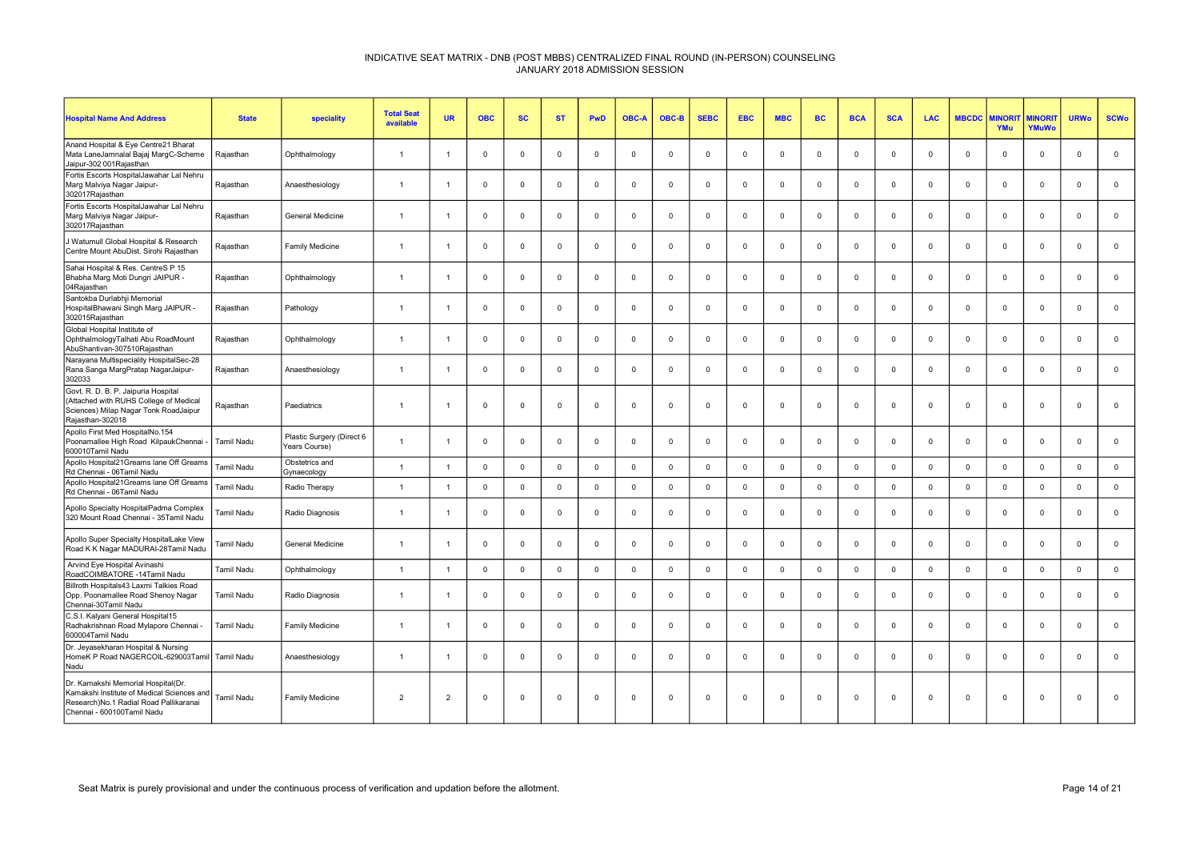INDICATIVE SEAT MATRIX - DNB (POST MBBS) CENTRALIZED FINAL ROUND (IN-PERSON) COUNSELING
JANUARY 2018 ADMISSION SESSION

| Hospital Name And Address | State | speciality | Total Seat available | UR | OBC | SC | ST | PwD | OBC-A | OBC-B | SEBC | EBC | MBC | BC | BCA | SCA | LAC | MBCDC | MINORIT YMu | MINORIT YMuWo | URWo | SCWo |
|---|---|---|---|---|---|---|---|---|---|---|---|---|---|---|---|---|---|---|---|---|---|---|
| Anand Hospital & Eye Centre21 Bharat Mata LaneJamnalal Bajaj MargC-Scheme Jaipur-302 001Rajasthan | Rajasthan | Ophthalmology | 1 | 1 | 0 | 0 | 0 | 0 | 0 | 0 | 0 | 0 | 0 | 0 | 0 | 0 | 0 | 0 | 0 | 0 | 0 | 0 |
| Fortis Escorts HospitalJawahar Lal Nehru Marg Malviya Nagar Jaipur-302017Rajasthan | Rajasthan | Anaesthesiology | 1 | 1 | 0 | 0 | 0 | 0 | 0 | 0 | 0 | 0 | 0 | 0 | 0 | 0 | 0 | 0 | 0 | 0 | 0 | 0 |
| Fortis Escorts HospitalJawahar Lal Nehru Marg Malviya Nagar Jaipur-302017Rajasthan | Rajasthan | General Medicine | 1 | 1 | 0 | 0 | 0 | 0 | 0 | 0 | 0 | 0 | 0 | 0 | 0 | 0 | 0 | 0 | 0 | 0 | 0 | 0 |
| J Watumull Global Hospital & Research Centre Mount AbuDist. Sirohi Rajasthan | Rajasthan | Family Medicine | 1 | 1 | 0 | 0 | 0 | 0 | 0 | 0 | 0 | 0 | 0 | 0 | 0 | 0 | 0 | 0 | 0 | 0 | 0 | 0 |
| Sahai Hospital & Res. CentreS P 15 Bhabha Marg Moti Dungri JAIPUR - 04Rajasthan | Rajasthan | Ophthalmology | 1 | 1 | 0 | 0 | 0 | 0 | 0 | 0 | 0 | 0 | 0 | 0 | 0 | 0 | 0 | 0 | 0 | 0 | 0 | 0 |
| Santokba Durlabhji Memorial HospitalBhawani Singh Marg JAIPUR - 302015Rajasthan | Rajasthan | Pathology | 1 | 1 | 0 | 0 | 0 | 0 | 0 | 0 | 0 | 0 | 0 | 0 | 0 | 0 | 0 | 0 | 0 | 0 | 0 | 0 |
| Global Hospital Institute of OphthalmologyTalhati Abu RoadMount AbuShantivan-307510Rajasthan | Rajasthan | Ophthalmology | 1 | 1 | 0 | 0 | 0 | 0 | 0 | 0 | 0 | 0 | 0 | 0 | 0 | 0 | 0 | 0 | 0 | 0 | 0 | 0 |
| Narayana Multispeciality HospitalSec-28 Rana Sanga MargPratap NagarJaipur-302033 | Rajasthan | Anaesthesiology | 1 | 1 | 0 | 0 | 0 | 0 | 0 | 0 | 0 | 0 | 0 | 0 | 0 | 0 | 0 | 0 | 0 | 0 | 0 | 0 |
| Govt. R. D. B. P. Jaipuria Hospital (Attached with RUHS College of Medical Sciences) Milap Nagar Tonk RoadJaipur Rajasthan-302018 | Rajasthan | Paediatrics | 1 | 1 | 0 | 0 | 0 | 0 | 0 | 0 | 0 | 0 | 0 | 0 | 0 | 0 | 0 | 0 | 0 | 0 | 0 | 0 |
| Apollo First Med HospitalNo.154 Poonamallee High Road KilpaukChennai - 600010Tamil Nadu | Tamil Nadu | Plastic Surgery (Direct 6 Years Course) | 1 | 1 | 0 | 0 | 0 | 0 | 0 | 0 | 0 | 0 | 0 | 0 | 0 | 0 | 0 | 0 | 0 | 0 | 0 | 0 |
| Apollo Hospital21Greams lane Off Greams Rd Chennai - 06Tamil Nadu | Tamil Nadu | Obstetrics and Gynaecology | 1 | 1 | 0 | 0 | 0 | 0 | 0 | 0 | 0 | 0 | 0 | 0 | 0 | 0 | 0 | 0 | 0 | 0 | 0 | 0 |
| Apollo Hospital21Greams lane Off Greams Rd Chennai - 06Tamil Nadu | Tamil Nadu | Radio Therapy | 1 | 1 | 0 | 0 | 0 | 0 | 0 | 0 | 0 | 0 | 0 | 0 | 0 | 0 | 0 | 0 | 0 | 0 | 0 | 0 |
| Apollo Specialty HospitalPadma Complex 320 Mount Road Chennai - 35Tamil Nadu | Tamil Nadu | Radio Diagnosis | 1 | 1 | 0 | 0 | 0 | 0 | 0 | 0 | 0 | 0 | 0 | 0 | 0 | 0 | 0 | 0 | 0 | 0 | 0 | 0 |
| Apollo Super Specialty HospitalLake View Road K K Nagar MADURAI-28Tamil Nadu | Tamil Nadu | General Medicine | 1 | 1 | 0 | 0 | 0 | 0 | 0 | 0 | 0 | 0 | 0 | 0 | 0 | 0 | 0 | 0 | 0 | 0 | 0 | 0 |
| Arvind Eye Hospital Avinashi RoadCOIMBATORE -14Tamil Nadu | Tamil Nadu | Ophthalmology | 1 | 1 | 0 | 0 | 0 | 0 | 0 | 0 | 0 | 0 | 0 | 0 | 0 | 0 | 0 | 0 | 0 | 0 | 0 | 0 |
| Billroth Hospitals43 Laxmi Talkies Road Opp. Poonamallee Road Shenoy Nagar Chennai-30Tamil Nadu | Tamil Nadu | Radio Diagnosis | 1 | 1 | 0 | 0 | 0 | 0 | 0 | 0 | 0 | 0 | 0 | 0 | 0 | 0 | 0 | 0 | 0 | 0 | 0 | 0 |
| C.S.I. Kalyani General Hospital15 Radhakrishnan Road Mylapore Chennai - 600004Tamil Nadu | Tamil Nadu | Family Medicine | 1 | 1 | 0 | 0 | 0 | 0 | 0 | 0 | 0 | 0 | 0 | 0 | 0 | 0 | 0 | 0 | 0 | 0 | 0 | 0 |
| Dr. Jeyasekharan Hospital & Nursing HomeK P Road NAGERCOIL-629003Tamil Nadu | Tamil Nadu | Anaesthesiology | 1 | 1 | 0 | 0 | 0 | 0 | 0 | 0 | 0 | 0 | 0 | 0 | 0 | 0 | 0 | 0 | 0 | 0 | 0 | 0 |
| Dr. Kamakshi Memorial Hospital(Dr. Kamakshi Institute of Medical Sciences and Research)No.1 Radial Road Pallikaranai Chennai - 600100Tamil Nadu | Tamil Nadu | Family Medicine | 2 | 2 | 0 | 0 | 0 | 0 | 0 | 0 | 0 | 0 | 0 | 0 | 0 | 0 | 0 | 0 | 0 | 0 | 0 | 0 |

Seat Matrix is purely provisional and under the continuous process of verification and updation before the allotment.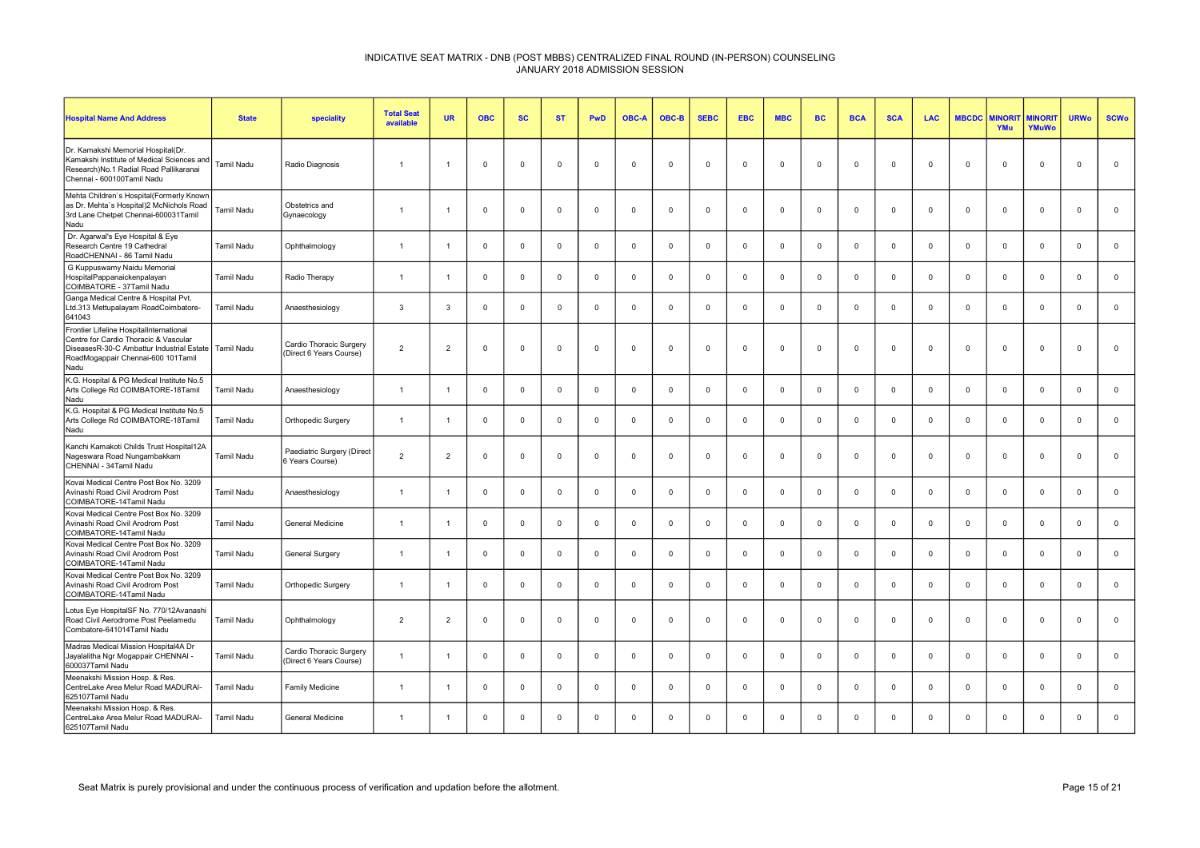# INDICATIVE SEAT MATRIX - DNB (POST MBBS) CENTRALIZED FINAL ROUND (IN-PERSON) COUNSELING
## JANUARY 2018 ADMISSION SESSION

| Hospital Name And Address | State | speciality | Total Seat available | UR | OBC | SC | ST | PwD | OBC-A | OBC-B | SEBC | EBC | MBC | BC | BCA | SCA | LAC | MBCDC | MINORITYMu | MINORITYMuWo | URWo | SCWo |
|---|---|---|---|---|---|---|---|---|---|---|---|---|---|---|---|---|---|---|---|---|---|---|
| Dr. Kamakshi Memorial Hospital(Dr. Kamakshi Institute of Medical Sciences and Research)No.1 Radial Road Pallikaranai Chennai - 600100Tamil Nadu | Tamil Nadu | Radio Diagnosis | 1 | 1 | 0 | 0 | 0 | 0 | 0 | 0 | 0 | 0 | 0 | 0 | 0 | 0 | 0 | 0 | 0 | 0 | 0 | 0 |
| Mehta Children`s Hospital(Formerly Known as Dr. Mehta`s Hospital)2 McNichols Road 3rd Lane Chetpet Chennai-600031Tamil Nadu | Tamil Nadu | Obstetrics and Gynaecology | 1 | 1 | 0 | 0 | 0 | 0 | 0 | 0 | 0 | 0 | 0 | 0 | 0 | 0 | 0 | 0 | 0 | 0 | 0 | 0 |
| Dr. Agarwal's Eye Hospital & Eye Research Centre 19 Cathedral RoadCHENNAI - 86 Tamil Nadu | Tamil Nadu | Ophthalmology | 1 | 1 | 0 | 0 | 0 | 0 | 0 | 0 | 0 | 0 | 0 | 0 | 0 | 0 | 0 | 0 | 0 | 0 | 0 | 0 |
| G Kuppuswamy Naidu Memorial HospitalPappanaickenpalayan COIMBATORE - 37Tamil Nadu | Tamil Nadu | Radio Therapy | 1 | 1 | 0 | 0 | 0 | 0 | 0 | 0 | 0 | 0 | 0 | 0 | 0 | 0 | 0 | 0 | 0 | 0 | 0 | 0 |
| Ganga Medical Centre & Hospital Pvt. Ltd.313 Mettupalayam RoadCoimbatore-641043 | Tamil Nadu | Anaesthesiology | 3 | 3 | 0 | 0 | 0 | 0 | 0 | 0 | 0 | 0 | 0 | 0 | 0 | 0 | 0 | 0 | 0 | 0 | 0 | 0 |
| Frontier Lifeline HospitalInternational Centre for Cardio Thoracic & Vascular DiseasesR-30-C Ambattur Industrial Estate RoadMogappair Chennai-600 101Tamil Nadu | Tamil Nadu | Cardio Thoracic Surgery (Direct 6 Years Course) | 2 | 2 | 0 | 0 | 0 | 0 | 0 | 0 | 0 | 0 | 0 | 0 | 0 | 0 | 0 | 0 | 0 | 0 | 0 | 0 |
| K.G. Hospital & PG Medical Institute No.5 Arts College Rd COIMBATORE-18Tamil Nadu | Tamil Nadu | Anaesthesiology | 1 | 1 | 0 | 0 | 0 | 0 | 0 | 0 | 0 | 0 | 0 | 0 | 0 | 0 | 0 | 0 | 0 | 0 | 0 | 0 |
| K.G. Hospital & PG Medical Institute No.5 Arts College Rd COIMBATORE-18Tamil Nadu | Tamil Nadu | Orthopedic Surgery | 1 | 1 | 0 | 0 | 0 | 0 | 0 | 0 | 0 | 0 | 0 | 0 | 0 | 0 | 0 | 0 | 0 | 0 | 0 | 0 |
| Kanchi Kamakoti Childs Trust Hospital12A Nageswara Road Nungambakkam CHENNAI - 34Tamil Nadu | Tamil Nadu | Paediatric Surgery (Direct 6 Years Course) | 2 | 2 | 0 | 0 | 0 | 0 | 0 | 0 | 0 | 0 | 0 | 0 | 0 | 0 | 0 | 0 | 0 | 0 | 0 | 0 |
| Kovai Medical Centre Post Box No. 3209 Avinashi Road Civil Arodrom Post COIMBATORE-14Tamil Nadu | Tamil Nadu | Anaesthesiology | 1 | 1 | 0 | 0 | 0 | 0 | 0 | 0 | 0 | 0 | 0 | 0 | 0 | 0 | 0 | 0 | 0 | 0 | 0 | 0 |
| Kovai Medical Centre Post Box No. 3209 Avinashi Road Civil Arodrom Post COIMBATORE-14Tamil Nadu | Tamil Nadu | General Medicine | 1 | 1 | 0 | 0 | 0 | 0 | 0 | 0 | 0 | 0 | 0 | 0 | 0 | 0 | 0 | 0 | 0 | 0 | 0 | 0 |
| Kovai Medical Centre Post Box No. 3209 Avinashi Road Civil Arodrom Post COIMBATORE-14Tamil Nadu | Tamil Nadu | General Surgery | 1 | 1 | 0 | 0 | 0 | 0 | 0 | 0 | 0 | 0 | 0 | 0 | 0 | 0 | 0 | 0 | 0 | 0 | 0 | 0 |
| Kovai Medical Centre Post Box No. 3209 Avinashi Road Civil Arodrom Post COIMBATORE-14Tamil Nadu | Tamil Nadu | Orthopedic Surgery | 1 | 1 | 0 | 0 | 0 | 0 | 0 | 0 | 0 | 0 | 0 | 0 | 0 | 0 | 0 | 0 | 0 | 0 | 0 | 0 |
| Lotus Eye HospitalSF No. 770/12Avanashi Road Civil Aerodrome Post Peelamedu Combatore-641014Tamil Nadu | Tamil Nadu | Ophthalmology | 2 | 2 | 0 | 0 | 0 | 0 | 0 | 0 | 0 | 0 | 0 | 0 | 0 | 0 | 0 | 0 | 0 | 0 | 0 | 0 |
| Madras Medical Mission Hospital4A Dr Jayalalitha Ngr Mogappair CHENNAI - 600037Tamil Nadu | Tamil Nadu | Cardio Thoracic Surgery (Direct 6 Years Course) | 1 | 1 | 0 | 0 | 0 | 0 | 0 | 0 | 0 | 0 | 0 | 0 | 0 | 0 | 0 | 0 | 0 | 0 | 0 | 0 |
| Meenakshi Mission Hosp. & Res. CentreLake Area Melur Road MADURAI-625107Tamil Nadu | Tamil Nadu | Family Medicine | 1 | 1 | 0 | 0 | 0 | 0 | 0 | 0 | 0 | 0 | 0 | 0 | 0 | 0 | 0 | 0 | 0 | 0 | 0 | 0 |
| Meenakshi Mission Hosp. & Res. CentreLake Area Melur Road MADURAI-625107Tamil Nadu | Tamil Nadu | General Medicine | 1 | 1 | 0 | 0 | 0 | 0 | 0 | 0 | 0 | 0 | 0 | 0 | 0 | 0 | 0 | 0 | 0 | 0 | 0 | 0 |

Seat Matrix is purely provisional and under the continuous process of verification and updation before the allotment.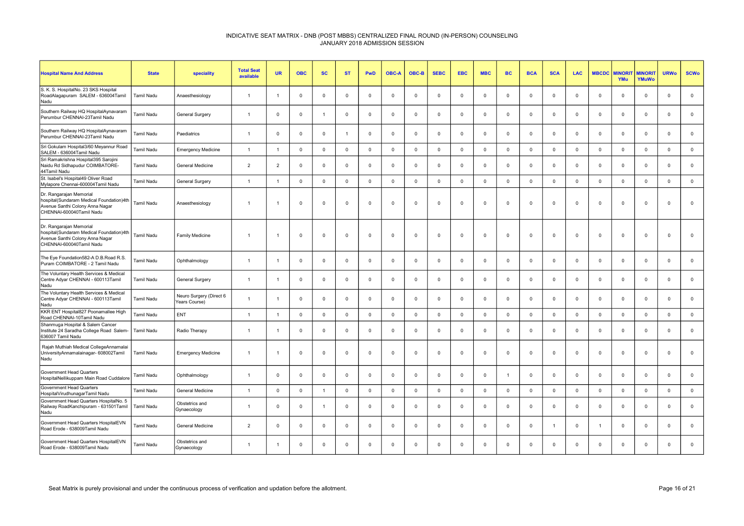INDICATIVE SEAT MATRIX - DNB (POST MBBS) CENTRALIZED FINAL ROUND (IN-PERSON) COUNSELING
JANUARY 2018 ADMISSION SESSION

| Hospital Name And Address | State | speciality | Total Seat available | UR | OBC | SC | ST | PwD | OBC-A | OBC-B | SEBC | EBC | MBC | BC | BCA | SCA | LAC | MBCDC | MINORITYMu | MINORITYMuWo | URWo | SCWo |
|---|---|---|---|---|---|---|---|---|---|---|---|---|---|---|---|---|---|---|---|---|---|---|
| S. K. S. HospitalNo. 23 SKS Hospital RoadAlagapuram SALEM - 636004Tamil Nadu | Tamil Nadu | Anaesthesiology | 1 | 1 | 0 | 0 | 0 | 0 | 0 | 0 | 0 | 0 | 0 | 0 | 0 | 0 | 0 | 0 | 0 | 0 | 0 | 0 |
| Southern Railway HQ HospitalAynavaram Perumbur CHENNAI-23Tamil Nadu | Tamil Nadu | General Surgery | 1 | 0 | 0 | 1 | 0 | 0 | 0 | 0 | 0 | 0 | 0 | 0 | 0 | 0 | 0 | 0 | 0 | 0 | 0 | 0 |
| Southern Railway HQ HospitalAynavaram Perumbur CHENNAI-23Tamil Nadu | Tamil Nadu | Paediatrics | 1 | 0 | 0 | 0 | 1 | 0 | 0 | 0 | 0 | 0 | 0 | 0 | 0 | 0 | 0 | 0 | 0 | 0 | 0 | 0 |
| Sri Gokulam Hospital3/60 Meyannur Road SALEM - 636004Tamil Nadu | Tamil Nadu | Emergency Medicine | 1 | 1 | 0 | 0 | 0 | 0 | 0 | 0 | 0 | 0 | 0 | 0 | 0 | 0 | 0 | 0 | 0 | 0 | 0 | 0 |
| Sri Ramakrishna Hospital395 Sarojini Naidu Rd Sidhapudur COIMBATORE-44Tamil Nadu | Tamil Nadu | General Medicine | 2 | 2 | 0 | 0 | 0 | 0 | 0 | 0 | 0 | 0 | 0 | 0 | 0 | 0 | 0 | 0 | 0 | 0 | 0 | 0 |
| St. Isabel's Hospital49 Oliver Road Mylapore Chennai-600004Tamil Nadu | Tamil Nadu | General Surgery | 1 | 1 | 0 | 0 | 0 | 0 | 0 | 0 | 0 | 0 | 0 | 0 | 0 | 0 | 0 | 0 | 0 | 0 | 0 | 0 |
| Dr. Rangarajan Memorial hospital(Sundaram Medical Foundation)4th Avenue Santhi Colony Anna Nagar CHENNAI-600040Tamil Nadu | Tamil Nadu | Anaesthesiology | 1 | 1 | 0 | 0 | 0 | 0 | 0 | 0 | 0 | 0 | 0 | 0 | 0 | 0 | 0 | 0 | 0 | 0 | 0 | 0 |
| Dr. Rangarajan Memorial hospital(Sundaram Medical Foundation)4th Avenue Santhi Colony Anna Nagar CHENNAI-600040Tamil Nadu | Tamil Nadu | Family Medicine | 1 | 1 | 0 | 0 | 0 | 0 | 0 | 0 | 0 | 0 | 0 | 0 | 0 | 0 | 0 | 0 | 0 | 0 | 0 | 0 |
| The Eye Foundation582-A D.B.Road R.S. Puram COIMBATORE - 2 Tamil Nadu | Tamil Nadu | Ophthalmology | 1 | 1 | 0 | 0 | 0 | 0 | 0 | 0 | 0 | 0 | 0 | 0 | 0 | 0 | 0 | 0 | 0 | 0 | 0 | 0 |
| The Voluntary Health Services & Medical Centre Adyar CHENNAI - 600113Tamil Nadu | Tamil Nadu | General Surgery | 1 | 1 | 0 | 0 | 0 | 0 | 0 | 0 | 0 | 0 | 0 | 0 | 0 | 0 | 0 | 0 | 0 | 0 | 0 | 0 |
| The Voluntary Health Services & Medical Centre Adyar CHENNAI - 600113Tamil Nadu | Tamil Nadu | Neuro Surgery (Direct 6 Years Course) | 1 | 1 | 0 | 0 | 0 | 0 | 0 | 0 | 0 | 0 | 0 | 0 | 0 | 0 | 0 | 0 | 0 | 0 | 0 | 0 |
| KKR ENT Hospital827 Poonamallee High Road CHENNAI-10Tamil Nadu | Tamil Nadu | ENT | 1 | 1 | 0 | 0 | 0 | 0 | 0 | 0 | 0 | 0 | 0 | 0 | 0 | 0 | 0 | 0 | 0 | 0 | 0 | 0 |
| Shanmuga Hospital & Salem Cancer Institute 24 Saradha College Road Salem-636007 Tamil Nadu | Tamil Nadu | Radio Therapy | 1 | 1 | 0 | 0 | 0 | 0 | 0 | 0 | 0 | 0 | 0 | 0 | 0 | 0 | 0 | 0 | 0 | 0 | 0 | 0 |
| Rajah Muthiah Medical CollegeAnnamalai UniversityAnnamalainagar- 608002Tamil Nadu | Tamil Nadu | Emergency Medicine | 1 | 1 | 0 | 0 | 0 | 0 | 0 | 0 | 0 | 0 | 0 | 0 | 0 | 0 | 0 | 0 | 0 | 0 | 0 | 0 |
| Government Head Quarters HospitalNellikuppam Main Road Cuddalore | Tamil Nadu | Ophthalmology | 1 | 0 | 0 | 0 | 0 | 0 | 0 | 0 | 0 | 0 | 0 | 1 | 0 | 0 | 0 | 0 | 0 | 0 | 0 | 0 |
| Government Head Quarters HospitalVirudhunagarTamil Nadu | Tamil Nadu | General Medicine | 1 | 0 | 0 | 1 | 0 | 0 | 0 | 0 | 0 | 0 | 0 | 0 | 0 | 0 | 0 | 0 | 0 | 0 | 0 | 0 |
| Government Head Quarters HospitalNo. 5 Railway RoadKanchipuram - 631501Tamil Nadu | Tamil Nadu | Obstetrics and Gynaecology | 1 | 0 | 0 | 1 | 0 | 0 | 0 | 0 | 0 | 0 | 0 | 0 | 0 | 0 | 0 | 0 | 0 | 0 | 0 | 0 |
| Government Head Quarters HospitalEVN Road Erode - 638009Tamil Nadu | Tamil Nadu | General Medicine | 2 | 0 | 0 | 0 | 0 | 0 | 0 | 0 | 0 | 0 | 0 | 0 | 0 | 1 | 0 | 1 | 0 | 0 | 0 | 0 |
| Government Head Quarters HospitalEVN Road Erode - 638009Tamil Nadu | Tamil Nadu | Obstetrics and Gynaecology | 1 | 1 | 0 | 0 | 0 | 0 | 0 | 0 | 0 | 0 | 0 | 0 | 0 | 0 | 0 | 0 | 0 | 0 | 0 | 0 |

Seat Matrix is purely provisional and under the continuous process of verification and updation before the allotment.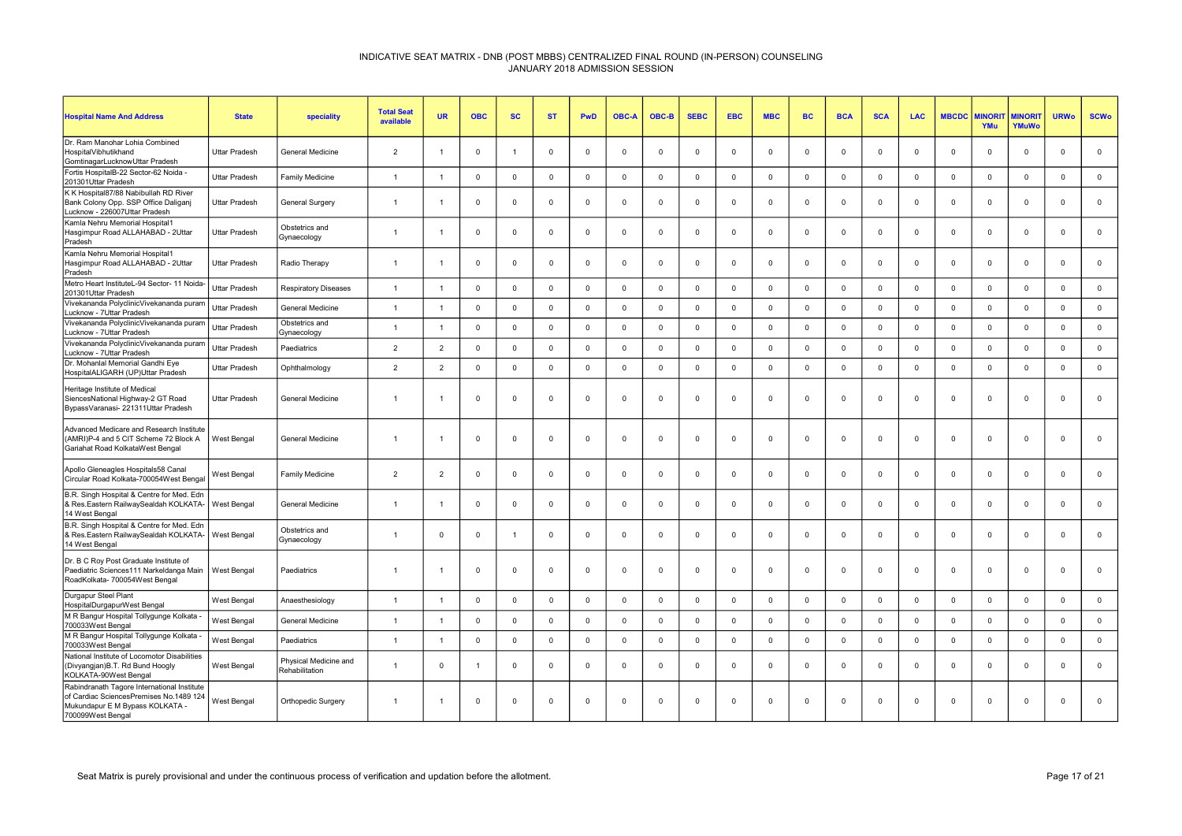# INDICATIVE SEAT MATRIX - DNB (POST MBBS) CENTRALIZED FINAL ROUND (IN-PERSON) COUNSELING
## JANUARY 2018 ADMISSION SESSION

| Hospital Name And Address | State | speciality | Total Seat available | UR | OBC | SC | ST | PwD | OBC-A | OBC-B | SEBC | EBC | MBC | BC | BCA | SCA | LAC | MBCDC | MINORIT YMu | MINORIT YMuWo | URWo | SCWo |
|---|---|---|---|---|---|---|---|---|---|---|---|---|---|---|---|---|---|---|---|---|---|---|
| Dr. Ram Manohar Lohia Combined HospitalVibhutikhand GomtinagarLucknowUttar Pradesh | Uttar Pradesh | General Medicine | 2 | 1 | 0 | 1 | 0 | 0 | 0 | 0 | 0 | 0 | 0 | 0 | 0 | 0 | 0 | 0 | 0 | 0 | 0 | 0 |
| Fortis HospitalB-22 Sector-62 Noida - 201301Uttar Pradesh | Uttar Pradesh | Family Medicine | 1 | 1 | 0 | 0 | 0 | 0 | 0 | 0 | 0 | 0 | 0 | 0 | 0 | 0 | 0 | 0 | 0 | 0 | 0 | 0 |
| K K Hospital87/88 Nabibullah RD River Bank Colony Opp. SSP Office Daliganj Lucknow - 226007Uttar Pradesh | Uttar Pradesh | General Surgery | 1 | 1 | 0 | 0 | 0 | 0 | 0 | 0 | 0 | 0 | 0 | 0 | 0 | 0 | 0 | 0 | 0 | 0 | 0 | 0 |
| Kamla Nehru Memorial Hospital1 Hasgimpur Road ALLAHABAD - 2Uttar Pradesh | Uttar Pradesh | Obstetrics and Gynaecology | 1 | 1 | 0 | 0 | 0 | 0 | 0 | 0 | 0 | 0 | 0 | 0 | 0 | 0 | 0 | 0 | 0 | 0 | 0 | 0 |
| Kamla Nehru Memorial Hospital1 Hasgimpur Road ALLAHABAD - 2Uttar Pradesh | Uttar Pradesh | Radio Therapy | 1 | 1 | 0 | 0 | 0 | 0 | 0 | 0 | 0 | 0 | 0 | 0 | 0 | 0 | 0 | 0 | 0 | 0 | 0 | 0 |
| Metro Heart InstituteL-94 Sector- 11 Noida-201301Uttar Pradesh | Uttar Pradesh | Respiratory Diseases | 1 | 1 | 0 | 0 | 0 | 0 | 0 | 0 | 0 | 0 | 0 | 0 | 0 | 0 | 0 | 0 | 0 | 0 | 0 | 0 |
| Vivekananda PolyclinicVivekananda puram Lucknow - 7Uttar Pradesh | Uttar Pradesh | General Medicine | 1 | 1 | 0 | 0 | 0 | 0 | 0 | 0 | 0 | 0 | 0 | 0 | 0 | 0 | 0 | 0 | 0 | 0 | 0 | 0 |
| Vivekananda PolyclinicVivekananda puram Lucknow - 7Uttar Pradesh | Uttar Pradesh | Obstetrics and Gynaecology | 1 | 1 | 0 | 0 | 0 | 0 | 0 | 0 | 0 | 0 | 0 | 0 | 0 | 0 | 0 | 0 | 0 | 0 | 0 | 0 |
| Vivekananda PolyclinicVivekananda puram Lucknow - 7Uttar Pradesh | Uttar Pradesh | Paediatrics | 2 | 2 | 0 | 0 | 0 | 0 | 0 | 0 | 0 | 0 | 0 | 0 | 0 | 0 | 0 | 0 | 0 | 0 | 0 | 0 |
| Dr. Mohanlal Memorial Gandhi Eye HospitalALIGARH (UP)Uttar Pradesh | Uttar Pradesh | Ophthalmology | 2 | 2 | 0 | 0 | 0 | 0 | 0 | 0 | 0 | 0 | 0 | 0 | 0 | 0 | 0 | 0 | 0 | 0 | 0 | 0 |
| Heritage Institute of Medical SiencesNational Highway-2 GT Road BypassVaranasi- 221311Uttar Pradesh | Uttar Pradesh | General Medicine | 1 | 1 | 0 | 0 | 0 | 0 | 0 | 0 | 0 | 0 | 0 | 0 | 0 | 0 | 0 | 0 | 0 | 0 | 0 | 0 |
| Advanced Medicare and Research Institute (AMRI)P-4 and 5 CIT Scheme 72 Block A Gariahat Road KolkataWest Bengal | West Bengal | General Medicine | 1 | 1 | 0 | 0 | 0 | 0 | 0 | 0 | 0 | 0 | 0 | 0 | 0 | 0 | 0 | 0 | 0 | 0 | 0 | 0 |
| Apollo Gleneagles Hospitals58 Canal Circular Road Kolkata-700054West Bengal | West Bengal | Family Medicine | 2 | 2 | 0 | 0 | 0 | 0 | 0 | 0 | 0 | 0 | 0 | 0 | 0 | 0 | 0 | 0 | 0 | 0 | 0 | 0 |
| B.R. Singh Hospital & Centre for Med. Edn & Res.Eastern RailwaySealdah KOLKATA-14 West Bengal | West Bengal | General Medicine | 1 | 1 | 0 | 0 | 0 | 0 | 0 | 0 | 0 | 0 | 0 | 0 | 0 | 0 | 0 | 0 | 0 | 0 | 0 | 0 |
| B.R. Singh Hospital & Centre for Med. Edn & Res.Eastern RailwaySealdah KOLKATA-14 West Bengal | West Bengal | Obstetrics and Gynaecology | 1 | 0 | 0 | 1 | 0 | 0 | 0 | 0 | 0 | 0 | 0 | 0 | 0 | 0 | 0 | 0 | 0 | 0 | 0 | 0 |
| Dr. B C Roy Post Graduate Institute of Paediatric Sciences111 Narkeldanga Main RoadKolkata- 700054West Bengal | West Bengal | Paediatrics | 1 | 1 | 0 | 0 | 0 | 0 | 0 | 0 | 0 | 0 | 0 | 0 | 0 | 0 | 0 | 0 | 0 | 0 | 0 | 0 |
| Durgapur Steel Plant HospitalDurgapurWest Bengal | West Bengal | Anaesthesiology | 1 | 1 | 0 | 0 | 0 | 0 | 0 | 0 | 0 | 0 | 0 | 0 | 0 | 0 | 0 | 0 | 0 | 0 | 0 | 0 |
| M R Bangur Hospital Tollygunge Kolkata - 700033West Bengal | West Bengal | General Medicine | 1 | 1 | 0 | 0 | 0 | 0 | 0 | 0 | 0 | 0 | 0 | 0 | 0 | 0 | 0 | 0 | 0 | 0 | 0 | 0 |
| M R Bangur Hospital Tollygunge Kolkata - 700033West Bengal | West Bengal | Paediatrics | 1 | 1 | 0 | 0 | 0 | 0 | 0 | 0 | 0 | 0 | 0 | 0 | 0 | 0 | 0 | 0 | 0 | 0 | 0 | 0 |
| National Institute of Locomotor Disabilities (Divyangjan)B.T. Rd Bund Hoogly KOLKATA-90West Bengal | West Bengal | Physical Medicine and Rehabilitation | 1 | 0 | 1 | 0 | 0 | 0 | 0 | 0 | 0 | 0 | 0 | 0 | 0 | 0 | 0 | 0 | 0 | 0 | 0 | 0 |
| Rabindranath Tagore International Institute of Cardiac SciencesPremises No.1489 124 Mukundapur E M Bypass KOLKATA - 700099West Bengal | West Bengal | Orthopedic Surgery | 1 | 1 | 0 | 0 | 0 | 0 | 0 | 0 | 0 | 0 | 0 | 0 | 0 | 0 | 0 | 0 | 0 | 0 | 0 | 0 |

Seat Matrix is purely provisional and under the continuous process of verification and updation before the allotment.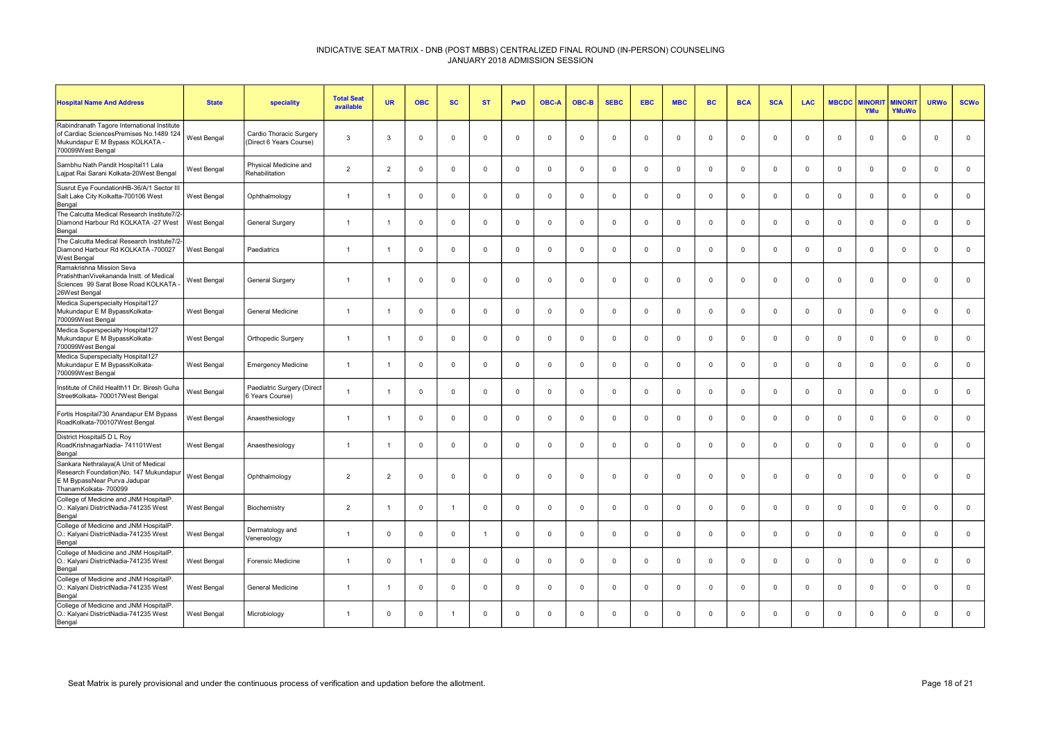# INDICATIVE SEAT MATRIX - DNB (POST MBBS) CENTRALIZED FINAL ROUND (IN-PERSON) COUNSELING
## JANUARY 2018 ADMISSION SESSION

| Hospital Name And Address | State | speciality | Total Seat available | UR | OBC | SC | ST | PwD | OBC-A | OBC-B | SEBC | EBC | MBC | BC | BCA | SCA | LAC | MBCDC | MINORITYMu | MINORITYMuWo | URWo | SCWo |
|---|---|---|---|---|---|---|---|---|---|---|---|---|---|---|---|---|---|---|---|---|---|---|
| Rabindranath Tagore International Institute of Cardiac SciencesPremises No.1489 124 Mukundapur E M Bypass KOLKATA - 700099West Bengal | West Bengal | Cardio Thoracic Surgery (Direct 6 Years Course) | 3 | 3 | 0 | 0 | 0 | 0 | 0 | 0 | 0 | 0 | 0 | 0 | 0 | 0 | 0 | 0 | 0 | 0 | 0 | 0 |
| Sambhu Nath Pandit Hospital11 Lala Lajpat Rai Sarani Kolkata-20West Bengal | West Bengal | Physical Medicine and Rehabilitation | 2 | 2 | 0 | 0 | 0 | 0 | 0 | 0 | 0 | 0 | 0 | 0 | 0 | 0 | 0 | 0 | 0 | 0 | 0 | 0 |
| Susrut Eye FoundationHB-36/A/1 Sector III Salt Lake City Kolkatta-700106 West Bengal | West Bengal | Ophthalmology | 1 | 1 | 0 | 0 | 0 | 0 | 0 | 0 | 0 | 0 | 0 | 0 | 0 | 0 | 0 | 0 | 0 | 0 | 0 | 0 |
| The Calcutta Medical Research Institute7/2-Diamond Harbour Rd KOLKATA -27 West Bengal | West Bengal | General Surgery | 1 | 1 | 0 | 0 | 0 | 0 | 0 | 0 | 0 | 0 | 0 | 0 | 0 | 0 | 0 | 0 | 0 | 0 | 0 | 0 |
| The Calcutta Medical Research Institute7/2-Diamond Harbour Rd KOLKATA -700027 West Bengal | West Bengal | Paediatrics | 1 | 1 | 0 | 0 | 0 | 0 | 0 | 0 | 0 | 0 | 0 | 0 | 0 | 0 | 0 | 0 | 0 | 0 | 0 | 0 |
| Ramakrishna Mission Seva PratishthanVivekananda Instt. of Medical Sciences 99 Sarat Bose Road KOLKATA - 26West Bengal | West Bengal | General Surgery | 1 | 1 | 0 | 0 | 0 | 0 | 0 | 0 | 0 | 0 | 0 | 0 | 0 | 0 | 0 | 0 | 0 | 0 | 0 | 0 |
| Medica Superspecialty Hospital127 Mukundapur E M BypassKolkata-700099West Bengal | West Bengal | General Medicine | 1 | 1 | 0 | 0 | 0 | 0 | 0 | 0 | 0 | 0 | 0 | 0 | 0 | 0 | 0 | 0 | 0 | 0 | 0 | 0 |
| Medica Superspecialty Hospital127 Mukundapur E M BypassKolkata-700099West Bengal | West Bengal | Orthopedic Surgery | 1 | 1 | 0 | 0 | 0 | 0 | 0 | 0 | 0 | 0 | 0 | 0 | 0 | 0 | 0 | 0 | 0 | 0 | 0 | 0 |
| Medica Superspecialty Hospital127 Mukundapur E M BypassKolkata-700099West Bengal | West Bengal | Emergency Medicine | 1 | 1 | 0 | 0 | 0 | 0 | 0 | 0 | 0 | 0 | 0 | 0 | 0 | 0 | 0 | 0 | 0 | 0 | 0 | 0 |
| Institute of Child Health11 Dr. Biresh Guha StreetKolkata- 700017West Bengal | West Bengal | Paediatric Surgery (Direct 6 Years Course) | 1 | 1 | 0 | 0 | 0 | 0 | 0 | 0 | 0 | 0 | 0 | 0 | 0 | 0 | 0 | 0 | 0 | 0 | 0 | 0 |
| Fortis Hospital730 Anandapur EM Bypass RoadKolkata-700107West Bengal | West Bengal | Anaesthesiology | 1 | 1 | 0 | 0 | 0 | 0 | 0 | 0 | 0 | 0 | 0 | 0 | 0 | 0 | 0 | 0 | 0 | 0 | 0 | 0 |
| District Hospital5 D L Roy RoadKrishnagarNadia- 741101West Bengal | West Bengal | Anaesthesiology | 1 | 1 | 0 | 0 | 0 | 0 | 0 | 0 | 0 | 0 | 0 | 0 | 0 | 0 | 0 | 0 | 0 | 0 | 0 | 0 |
| Sankara Nethralaya(A Unit of Medical Research Foundation)No. 147 Mukundapur E M BypassNear Purva Jadupar ThanamKolkata- 700099 | West Bengal | Ophthalmology | 2 | 2 | 0 | 0 | 0 | 0 | 0 | 0 | 0 | 0 | 0 | 0 | 0 | 0 | 0 | 0 | 0 | 0 | 0 | 0 |
| College of Medicine and JNM HospitalP. O.: Kalyani DistrictNadia-741235 West Bengal | West Bengal | Biochemistry | 2 | 1 | 0 | 1 | 0 | 0 | 0 | 0 | 0 | 0 | 0 | 0 | 0 | 0 | 0 | 0 | 0 | 0 | 0 | 0 |
| College of Medicine and JNM HospitalP. O.: Kalyani DistrictNadia-741235 West Bengal | West Bengal | Dermatology and Venereology | 1 | 0 | 0 | 0 | 1 | 0 | 0 | 0 | 0 | 0 | 0 | 0 | 0 | 0 | 0 | 0 | 0 | 0 | 0 | 0 |
| College of Medicine and JNM HospitalP. O.: Kalyani DistrictNadia-741235 West Bengal | West Bengal | Forensic Medicine | 1 | 0 | 1 | 0 | 0 | 0 | 0 | 0 | 0 | 0 | 0 | 0 | 0 | 0 | 0 | 0 | 0 | 0 | 0 | 0 |
| College of Medicine and JNM HospitalP. O.: Kalyani DistrictNadia-741235 West Bengal | West Bengal | General Medicine | 1 | 1 | 0 | 0 | 0 | 0 | 0 | 0 | 0 | 0 | 0 | 0 | 0 | 0 | 0 | 0 | 0 | 0 | 0 | 0 |
| College of Medicine and JNM HospitalP. O.: Kalyani DistrictNadia-741235 West Bengal | West Bengal | Microbiology | 1 | 0 | 0 | 1 | 0 | 0 | 0 | 0 | 0 | 0 | 0 | 0 | 0 | 0 | 0 | 0 | 0 | 0 | 0 | 0 |

Seat Matrix is purely provisional and under the continuous process of verification and updation before the allotment.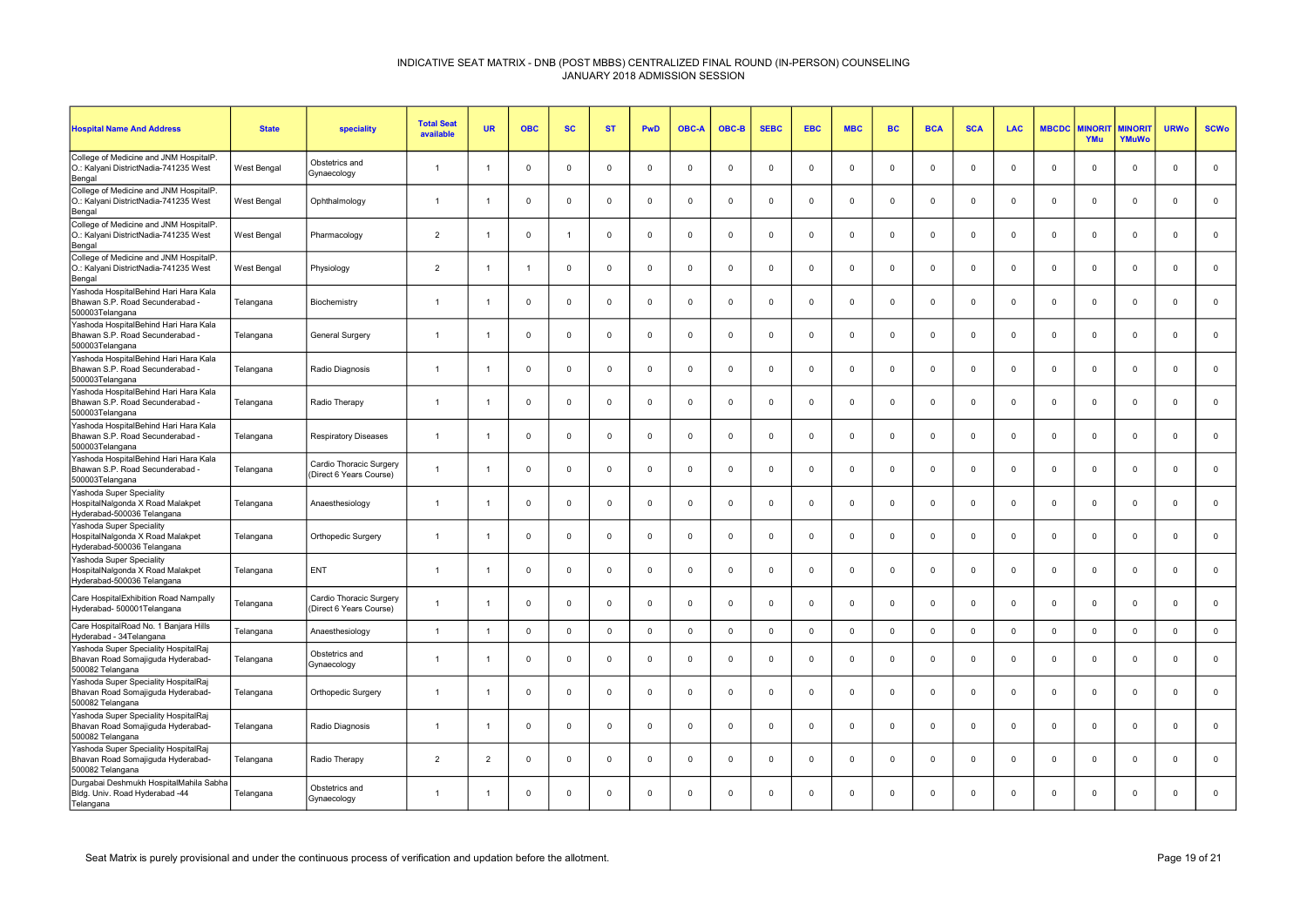# INDICATIVE SEAT MATRIX - DNB (POST MBBS) CENTRALIZED FINAL ROUND (IN-PERSON) COUNSELING
## JANUARY 2018 ADMISSION SESSION

| Hospital Name And Address | State | speciality | Total Seat available | UR | OBC | SC | ST | PwD | OBC-A | OBC-B | SEBC | EBC | MBC | BC | BCA | SCA | LAC | MBCDC | MINORITYMu | MINORITYMuWo | URWo | SCWo |
|---|---|---|---|---|---|---|---|---|---|---|---|---|---|---|---|---|---|---|---|---|---|---|
| College of Medicine and JNM HospitalP. O.: Kalyani DistrictNadia-741235 West Bengal | West Bengal | Obstetrics and Gynaecology | 1 | 1 | 0 | 0 | 0 | 0 | 0 | 0 | 0 | 0 | 0 | 0 | 0 | 0 | 0 | 0 | 0 | 0 | 0 | 0 |
| College of Medicine and JNM HospitalP. O.: Kalyani DistrictNadia-741235 West Bengal | West Bengal | Ophthalmology | 1 | 1 | 0 | 0 | 0 | 0 | 0 | 0 | 0 | 0 | 0 | 0 | 0 | 0 | 0 | 0 | 0 | 0 | 0 | 0 |
| College of Medicine and JNM HospitalP. O.: Kalyani DistrictNadia-741235 West Bengal | West Bengal | Pharmacology | 2 | 1 | 0 | 1 | 0 | 0 | 0 | 0 | 0 | 0 | 0 | 0 | 0 | 0 | 0 | 0 | 0 | 0 | 0 | 0 |
| College of Medicine and JNM HospitalP. O.: Kalyani DistrictNadia-741235 West Bengal | West Bengal | Physiology | 2 | 1 | 1 | 0 | 0 | 0 | 0 | 0 | 0 | 0 | 0 | 0 | 0 | 0 | 0 | 0 | 0 | 0 | 0 | 0 |
| Yashoda HospitalBehind Hari Hara Kala Bhawan S.P. Road Secunderabad - 500003Telangana | Telangana | Biochemistry | 1 | 1 | 0 | 0 | 0 | 0 | 0 | 0 | 0 | 0 | 0 | 0 | 0 | 0 | 0 | 0 | 0 | 0 | 0 | 0 |
| Yashoda HospitalBehind Hari Hara Kala Bhawan S.P. Road Secunderabad - 500003Telangana | Telangana | General Surgery | 1 | 1 | 0 | 0 | 0 | 0 | 0 | 0 | 0 | 0 | 0 | 0 | 0 | 0 | 0 | 0 | 0 | 0 | 0 | 0 |
| Yashoda HospitalBehind Hari Hara Kala Bhawan S.P. Road Secunderabad - 500003Telangana | Telangana | Radio Diagnosis | 1 | 1 | 0 | 0 | 0 | 0 | 0 | 0 | 0 | 0 | 0 | 0 | 0 | 0 | 0 | 0 | 0 | 0 | 0 | 0 |
| Yashoda HospitalBehind Hari Hara Kala Bhawan S.P. Road Secunderabad - 500003Telangana | Telangana | Radio Therapy | 1 | 1 | 0 | 0 | 0 | 0 | 0 | 0 | 0 | 0 | 0 | 0 | 0 | 0 | 0 | 0 | 0 | 0 | 0 | 0 |
| Yashoda HospitalBehind Hari Hara Kala Bhawan S.P. Road Secunderabad - 500003Telangana | Telangana | Respiratory Diseases | 1 | 1 | 0 | 0 | 0 | 0 | 0 | 0 | 0 | 0 | 0 | 0 | 0 | 0 | 0 | 0 | 0 | 0 | 0 | 0 |
| Yashoda HospitalBehind Hari Hara Kala Bhawan S.P. Road Secunderabad - 500003Telangana | Telangana | Cardio Thoracic Surgery (Direct 6 Years Course) | 1 | 1 | 0 | 0 | 0 | 0 | 0 | 0 | 0 | 0 | 0 | 0 | 0 | 0 | 0 | 0 | 0 | 0 | 0 | 0 |
| Yashoda Super Speciality HospitalNalgonda X Road Malakpet Hyderabad-500036 Telangana | Telangana | Anaesthesiology | 1 | 1 | 0 | 0 | 0 | 0 | 0 | 0 | 0 | 0 | 0 | 0 | 0 | 0 | 0 | 0 | 0 | 0 | 0 | 0 |
| Yashoda Super Speciality HospitalNalgonda X Road Malakpet Hyderabad-500036 Telangana | Telangana | Orthopedic Surgery | 1 | 1 | 0 | 0 | 0 | 0 | 0 | 0 | 0 | 0 | 0 | 0 | 0 | 0 | 0 | 0 | 0 | 0 | 0 | 0 |
| Yashoda Super Speciality HospitalNalgonda X Road Malakpet Hyderabad-500036 Telangana | Telangana | ENT | 1 | 1 | 0 | 0 | 0 | 0 | 0 | 0 | 0 | 0 | 0 | 0 | 0 | 0 | 0 | 0 | 0 | 0 | 0 | 0 |
| Care HospitalExhibition Road Nampally Hyderabad- 500001Telangana | Telangana | Cardio Thoracic Surgery (Direct 6 Years Course) | 1 | 1 | 0 | 0 | 0 | 0 | 0 | 0 | 0 | 0 | 0 | 0 | 0 | 0 | 0 | 0 | 0 | 0 | 0 | 0 |
| Care HospitalRoad No. 1 Banjara Hills Hyderabad - 34Telangana | Telangana | Anaesthesiology | 1 | 1 | 0 | 0 | 0 | 0 | 0 | 0 | 0 | 0 | 0 | 0 | 0 | 0 | 0 | 0 | 0 | 0 | 0 | 0 |
| Yashoda Super Speciality HospitalRaj Bhavan Road Somajiguda Hyderabad-500082 Telangana | Telangana | Obstetrics and Gynaecology | 1 | 1 | 0 | 0 | 0 | 0 | 0 | 0 | 0 | 0 | 0 | 0 | 0 | 0 | 0 | 0 | 0 | 0 | 0 | 0 |
| Yashoda Super Speciality HospitalRaj Bhavan Road Somajiguda Hyderabad-500082 Telangana | Telangana | Orthopedic Surgery | 1 | 1 | 0 | 0 | 0 | 0 | 0 | 0 | 0 | 0 | 0 | 0 | 0 | 0 | 0 | 0 | 0 | 0 | 0 | 0 |
| Yashoda Super Speciality HospitalRaj Bhavan Road Somajiguda Hyderabad-500082 Telangana | Telangana | Radio Diagnosis | 1 | 1 | 0 | 0 | 0 | 0 | 0 | 0 | 0 | 0 | 0 | 0 | 0 | 0 | 0 | 0 | 0 | 0 | 0 | 0 |
| Yashoda Super Speciality HospitalRaj Bhavan Road Somajiguda Hyderabad-500082 Telangana | Telangana | Radio Therapy | 2 | 2 | 0 | 0 | 0 | 0 | 0 | 0 | 0 | 0 | 0 | 0 | 0 | 0 | 0 | 0 | 0 | 0 | 0 | 0 |
| Durgabai Deshmukh HospitalMahila Sabha Bldg. Univ. Road Hyderabad -44 Telangana | Telangana | Obstetrics and Gynaecology | 1 | 1 | 0 | 0 | 0 | 0 | 0 | 0 | 0 | 0 | 0 | 0 | 0 | 0 | 0 | 0 | 0 | 0 | 0 | 0 |

Seat Matrix is purely provisional and under the continuous process of verification and updation before the allotment.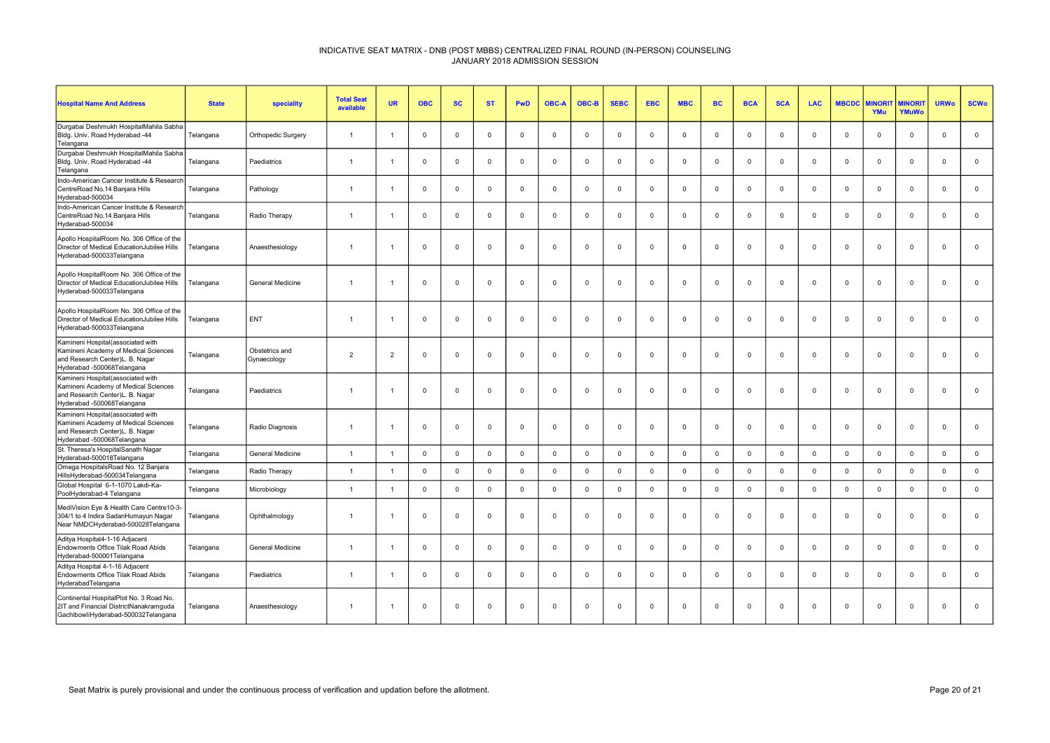# INDICATIVE SEAT MATRIX - DNB (POST MBBS) CENTRALIZED FINAL ROUND (IN-PERSON) COUNSELING JANUARY 2018 ADMISSION SESSION

| Hospital Name And Address | State | speciality | Total Seat available | UR | OBC | SC | ST | PwD | OBC-A | OBC-B | SEBC | EBC | MBC | BC | BCA | SCA | LAC | MBCDC | MINORITYMu | MINORITYMuWo | URWo | SCWo |
|---|---|---|---|---|---|---|---|---|---|---|---|---|---|---|---|---|---|---|---|---|---|---|
| Durgabai Deshmukh HospitalMahila Sabha Bldg. Univ. Road Hyderabad -44 Telangana | Telangana | Orthopedic Surgery | 1 | 1 | 0 | 0 | 0 | 0 | 0 | 0 | 0 | 0 | 0 | 0 | 0 | 0 | 0 | 0 | 0 | 0 | 0 | 0 |
| Durgabai Deshmukh HospitalMahila Sabha Bldg. Univ. Road Hyderabad -44 Telangana | Telangana | Paediatrics | 1 | 1 | 0 | 0 | 0 | 0 | 0 | 0 | 0 | 0 | 0 | 0 | 0 | 0 | 0 | 0 | 0 | 0 | 0 | 0 |
| Indo-American Cancer Institute & Research CentreRoad No.14 Banjara Hills Hyderabad-500034 | Telangana | Pathology | 1 | 1 | 0 | 0 | 0 | 0 | 0 | 0 | 0 | 0 | 0 | 0 | 0 | 0 | 0 | 0 | 0 | 0 | 0 | 0 |
| Indo-American Cancer Institute & Research CentreRoad No.14 Banjara Hills Hyderabad-500034 | Telangana | Radio Therapy | 1 | 1 | 0 | 0 | 0 | 0 | 0 | 0 | 0 | 0 | 0 | 0 | 0 | 0 | 0 | 0 | 0 | 0 | 0 | 0 |
| Apollo HospitalRoom No. 306 Office of the Director of Medical EducationJubilee Hills Hyderabad-500033Telangana | Telangana | Anaesthesiology | 1 | 1 | 0 | 0 | 0 | 0 | 0 | 0 | 0 | 0 | 0 | 0 | 0 | 0 | 0 | 0 | 0 | 0 | 0 | 0 |
| Apollo HospitalRoom No. 306 Office of the Director of Medical EducationJubilee Hills Hyderabad-500033Telangana | Telangana | General Medicine | 1 | 1 | 0 | 0 | 0 | 0 | 0 | 0 | 0 | 0 | 0 | 0 | 0 | 0 | 0 | 0 | 0 | 0 | 0 | 0 |
| Apollo HospitalRoom No. 306 Office of the Director of Medical EducationJubilee Hills Hyderabad-500033Telangana | Telangana | ENT | 1 | 1 | 0 | 0 | 0 | 0 | 0 | 0 | 0 | 0 | 0 | 0 | 0 | 0 | 0 | 0 | 0 | 0 | 0 | 0 |
| Kamineni Hospital(associated with Kamineni Academy of Medical Sciences and Research Center)L. B. Nagar Hyderabad -500068Telangana | Telangana | Obstetrics and Gynaecology | 2 | 2 | 0 | 0 | 0 | 0 | 0 | 0 | 0 | 0 | 0 | 0 | 0 | 0 | 0 | 0 | 0 | 0 | 0 | 0 |
| Kamineni Hospital(associated with Kamineni Academy of Medical Sciences and Research Center)L. B. Nagar Hyderabad -500068Telangana | Telangana | Paediatrics | 1 | 1 | 0 | 0 | 0 | 0 | 0 | 0 | 0 | 0 | 0 | 0 | 0 | 0 | 0 | 0 | 0 | 0 | 0 | 0 |
| Kamineni Hospital(associated with Kamineni Academy of Medical Sciences and Research Center)L. B. Nagar Hyderabad -500068Telangana | Telangana | Radio Diagnosis | 1 | 1 | 0 | 0 | 0 | 0 | 0 | 0 | 0 | 0 | 0 | 0 | 0 | 0 | 0 | 0 | 0 | 0 | 0 | 0 |
| St. Theresa's HospitalSanath Nagar Hyderabad-500018Telangana | Telangana | General Medicine | 1 | 1 | 0 | 0 | 0 | 0 | 0 | 0 | 0 | 0 | 0 | 0 | 0 | 0 | 0 | 0 | 0 | 0 | 0 | 0 |
| Omega HospitalsRoad No. 12 Banjara HillsHyderabad-500034Telangana | Telangana | Radio Therapy | 1 | 1 | 0 | 0 | 0 | 0 | 0 | 0 | 0 | 0 | 0 | 0 | 0 | 0 | 0 | 0 | 0 | 0 | 0 | 0 |
| Global Hospital 6-1-1070 Lakdi-Ka-PoolHyderabad-4 Telangana | Telangana | Microbiology | 1 | 1 | 0 | 0 | 0 | 0 | 0 | 0 | 0 | 0 | 0 | 0 | 0 | 0 | 0 | 0 | 0 | 0 | 0 | 0 |
| MediVision Eye & Health Care Centre10-3-304/1 to 4 Indira SadanHumayun Nagar Near NMDCHyderabad-500028Telangana | Telangana | Ophthalmology | 1 | 1 | 0 | 0 | 0 | 0 | 0 | 0 | 0 | 0 | 0 | 0 | 0 | 0 | 0 | 0 | 0 | 0 | 0 | 0 |
| Aditya Hospital4-1-16 Adjacent Endowments Office Tilak Road Abids Hyderabad-500001Telangana | Telangana | General Medicine | 1 | 1 | 0 | 0 | 0 | 0 | 0 | 0 | 0 | 0 | 0 | 0 | 0 | 0 | 0 | 0 | 0 | 0 | 0 | 0 |
| Aditya Hospital 4-1-16 Adjacent Endowments Office Tilak Road Abids HyderabadTelangana | Telangana | Paediatrics | 1 | 1 | 0 | 0 | 0 | 0 | 0 | 0 | 0 | 0 | 0 | 0 | 0 | 0 | 0 | 0 | 0 | 0 | 0 | 0 |
| Continental HospitalPlot No. 3 Road No. 2IT and Financial DistrictNanakramguda GachibowliHyderabad-500032Telangana | Telangana | Anaesthesiology | 1 | 1 | 0 | 0 | 0 | 0 | 0 | 0 | 0 | 0 | 0 | 0 | 0 | 0 | 0 | 0 | 0 | 0 | 0 | 0 |

Seat Matrix is purely provisional and under the continuous process of verification and updation before the allotment.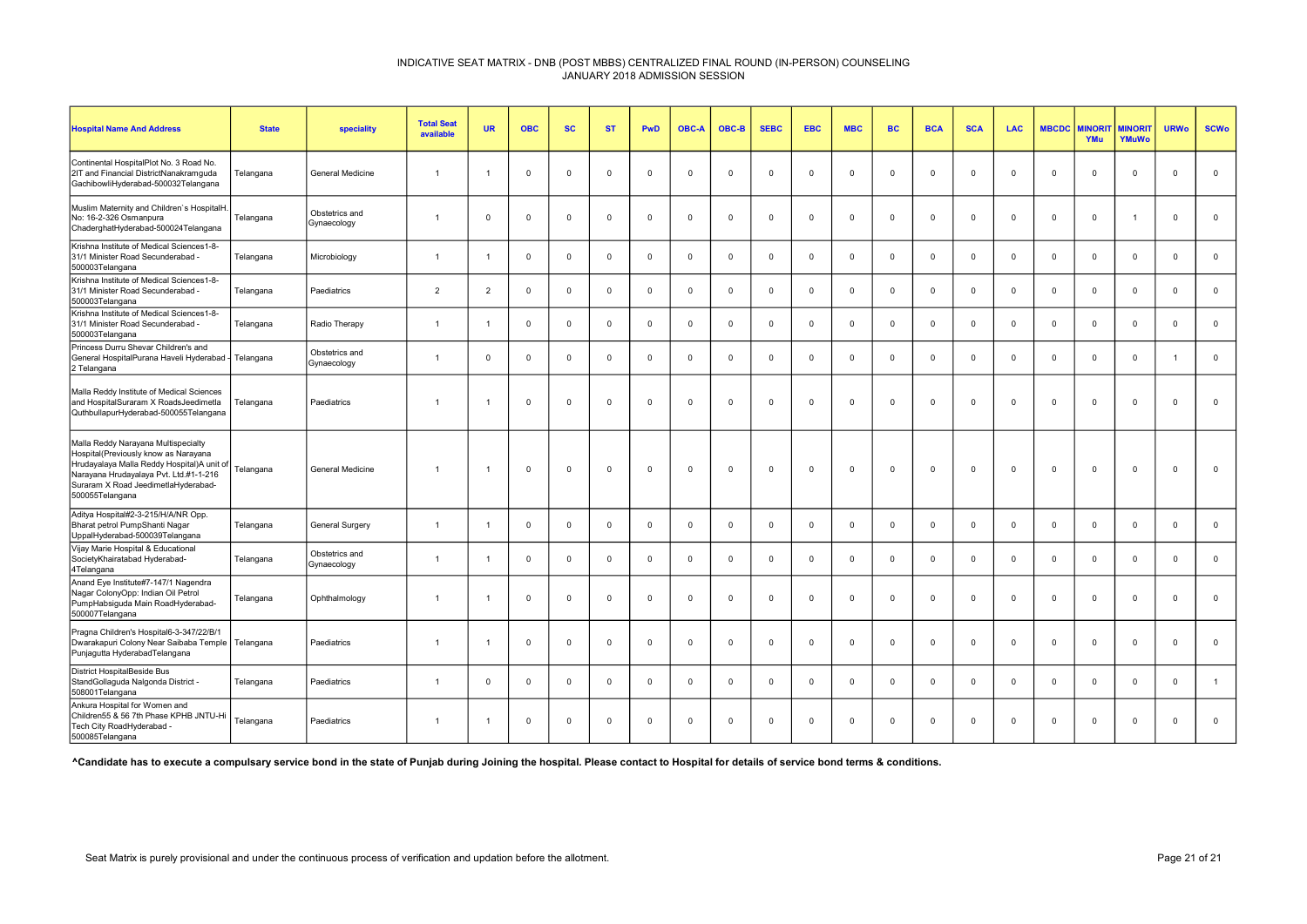INDICATIVE SEAT MATRIX - DNB (POST MBBS) CENTRALIZED FINAL ROUND (IN-PERSON) COUNSELING
JANUARY 2018 ADMISSION SESSION

| Hospital Name And Address | State | speciality | Total Seat available | UR | OBC | SC | ST | PwD | OBC-A | OBC-B | SEBC | EBC | MBC | BC | BCA | SCA | LAC | MBCDC | MINORITYMu | MINORITYMuWo | URWo | SCWo |
|---|---|---|---|---|---|---|---|---|---|---|---|---|---|---|---|---|---|---|---|---|---|---|
| Continental HospitalPlot No. 3 Road No. 2IT and Financial DistrictNanakramguda GachibowliHyderabad-500032Telangana | Telangana | General Medicine | 1 | 1 | 0 | 0 | 0 | 0 | 0 | 0 | 0 | 0 | 0 | 0 | 0 | 0 | 0 | 0 | 0 | 0 | 0 | 0 |
| Muslim Maternity and Children`s HospitalH. No: 16-2-326 Osmanpura ChaderghatHyderabad-500024Telangana | Telangana | Obstetrics and Gynaecology | 1 | 0 | 0 | 0 | 0 | 0 | 0 | 0 | 0 | 0 | 0 | 0 | 0 | 0 | 0 | 0 | 0 | 1 | 0 | 0 |
| Krishna Institute of Medical Sciences1-8-31/1 Minister Road Secunderabad - 500003Telangana | Telangana | Microbiology | 1 | 1 | 0 | 0 | 0 | 0 | 0 | 0 | 0 | 0 | 0 | 0 | 0 | 0 | 0 | 0 | 0 | 0 | 0 | 0 |
| Krishna Institute of Medical Sciences1-8-31/1 Minister Road Secunderabad - 500003Telangana | Telangana | Paediatrics | 2 | 2 | 0 | 0 | 0 | 0 | 0 | 0 | 0 | 0 | 0 | 0 | 0 | 0 | 0 | 0 | 0 | 0 | 0 | 0 |
| Krishna Institute of Medical Sciences1-8-31/1 Minister Road Secunderabad - 500003Telangana | Telangana | Radio Therapy | 1 | 1 | 0 | 0 | 0 | 0 | 0 | 0 | 0 | 0 | 0 | 0 | 0 | 0 | 0 | 0 | 0 | 0 | 0 | 0 |
| Princess Durru Shevar Children's and General HospitalPurana Haveli Hyderabad - 2 Telangana | Telangana | Obstetrics and Gynaecology | 1 | 0 | 0 | 0 | 0 | 0 | 0 | 0 | 0 | 0 | 0 | 0 | 0 | 0 | 0 | 0 | 0 | 0 | 1 | 0 |
| Malla Reddy Institute of Medical Sciences and HospitalSuraram X RoadsJeedimetla QuthbullapurHyderabad-500055Telangana | Telangana | Paediatrics | 1 | 1 | 0 | 0 | 0 | 0 | 0 | 0 | 0 | 0 | 0 | 0 | 0 | 0 | 0 | 0 | 0 | 0 | 0 | 0 |
| Malla Reddy Narayana Multispecialty Hospital(Previously know as Narayana Hrudayalaya Malla Reddy Hospital)A unit of Narayana Hrudayalaya Pvt. Ltd.#1-1-216 Suraram X Road JeedimetlaHyderabad-500055Telangana | Telangana | General Medicine | 1 | 1 | 0 | 0 | 0 | 0 | 0 | 0 | 0 | 0 | 0 | 0 | 0 | 0 | 0 | 0 | 0 | 0 | 0 | 0 |
| Aditya Hospital#2-3-215/H/A/NR Opp. Bharat petrol PumpShanti Nagar UppalHyderabad-500039Telangana | Telangana | General Surgery | 1 | 1 | 0 | 0 | 0 | 0 | 0 | 0 | 0 | 0 | 0 | 0 | 0 | 0 | 0 | 0 | 0 | 0 | 0 | 0 |
| Vijay Marie Hospital & Educational SocietyKhairatabad Hyderabad-4Telangana | Telangana | Obstetrics and Gynaecology | 1 | 1 | 0 | 0 | 0 | 0 | 0 | 0 | 0 | 0 | 0 | 0 | 0 | 0 | 0 | 0 | 0 | 0 | 0 | 0 |
| Anand Eye Institute#7-147/1 Nagendra Nagar ColonyOpp: Indian Oil Petrol PumpHabsiguda Main RoadHyderabad-500007Telangana | Telangana | Ophthalmology | 1 | 1 | 0 | 0 | 0 | 0 | 0 | 0 | 0 | 0 | 0 | 0 | 0 | 0 | 0 | 0 | 0 | 0 | 0 | 0 |
| Pragna Children's Hospital6-3-347/22/B/1 Dwarakapuri Colony Near Saibaba Temple Punjagutta HyderabadTelangana | Telangana | Paediatrics | 1 | 1 | 0 | 0 | 0 | 0 | 0 | 0 | 0 | 0 | 0 | 0 | 0 | 0 | 0 | 0 | 0 | 0 | 0 | 0 |
| District HospitalBeside Bus StandGollaguda Nalgonda District - 508001Telangana | Telangana | Paediatrics | 1 | 0 | 0 | 0 | 0 | 0 | 0 | 0 | 0 | 0 | 0 | 0 | 0 | 0 | 0 | 0 | 0 | 0 | 0 | 1 |
| Ankura Hospital for Women and Children55 & 56 7th Phase KPHB JNTU-Hi Tech City RoadHyderabad - 500085Telangana | Telangana | Paediatrics | 1 | 1 | 0 | 0 | 0 | 0 | 0 | 0 | 0 | 0 | 0 | 0 | 0 | 0 | 0 | 0 | 0 | 0 | 0 | 0 |

**^Candidate has to execute a compulsary service bond in the state of Punjab during Joining the hospital. Please contact to Hospital for details of service bond terms & conditions.**

Seat Matrix is purely provisional and under the continuous process of verification and updation before the allotment.